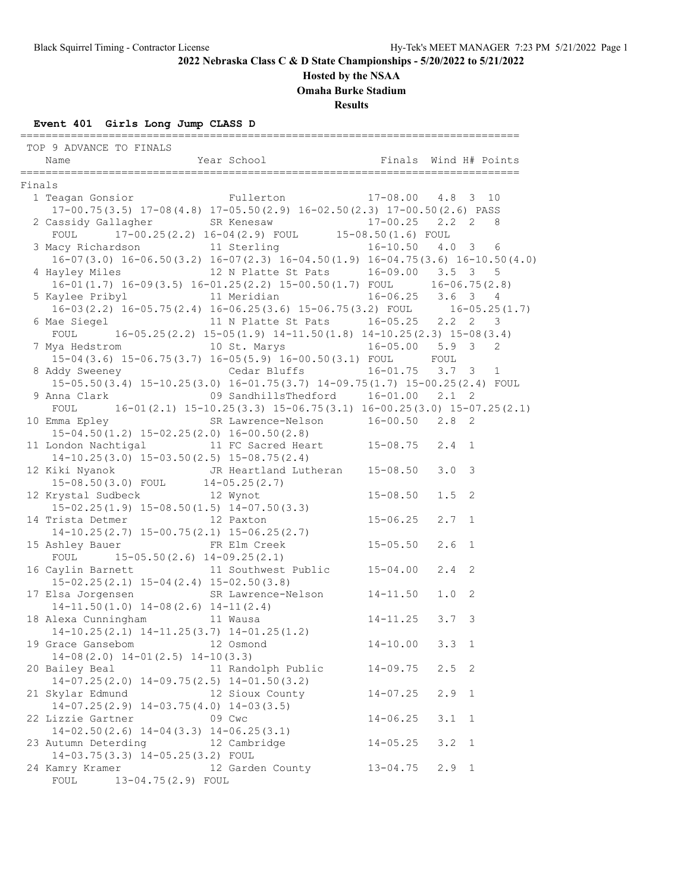**2022 Nebraska Class C & D State Championships - 5/20/2022 to 5/21/2022**

**Hosted by the NSAA**

**Omaha Burke Stadium**

**Results**

### Event 401 Girls Long Jump CLASS D

TOP 9 ADVANCE TO FINALS

| Place | Name | Year | School | Finals | Wind | H# | Points |
|---|---|---|---|---|---|---|---|
| **Finals** | | | | | | | |
| 1 | Teagan Gonsior | | Fullerton | 17-08.00 | 4.8 | 3 | 10 |
| | 17-00.75(3.5) 17-08(4.8) 17-05.50(2.9) 16-02.50(2.3) 17-00.50(2.6) PASS | | | | | | |
| 2 | Cassidy Gallagher | SR | Kenesaw | 17-00.25 | 2.2 | 2 | 8 |
| | FOUL 17-00.25(2.2) 16-04(2.9) FOUL 15-08.50(1.6) FOUL | | | | | | |
| 3 | Macy Richardson | 11 | Sterling | 16-10.50 | 4.0 | 3 | 6 |
| | 16-07(3.0) 16-06.50(3.2) 16-07(2.3) 16-04.50(1.9) 16-04.75(3.6) 16-10.50(4.0) | | | | | | |
| 4 | Hayley Miles | 12 | N Platte St Pats | 16-09.00 | 3.5 | 3 | 5 |
| | 16-01(1.7) 16-09(3.5) 16-01.25(2.2) 15-00.50(1.7) FOUL 16-06.75(2.8) | | | | | | |
| 5 | Kaylee Pribyl | 11 | Meridian | 16-06.25 | 3.6 | 3 | 4 |
| | 16-03(2.2) 16-05.75(2.4) 16-06.25(3.6) 15-06.75(3.2) FOUL 16-05.25(1.7) | | | | | | |
| 6 | Mae Siegel | 11 | N Platte St Pats | 16-05.25 | 2.2 | 2 | 3 |
| | FOUL 16-05.25(2.2) 15-05(1.9) 14-11.50(1.8) 14-10.25(2.3) 15-08(3.4) | | | | | | |
| 7 | Mya Hedstrom | 10 | St. Marys | 16-05.00 | 5.9 | 3 | 2 |
| | 15-04(3.6) 15-06.75(3.7) 16-05(5.9) 16-00.50(3.1) FOUL FOUL | | | | | | |
| 8 | Addy Sweeney | | Cedar Bluffs | 16-01.75 | 3.7 | 3 | 1 |
| | 15-05.50(3.4) 15-10.25(3.0) 16-01.75(3.7) 14-09.75(1.7) 15-00.25(2.4) FOUL | | | | | | |
| 9 | Anna Clark | 09 | SandhillsThedford | 16-01.00 | 2.1 | 2 | |
| | FOUL 16-01(2.1) 15-10.25(3.3) 15-06.75(3.1) 16-00.25(3.0) 15-07.25(2.1) | | | | | | |
| 10 | Emma Epley | SR | Lawrence-Nelson | 16-00.50 | 2.8 | 2 | |
| | 15-04.50(1.2) 15-02.25(2.0) 16-00.50(2.8) | | | | | | |
| 11 | London Nachtigal | 11 | FC Sacred Heart | 15-08.75 | 2.4 | 1 | |
| | 14-10.25(3.0) 15-03.50(2.5) 15-08.75(2.4) | | | | | | |
| 12 | Kiki Nyanok | JR | Heartland Lutheran | 15-08.50 | 3.0 | 3 | |
| | 15-08.50(3.0) FOUL 14-05.25(2.7) | | | | | | |
| 12 | Krystal Sudbeck | 12 | Wynot | 15-08.50 | 1.5 | 2 | |
| | 15-02.25(1.9) 15-08.50(1.5) 14-07.50(3.3) | | | | | | |
| 14 | Trista Detmer | 12 | Paxton | 15-06.25 | 2.7 | 1 | |
| | 14-10.25(2.7) 15-00.75(2.1) 15-06.25(2.7) | | | | | | |
| 15 | Ashley Bauer | FR | Elm Creek | 15-05.50 | 2.6 | 1 | |
| | FOUL 15-05.50(2.6) 14-09.25(2.1) | | | | | | |
| 16 | Caylin Barnett | 11 | Southwest Public | 15-04.00 | 2.4 | 2 | |
| | 15-02.25(2.1) 15-04(2.4) 15-02.50(3.8) | | | | | | |
| 17 | Elsa Jorgensen | SR | Lawrence-Nelson | 14-11.50 | 1.0 | 2 | |
| | 14-11.50(1.0) 14-08(2.6) 14-11(2.4) | | | | | | |
| 18 | Alexa Cunningham | 11 | Wausa | 14-11.25 | 3.7 | 3 | |
| | 14-10.25(2.1) 14-11.25(3.7) 14-01.25(1.2) | | | | | | |
| 19 | Grace Gansebom | 12 | Osmond | 14-10.00 | 3.3 | 1 | |
| | 14-08(2.0) 14-01(2.5) 14-10(3.3) | | | | | | |
| 20 | Bailey Beal | 11 | Randolph Public | 14-09.75 | 2.5 | 2 | |
| | 14-07.25(2.0) 14-09.75(2.5) 14-01.50(3.2) | | | | | | |
| 21 | Skylar Edmund | 12 | Sioux County | 14-07.25 | 2.9 | 1 | |
| | 14-07.25(2.9) 14-03.75(4.0) 14-03(3.5) | | | | | | |
| 22 | Lizzie Gartner | 09 | Cwc | 14-06.25 | 3.1 | 1 | |
| | 14-02.50(2.6) 14-04(3.3) 14-06.25(3.1) | | | | | | |
| 23 | Autumn Deterding | 12 | Cambridge | 14-05.25 | 3.2 | 1 | |
| | 14-03.75(3.3) 14-05.25(3.2) FOUL | | | | | | |
| 24 | Kamry Kramer | 12 | Garden County | 13-04.75 | 2.9 | 1 | |
| | FOUL 13-04.75(2.9) FOUL | | | | | | |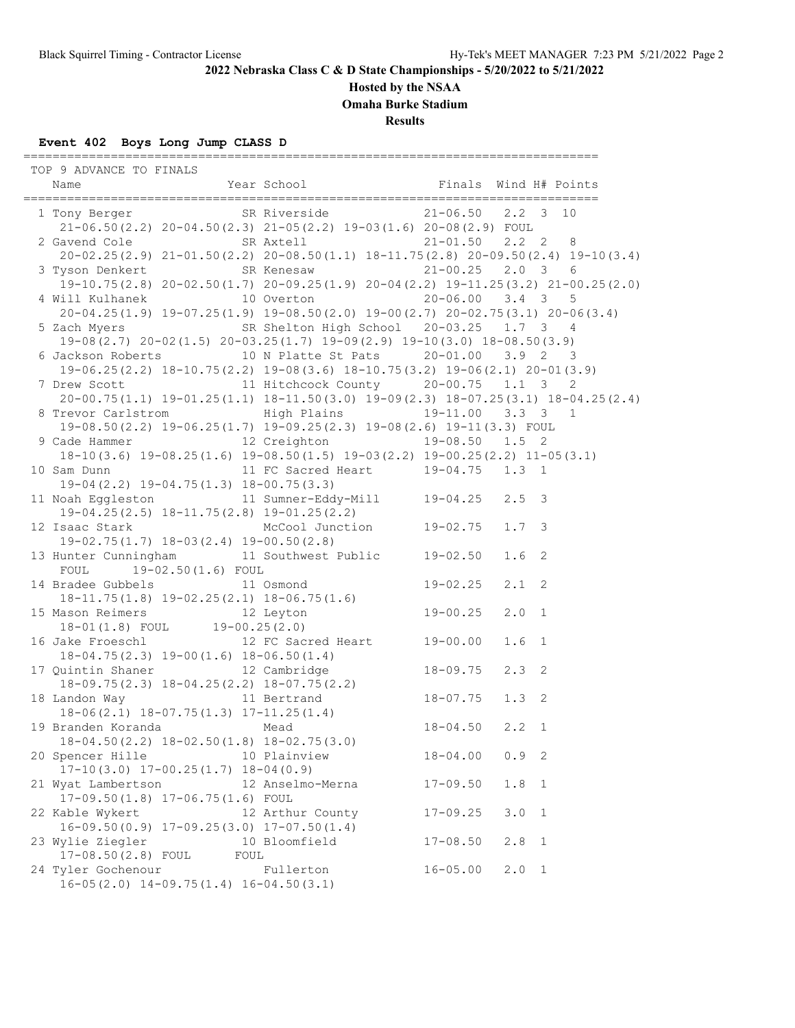**2022 Nebraska Class C & D State Championships - 5/20/2022 to 5/21/2022**

**Hosted by the NSAA**

**Omaha Burke Stadium**

**Results**

### Event 402 Boys Long Jump CLASS D

TOP 9 ADVANCE TO FINALS

| | Name | Year | School | Finals | Wind | H# | Points |
|---|---|---|---|---|---|---|---|
| 1 | Tony Berger | SR | Riverside | 21-06.50 | 2.2 | 3 | 10 |
| | 21-06.50(2.2) 20-04.50(2.3) 21-05(2.2) 19-03(1.6) 20-08(2.9) FOUL | | | | | | |
| 2 | Gavend Cole | SR | Axtell | 21-01.50 | 2.2 | 2 | 8 |
| | 20-02.25(2.9) 21-01.50(2.2) 20-08.50(1.1) 18-11.75(2.8) 20-09.50(2.4) 19-10(3.4) | | | | | | |
| 3 | Tyson Denkert | SR | Kenesaw | 21-00.25 | 2.0 | 3 | 6 |
| | 19-10.75(2.8) 20-02.50(1.7) 20-09.25(1.9) 20-04(2.2) 19-11.25(3.2) 21-00.25(2.0) | | | | | | |
| 4 | Will Kulhanek | 10 | Overton | 20-06.00 | 3.4 | 3 | 5 |
| | 20-04.25(1.9) 19-07.25(1.9) 19-08.50(2.0) 19-00(2.7) 20-02.75(3.1) 20-06(3.4) | | | | | | |
| 5 | Zach Myers | SR | Shelton High School | 20-03.25 | 1.7 | 3 | 4 |
| | 19-08(2.7) 20-02(1.5) 20-03.25(1.7) 19-09(2.9) 19-10(3.0) 18-08.50(3.9) | | | | | | |
| 6 | Jackson Roberts | 10 | N Platte St Pats | 20-01.00 | 3.9 | 2 | 3 |
| | 19-06.25(2.2) 18-10.75(2.2) 19-08(3.6) 18-10.75(3.2) 19-06(2.1) 20-01(3.9) | | | | | | |
| 7 | Drew Scott | 11 | Hitchcock County | 20-00.75 | 1.1 | 3 | 2 |
| | 20-00.75(1.1) 19-01.25(1.1) 18-11.50(3.0) 19-09(2.3) 18-07.25(3.1) 18-04.25(2.4) | | | | | | |
| 8 | Trevor Carlstrom | | High Plains | 19-11.00 | 3.3 | 3 | 1 |
| | 19-08.50(2.2) 19-06.25(1.7) 19-09.25(2.3) 19-08(2.6) 19-11(3.3) FOUL | | | | | | |
| 9 | Cade Hammer | 12 | Creighton | 19-08.50 | 1.5 | 2 | |
| | 18-10(3.6) 19-08.25(1.6) 19-08.50(1.5) 19-03(2.2) 19-00.25(2.2) 11-05(3.1) | | | | | | |
| 10 | Sam Dunn | 11 | FC Sacred Heart | 19-04.75 | 1.3 | 1 | |
| | 19-04(2.2) 19-04.75(1.3) 18-00.75(3.3) | | | | | | |
| 11 | Noah Eggleston | 11 | Sumner-Eddy-Mill | 19-04.25 | 2.5 | 3 | |
| | 19-04.25(2.5) 18-11.75(2.8) 19-01.25(2.2) | | | | | | |
| 12 | Isaac Stark | | McCool Junction | 19-02.75 | 1.7 | 3 | |
| | 19-02.75(1.7) 18-03(2.4) 19-00.50(2.8) | | | | | | |
| 13 | Hunter Cunningham | 11 | Southwest Public | 19-02.50 | 1.6 | 2 | |
| | FOUL 19-02.50(1.6) FOUL | | | | | | |
| 14 | Bradee Gubbels | 11 | Osmond | 19-02.25 | 2.1 | 2 | |
| | 18-11.75(1.8) 19-02.25(2.1) 18-06.75(1.6) | | | | | | |
| 15 | Mason Reimers | 12 | Leyton | 19-00.25 | 2.0 | 1 | |
| | 18-01(1.8) FOUL 19-00.25(2.0) | | | | | | |
| 16 | Jake Froeschl | 12 | FC Sacred Heart | 19-00.00 | 1.6 | 1 | |
| | 18-04.75(2.3) 19-00(1.6) 18-06.50(1.4) | | | | | | |
| 17 | Quintin Shaner | 12 | Cambridge | 18-09.75 | 2.3 | 2 | |
| | 18-09.75(2.3) 18-04.25(2.2) 18-07.75(2.2) | | | | | | |
| 18 | Landon Way | 11 | Bertrand | 18-07.75 | 1.3 | 2 | |
| | 18-06(2.1) 18-07.75(1.3) 17-11.25(1.4) | | | | | | |
| 19 | Branden Koranda | | Mead | 18-04.50 | 2.2 | 1 | |
| | 18-04.50(2.2) 18-02.50(1.8) 18-02.75(3.0) | | | | | | |
| 20 | Spencer Hille | 10 | Plainview | 18-04.00 | 0.9 | 2 | |
| | 17-10(3.0) 17-00.25(1.7) 18-04(0.9) | | | | | | |
| 21 | Wyat Lambertson | 12 | Anselmo-Merna | 17-09.50 | 1.8 | 1 | |
| | 17-09.50(1.8) 17-06.75(1.6) FOUL | | | | | | |
| 22 | Kable Wykert | 12 | Arthur County | 17-09.25 | 3.0 | 1 | |
| | 16-09.50(0.9) 17-09.25(3.0) 17-07.50(1.4) | | | | | | |
| 23 | Wylie Ziegler | 10 | Bloomfield | 17-08.50 | 2.8 | 1 | |
| | 17-08.50(2.8) FOUL FOUL | | | | | | |
| 24 | Tyler Gochenour | | Fullerton | 16-05.00 | 2.0 | 1 | |
| | 16-05(2.0) 14-09.75(1.4) 16-04.50(3.1) | | | | | | |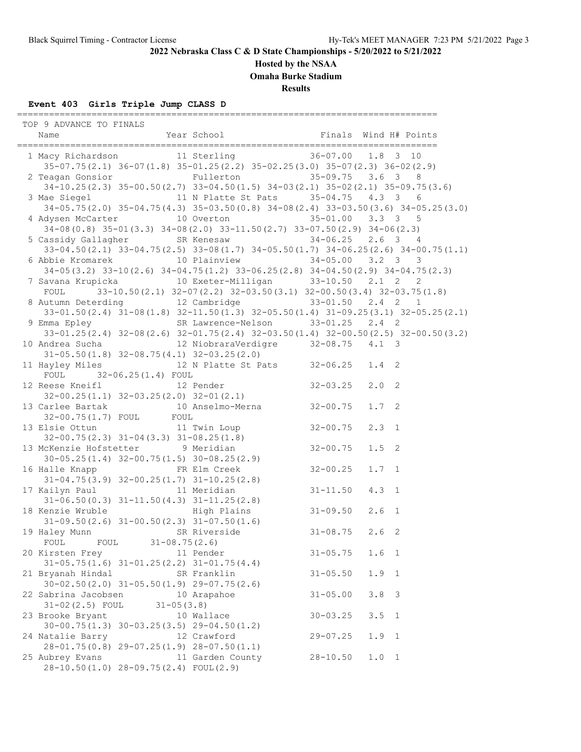## 2022 Nebraska Class C & D State Championships - 5/20/2022 to 5/21/2022

**Hosted by the NSAA**

**Omaha Burke Stadium**

**Results**

### Event 403 Girls Triple Jump CLASS D

```
===============================================================================
  TOP 9 ADVANCE TO FINALS
    Name                    Year School                 Finals  Wind H# Points
===============================================================================
  1 Macy Richardson           11 Sterling               36-07.00   1.8  3  10
     35-07.75(2.1) 36-07(1.8) 35-01.25(2.2) 35-02.25(3.0) 35-07(2.3) 36-02(2.9)
  2 Teagan Gonsior               Fullerton              35-09.75   3.6  3   8
     34-10.25(2.3) 35-00.50(2.7) 33-04.50(1.5) 34-03(2.1) 35-02(2.1) 35-09.75(3.6)
  3 Mae Siegel                11 N Platte St Pats       35-04.75   4.3  3   6
     34-05.75(2.0) 35-04.75(4.3) 35-03.50(0.8) 34-08(2.4) 33-03.50(3.6) 34-05.25(3.0)
  4 Adysen McCarter           10 Overton                35-01.00   3.3  3   5
     34-08(0.8) 35-01(3.3) 34-08(2.0) 33-11.50(2.7) 33-07.50(2.9) 34-06(2.3)
  5 Cassidy Gallagher         SR Kenesaw                34-06.25   2.6  3   4
     33-04.50(2.1) 33-04.75(2.5) 33-08(1.7) 34-05.50(1.7) 34-06.25(2.6) 34-00.75(1.1)
  6 Abbie Kromarek            10 Plainview              34-05.00   3.2  3   3
     34-05(3.2) 33-10(2.6) 34-04.75(1.2) 33-06.25(2.8) 34-04.50(2.9) 34-04.75(2.3)
  7 Savana Krupicka           10 Exeter-Milligan        33-10.50   2.1  2   2
     FOUL       33-10.50(2.1) 32-07(2.2) 32-03.50(3.1) 32-00.50(3.4) 32-03.75(1.8)
  8 Autumn Deterding          12 Cambridge              33-01.50   2.4  2   1
     33-01.50(2.4) 31-08(1.8) 32-11.50(1.3) 32-05.50(1.4) 31-09.25(3.1) 32-05.25(2.1)
  9 Emma Epley                SR Lawrence-Nelson        33-01.25   2.4  2
     33-01.25(2.4) 32-08(2.6) 32-01.75(2.4) 32-03.50(1.4) 32-00.50(2.5) 32-00.50(3.2)
 10 Andrea Sucha              12 NiobraraVerdigre       32-08.75   4.1  3
     31-05.50(1.8) 32-08.75(4.1) 32-03.25(2.0)
 11 Hayley Miles              12 N Platte St Pats       32-06.25   1.4  2
     FOUL       32-06.25(1.4) FOUL
 12 Reese Kneifl              12 Pender                 32-03.25   2.0  2
     32-00.25(1.1) 32-03.25(2.0) 32-01(2.1)
 13 Carlee Bartak             10 Anselmo-Merna          32-00.75   1.7  2
     32-00.75(1.7) FOUL       FOUL
 13 Elsie Ottun               11 Twin Loup              32-00.75   2.3  1
     32-00.75(2.3) 31-04(3.3) 31-08.25(1.8)
 13 McKenzie Hofstetter        9 Meridian               32-00.75   1.5  2
     30-05.25(1.4) 32-00.75(1.5) 30-08.25(2.9)
 16 Halle Knapp               FR Elm Creek              32-00.25   1.7  1
     31-04.75(3.9) 32-00.25(1.7) 31-10.25(2.8)
 17 Kailyn Paul               11 Meridian               31-11.50   4.3  1
     31-06.50(0.3) 31-11.50(4.3) 31-11.25(2.8)
 18 Kenzie Wruble                High Plains            31-09.50   2.6  1
     31-09.50(2.6) 31-00.50(2.3) 31-07.50(1.6)
 19 Haley Munn                SR Riverside              31-08.75   2.6  2
     FOUL       FOUL       31-08.75(2.6)
 20 Kirsten Frey              11 Pender                 31-05.75   1.6  1
     31-05.75(1.6) 31-01.25(2.2) 31-01.75(4.4)
 21 Bryanah Hindal            SR Franklin               31-05.50   1.9  1
     30-02.50(2.0) 31-05.50(1.9) 29-07.75(2.6)
 22 Sabrina Jacobsen          10 Arapahoe               31-05.00   3.8  3
     31-02(2.5) FOUL       31-05(3.8)
 23 Brooke Bryant             10 Wallace                30-03.25   3.5  1
     30-00.75(1.3) 30-03.25(3.5) 29-04.50(1.2)
 24 Natalie Barry             12 Crawford               29-07.25   1.9  1
     28-01.75(0.8) 29-07.25(1.9) 28-07.50(1.1)
 25 Aubrey Evans              11 Garden County          28-10.50   1.0  1
     28-10.50(1.0) 28-09.75(2.4) FOUL(2.9)
```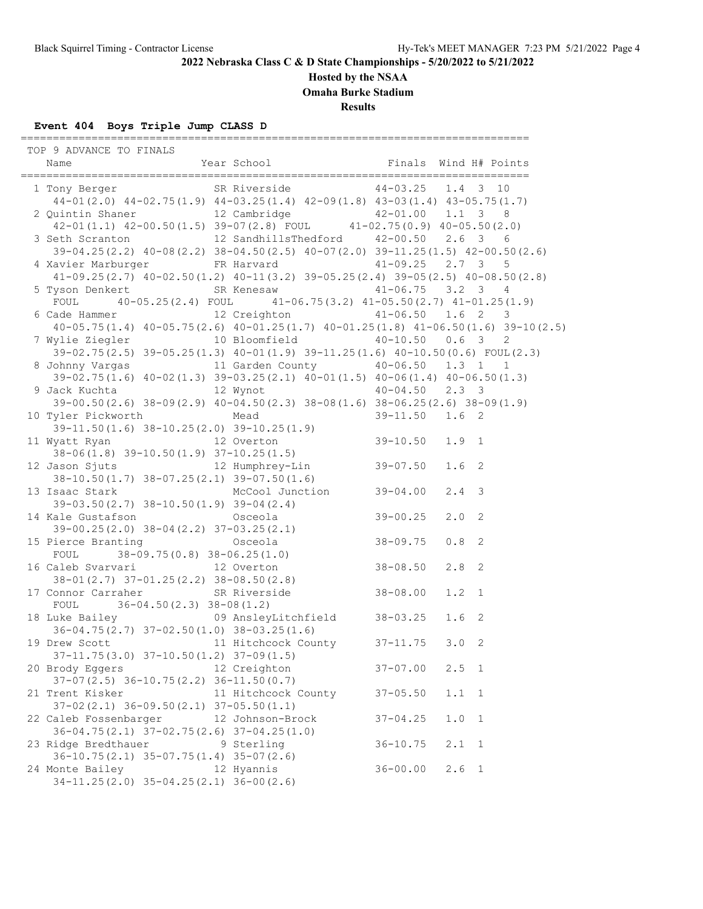**2022 Nebraska Class C & D State Championships - 5/20/2022 to 5/21/2022**

**Hosted by the NSAA**

**Omaha Burke Stadium**

**Results**

### Event 404 Boys Triple Jump CLASS D

```
================================================================================
 TOP 9 ADVANCE TO FINALS
    Name                    Year School                 Finals  Wind H# Points
================================================================================
  1 Tony Berger             SR Riverside              44-03.25   1.4  3  10
     44-01(2.0) 44-02.75(1.9) 44-03.25(1.4) 42-09(1.8) 43-03(1.4) 43-05.75(1.7)
  2 Quintin Shaner          12 Cambridge              42-01.00   1.1  3   8
     42-01(1.1) 42-00.50(1.5) 39-07(2.8) FOUL      41-02.75(0.9) 40-05.50(2.0)
  3 Seth Scranton           12 SandhillsThedford      42-00.50   2.6  3   6
     39-04.25(2.2) 40-08(2.2) 38-04.50(2.5) 40-07(2.0) 39-11.25(1.5) 42-00.50(2.6)
  4 Xavier Marburger        FR Harvard                41-09.25   2.7  3   5
     41-09.25(2.7) 40-02.50(1.2) 40-11(3.2) 39-05.25(2.4) 39-05(2.5) 40-08.50(2.8)
  5 Tyson Denkert           SR Kenesaw                41-06.75   3.2  3   4
     FOUL      40-05.25(2.4) FOUL      41-06.75(3.2) 41-05.50(2.7) 41-01.25(1.9)
  6 Cade Hammer             12 Creighton              41-06.50   1.6  2   3
     40-05.75(1.4) 40-05.75(2.6) 40-01.25(1.7) 40-01.25(1.8) 41-06.50(1.6) 39-10(2.5)
  7 Wylie Ziegler           10 Bloomfield             40-10.50   0.6  3   2
     39-02.75(2.5) 39-05.25(1.3) 40-01(1.9) 39-11.25(1.6) 40-10.50(0.6) FOUL(2.3)
  8 Johnny Vargas           11 Garden County          40-06.50   1.3  1   1
     39-02.75(1.6) 40-02(1.3) 39-03.25(2.1) 40-01(1.5) 40-06(1.4) 40-06.50(1.3)
  9 Jack Kuchta             12 Wynot                  40-04.50   2.3  3
     39-00.50(2.6) 38-09(2.9) 40-04.50(2.3) 38-08(1.6) 38-06.25(2.6) 38-09(1.9)
 10 Tyler Pickworth            Mead                   39-11.50   1.6  2
     39-11.50(1.6) 38-10.25(2.0) 39-10.25(1.9)
 11 Wyatt Ryan              12 Overton                39-10.50   1.9  1
     38-06(1.8) 39-10.50(1.9) 37-10.25(1.5)
 12 Jason Sjuts             12 Humphrey-Lin           39-07.50   1.6  2
     38-10.50(1.7) 38-07.25(2.1) 39-07.50(1.6)
 13 Isaac Stark                McCool Junction        39-04.00   2.4  3
     39-03.50(2.7) 38-10.50(1.9) 39-04(2.4)
 14 Kale Gustafson             Osceola                39-00.25   2.0  2
     39-00.25(2.0) 38-04(2.2) 37-03.25(2.1)
 15 Pierce Branting            Osceola                38-09.75   0.8  2
     FOUL      38-09.75(0.8) 38-06.25(1.0)
 16 Caleb Svarvari          12 Overton                38-08.50   2.8  2
     38-01(2.7) 37-01.25(2.2) 38-08.50(2.8)
 17 Connor Carraher         SR Riverside              38-08.00   1.2  1
     FOUL      36-04.50(2.3) 38-08(1.2)
 18 Luke Bailey             09 AnsleyLitchfield       38-03.25   1.6  2
     36-04.75(2.7) 37-02.50(1.0) 38-03.25(1.6)
 19 Drew Scott              11 Hitchcock County       37-11.75   3.0  2
     37-11.75(3.0) 37-10.50(1.2) 37-09(1.5)
 20 Brody Eggers            12 Creighton              37-07.00   2.5  1
     37-07(2.5) 36-10.75(2.2) 36-11.50(0.7)
 21 Trent Kisker            11 Hitchcock County       37-05.50   1.1  1
     37-02(2.1) 36-09.50(2.1) 37-05.50(1.1)
 22 Caleb Fossenbarger      12 Johnson-Brock          37-04.25   1.0  1
     36-04.75(2.1) 37-02.75(2.6) 37-04.25(1.0)
 23 Ridge Bredthauer         9 Sterling               36-10.75   2.1  1
     36-10.75(2.1) 35-07.75(1.4) 35-07(2.6)
 24 Monte Bailey            12 Hyannis                36-00.00   2.6  1
     34-11.25(2.0) 35-04.25(2.1) 36-00(2.6)
```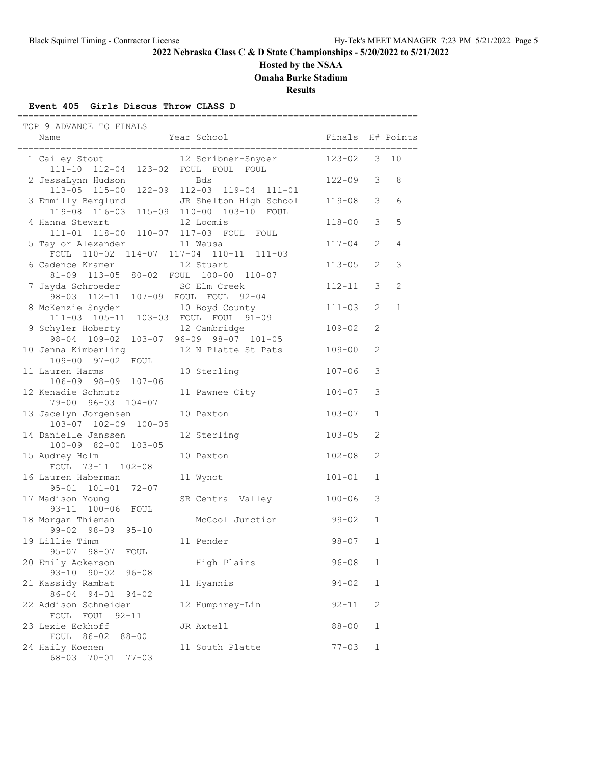**2022 Nebraska Class C & D State Championships - 5/20/2022 to 5/21/2022**

**Hosted by the NSAA**

**Omaha Burke Stadium**

**Results**

**Event 405 Girls Discus Throw CLASS D**

TOP 9 ADVANCE TO FINALS

| Name | Year | School | Finals | H# | Points |
|---|---|---|---|---|---|
| 1 Cailey Stout | 12 | Scribner-Snyder | 123-02 | 3 | 10 |
| 111-10 112-04 123-02 FOUL FOUL FOUL | | | | | |
| 2 JessaLynn Hudson | | Bds | 122-09 | 3 | 8 |
| 113-05 115-00 122-09 112-03 119-04 111-01 | | | | | |
| 3 Emmilly Berglund | JR | Shelton High School | 119-08 | 3 | 6 |
| 119-08 116-03 115-09 110-00 103-10 FOUL | | | | | |
| 4 Hanna Stewart | 12 | Loomis | 118-00 | 3 | 5 |
| 111-01 118-00 110-07 117-03 FOUL FOUL | | | | | |
| 5 Taylor Alexander | 11 | Wausa | 117-04 | 2 | 4 |
| FOUL 110-02 114-07 117-04 110-11 111-03 | | | | | |
| 6 Cadence Kramer | 12 | Stuart | 113-05 | 2 | 3 |
| 81-09 113-05 80-02 FOUL 100-00 110-07 | | | | | |
| 7 Jayda Schroeder | SO | Elm Creek | 112-11 | 3 | 2 |
| 98-03 112-11 107-09 FOUL FOUL 92-04 | | | | | |
| 8 McKenzie Snyder | 10 | Boyd County | 111-03 | 2 | 1 |
| 111-03 105-11 103-03 FOUL FOUL 91-09 | | | | | |
| 9 Schyler Hoberty | 12 | Cambridge | 109-02 | 2 | |
| 98-04 109-02 103-07 96-09 98-07 101-05 | | | | | |
| 10 Jenna Kimberling | 12 | N Platte St Pats | 109-00 | 2 | |
| 109-00 97-02 FOUL | | | | | |
| 11 Lauren Harms | 10 | Sterling | 107-06 | 3 | |
| 106-09 98-09 107-06 | | | | | |
| 12 Kenadie Schmutz | 11 | Pawnee City | 104-07 | 3 | |
| 79-00 96-03 104-07 | | | | | |
| 13 Jacelyn Jorgensen | 10 | Paxton | 103-07 | 1 | |
| 103-07 102-09 100-05 | | | | | |
| 14 Danielle Janssen | 12 | Sterling | 103-05 | 2 | |
| 100-09 82-00 103-05 | | | | | |
| 15 Audrey Holm | 10 | Paxton | 102-08 | 2 | |
| FOUL 73-11 102-08 | | | | | |
| 16 Lauren Haberman | 11 | Wynot | 101-01 | 1 | |
| 95-01 101-01 72-07 | | | | | |
| 17 Madison Young | SR | Central Valley | 100-06 | 3 | |
| 93-11 100-06 FOUL | | | | | |
| 18 Morgan Thieman | | McCool Junction | 99-02 | 1 | |
| 99-02 98-09 95-10 | | | | | |
| 19 Lillie Timm | 11 | Pender | 98-07 | 1 | |
| 95-07 98-07 FOUL | | | | | |
| 20 Emily Ackerson | | High Plains | 96-08 | 1 | |
| 93-10 90-02 96-08 | | | | | |
| 21 Kassidy Rambat | 11 | Hyannis | 94-02 | 1 | |
| 86-04 94-01 94-02 | | | | | |
| 22 Addison Schneider | 12 | Humphrey-Lin | 92-11 | 2 | |
| FOUL FOUL 92-11 | | | | | |
| 23 Lexie Eckhoff | JR | Axtell | 88-00 | 1 | |
| FOUL 86-02 88-00 | | | | | |
| 24 Haily Koenen | 11 | South Platte | 77-03 | 1 | |
| 68-03 70-01 77-03 | | | | | |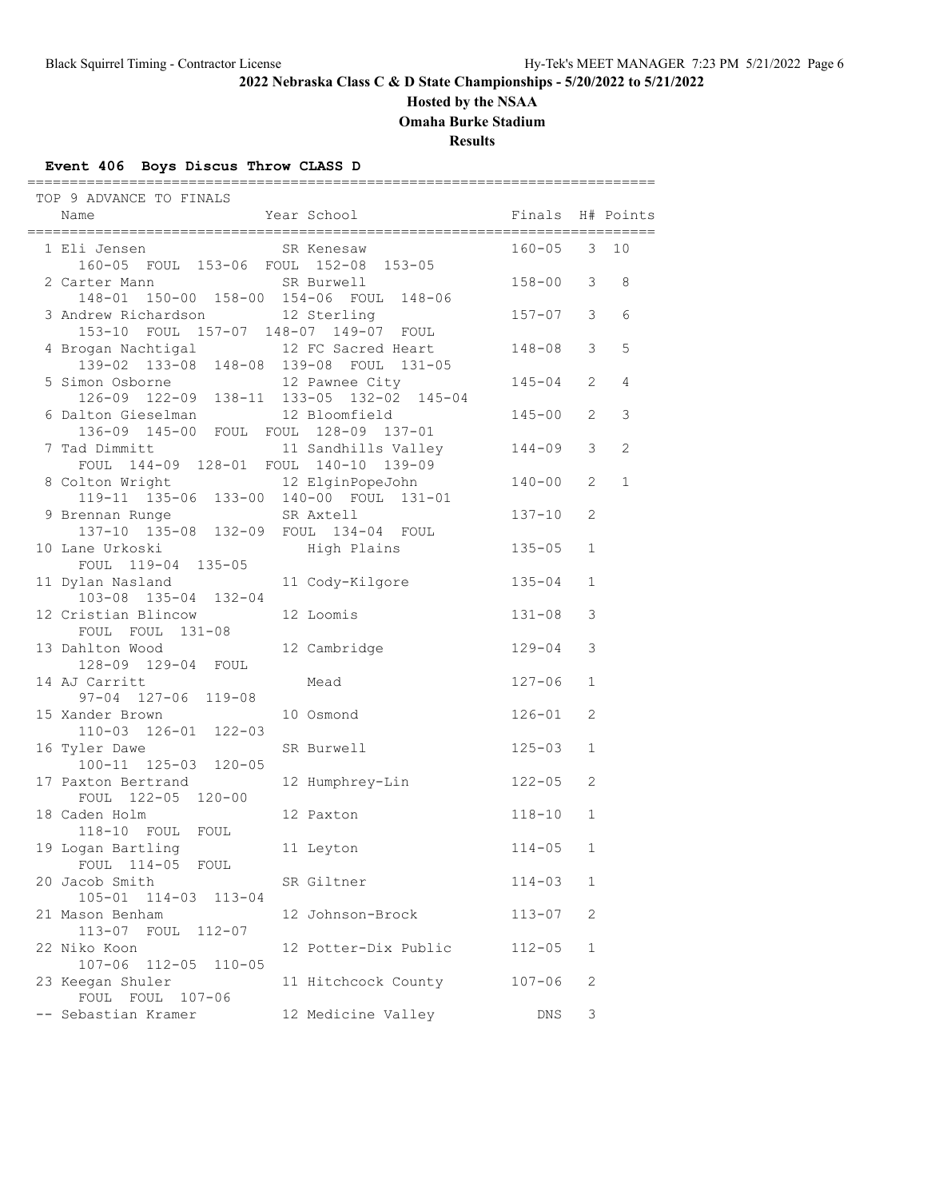## 2022 Nebraska Class C & D State Championships - 5/20/2022 to 5/21/2022

### Hosted by the NSAA

### Omaha Burke Stadium

### Results

**Event 406 Boys Discus Throw CLASS D**

TOP 9 ADVANCE TO FINALS

| Place | Name | Year | School | Finals | H# | Points |
|---|---|---|---|---|---|---|
| 1 | Eli Jensen | SR | Kenesaw | 160-05 | 3 | 10 |
| | 160-05 FOUL 153-06 FOUL 152-08 153-05 | | | | | |
| 2 | Carter Mann | SR | Burwell | 158-00 | 3 | 8 |
| | 148-01 150-00 158-00 154-06 FOUL 148-06 | | | | | |
| 3 | Andrew Richardson | 12 | Sterling | 157-07 | 3 | 6 |
| | 153-10 FOUL 157-07 148-07 149-07 FOUL | | | | | |
| 4 | Brogan Nachtigal | 12 | FC Sacred Heart | 148-08 | 3 | 5 |
| | 139-02 133-08 148-08 139-08 FOUL 131-05 | | | | | |
| 5 | Simon Osborne | 12 | Pawnee City | 145-04 | 2 | 4 |
| | 126-09 122-09 138-11 133-05 132-02 145-04 | | | | | |
| 6 | Dalton Gieselman | 12 | Bloomfield | 145-00 | 2 | 3 |
| | 136-09 145-00 FOUL FOUL 128-09 137-01 | | | | | |
| 7 | Tad Dimmitt | 11 | Sandhills Valley | 144-09 | 3 | 2 |
| | FOUL 144-09 128-01 FOUL 140-10 139-09 | | | | | |
| 8 | Colton Wright | 12 | ElginPopeJohn | 140-00 | 2 | 1 |
| | 119-11 135-06 133-00 140-00 FOUL 131-01 | | | | | |
| 9 | Brennan Runge | SR | Axtell | 137-10 | 2 | |
| | 137-10 135-08 132-09 FOUL 134-04 FOUL | | | | | |
| 10 | Lane Urkoski | | High Plains | 135-05 | 1 | |
| | FOUL 119-04 135-05 | | | | | |
| 11 | Dylan Nasland | 11 | Cody-Kilgore | 135-04 | 1 | |
| | 103-08 135-04 132-04 | | | | | |
| 12 | Cristian Blincow | 12 | Loomis | 131-08 | 3 | |
| | FOUL FOUL 131-08 | | | | | |
| 13 | Dahlton Wood | 12 | Cambridge | 129-04 | 3 | |
| | 128-09 129-04 FOUL | | | | | |
| 14 | AJ Carritt | | Mead | 127-06 | 1 | |
| | 97-04 127-06 119-08 | | | | | |
| 15 | Xander Brown | 10 | Osmond | 126-01 | 2 | |
| | 110-03 126-01 122-03 | | | | | |
| 16 | Tyler Dawe | SR | Burwell | 125-03 | 1 | |
| | 100-11 125-03 120-05 | | | | | |
| 17 | Paxton Bertrand | 12 | Humphrey-Lin | 122-05 | 2 | |
| | FOUL 122-05 120-00 | | | | | |
| 18 | Caden Holm | 12 | Paxton | 118-10 | 1 | |
| | 118-10 FOUL FOUL | | | | | |
| 19 | Logan Bartling | 11 | Leyton | 114-05 | 1 | |
| | FOUL 114-05 FOUL | | | | | |
| 20 | Jacob Smith | SR | Giltner | 114-03 | 1 | |
| | 105-01 114-03 113-04 | | | | | |
| 21 | Mason Benham | 12 | Johnson-Brock | 113-07 | 2 | |
| | 113-07 FOUL 112-07 | | | | | |
| 22 | Niko Koon | 12 | Potter-Dix Public | 112-05 | 1 | |
| | 107-06 112-05 110-05 | | | | | |
| 23 | Keegan Shuler | 11 | Hitchcock County | 107-06 | 2 | |
| | FOUL FOUL 107-06 | | | | | |
| -- | Sebastian Kramer | 12 | Medicine Valley | DNS | 3 | |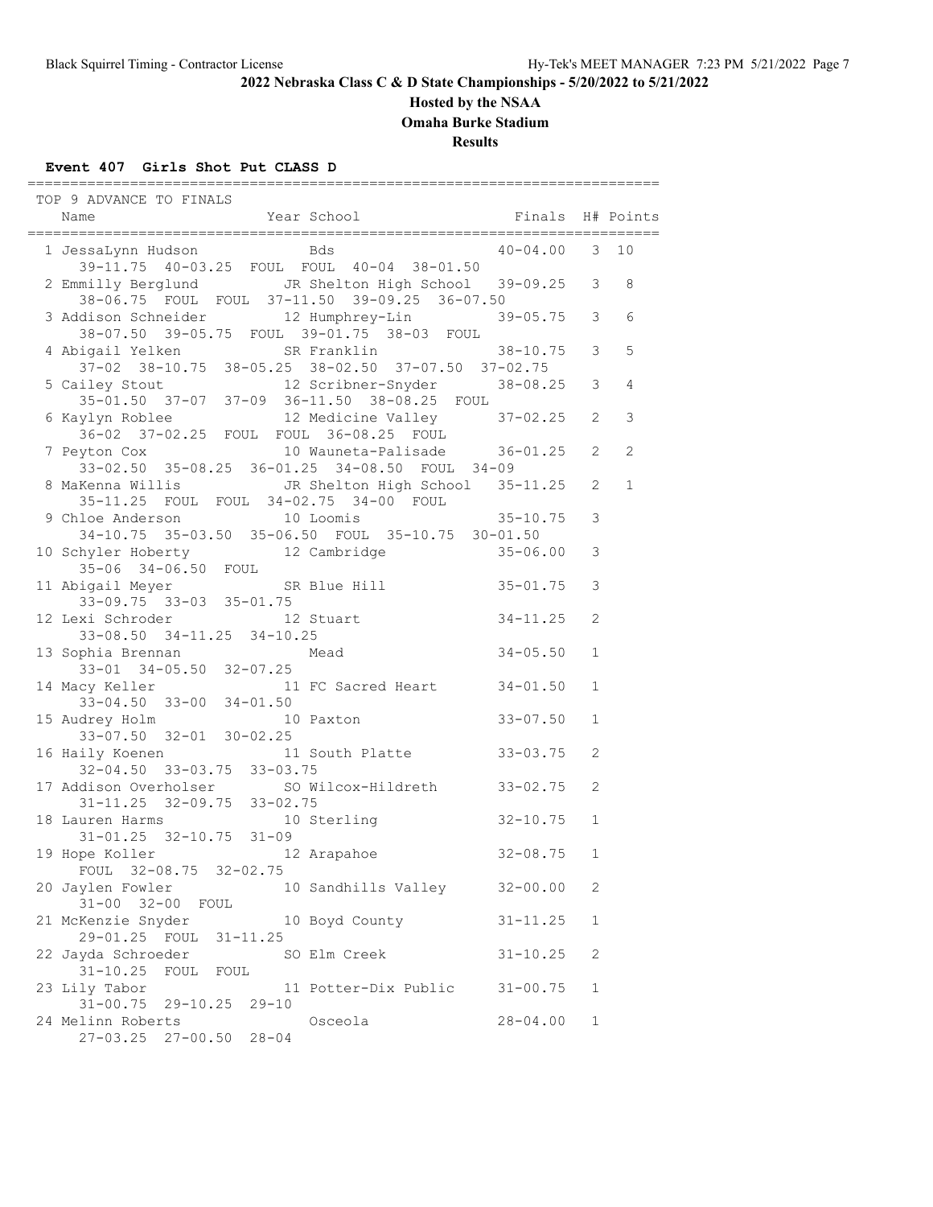**2022 Nebraska Class C & D State Championships - 5/20/2022 to 5/21/2022**

**Hosted by the NSAA**

**Omaha Burke Stadium**

**Results**

### Event 407 Girls Shot Put CLASS D

TOP 9 ADVANCE TO FINALS

| Place | Name | Year | School | Finals | H# | Points |
|---|---|---|---|---|---|---|
| 1 | JessaLynn Hudson | | Bds | 40-04.00 | 3 | 10 |
| | 39-11.75 40-03.25 FOUL FOUL 40-04 38-01.50 | | | | | |
| 2 | Emmilly Berglund | JR | Shelton High School | 39-09.25 | 3 | 8 |
| | 38-06.75 FOUL FOUL 37-11.50 39-09.25 36-07.50 | | | | | |
| 3 | Addison Schneider | 12 | Humphrey-Lin | 39-05.75 | 3 | 6 |
| | 38-07.50 39-05.75 FOUL 39-01.75 38-03 FOUL | | | | | |
| 4 | Abigail Yelken | SR | Franklin | 38-10.75 | 3 | 5 |
| | 37-02 38-10.75 38-05.25 38-02.50 37-07.50 37-02.75 | | | | | |
| 5 | Cailey Stout | 12 | Scribner-Snyder | 38-08.25 | 3 | 4 |
| | 35-01.50 37-07 37-09 36-11.50 38-08.25 FOUL | | | | | |
| 6 | Kaylyn Roblee | 12 | Medicine Valley | 37-02.25 | 2 | 3 |
| | 36-02 37-02.25 FOUL FOUL 36-08.25 FOUL | | | | | |
| 7 | Peyton Cox | 10 | Wauneta-Palisade | 36-01.25 | 2 | 2 |
| | 33-02.50 35-08.25 36-01.25 34-08.50 FOUL 34-09 | | | | | |
| 8 | MaKenna Willis | JR | Shelton High School | 35-11.25 | 2 | 1 |
| | 35-11.25 FOUL FOUL 34-02.75 34-00 FOUL | | | | | |
| 9 | Chloe Anderson | 10 | Loomis | 35-10.75 | 3 | |
| | 34-10.75 35-03.50 35-06.50 FOUL 35-10.75 30-01.50 | | | | | |
| 10 | Schyler Hoberty | 12 | Cambridge | 35-06.00 | 3 | |
| | 35-06 34-06.50 FOUL | | | | | |
| 11 | Abigail Meyer | SR | Blue Hill | 35-01.75 | 3 | |
| | 33-09.75 33-03 35-01.75 | | | | | |
| 12 | Lexi Schroder | 12 | Stuart | 34-11.25 | 2 | |
| | 33-08.50 34-11.25 34-10.25 | | | | | |
| 13 | Sophia Brennan | | Mead | 34-05.50 | 1 | |
| | 33-01 34-05.50 32-07.25 | | | | | |
| 14 | Macy Keller | 11 | FC Sacred Heart | 34-01.50 | 1 | |
| | 33-04.50 33-00 34-01.50 | | | | | |
| 15 | Audrey Holm | 10 | Paxton | 33-07.50 | 1 | |
| | 33-07.50 32-01 30-02.25 | | | | | |
| 16 | Haily Koenen | 11 | South Platte | 33-03.75 | 2 | |
| | 32-04.50 33-03.75 33-03.75 | | | | | |
| 17 | Addison Overholser | SO | Wilcox-Hildreth | 33-02.75 | 2 | |
| | 31-11.25 32-09.75 33-02.75 | | | | | |
| 18 | Lauren Harms | 10 | Sterling | 32-10.75 | 1 | |
| | 31-01.25 32-10.75 31-09 | | | | | |
| 19 | Hope Koller | 12 | Arapahoe | 32-08.75 | 1 | |
| | FOUL 32-08.75 32-02.75 | | | | | |
| 20 | Jaylen Fowler | 10 | Sandhills Valley | 32-00.00 | 2 | |
| | 31-00 32-00 FOUL | | | | | |
| 21 | McKenzie Snyder | 10 | Boyd County | 31-11.25 | 1 | |
| | 29-01.25 FOUL 31-11.25 | | | | | |
| 22 | Jayda Schroeder | SO | Elm Creek | 31-10.25 | 2 | |
| | 31-10.25 FOUL FOUL | | | | | |
| 23 | Lily Tabor | 11 | Potter-Dix Public | 31-00.75 | 1 | |
| | 31-00.75 29-10.25 29-10 | | | | | |
| 24 | Melinn Roberts | | Osceola | 28-04.00 | 1 | |
| | 27-03.25 27-00.50 28-04 | | | | | |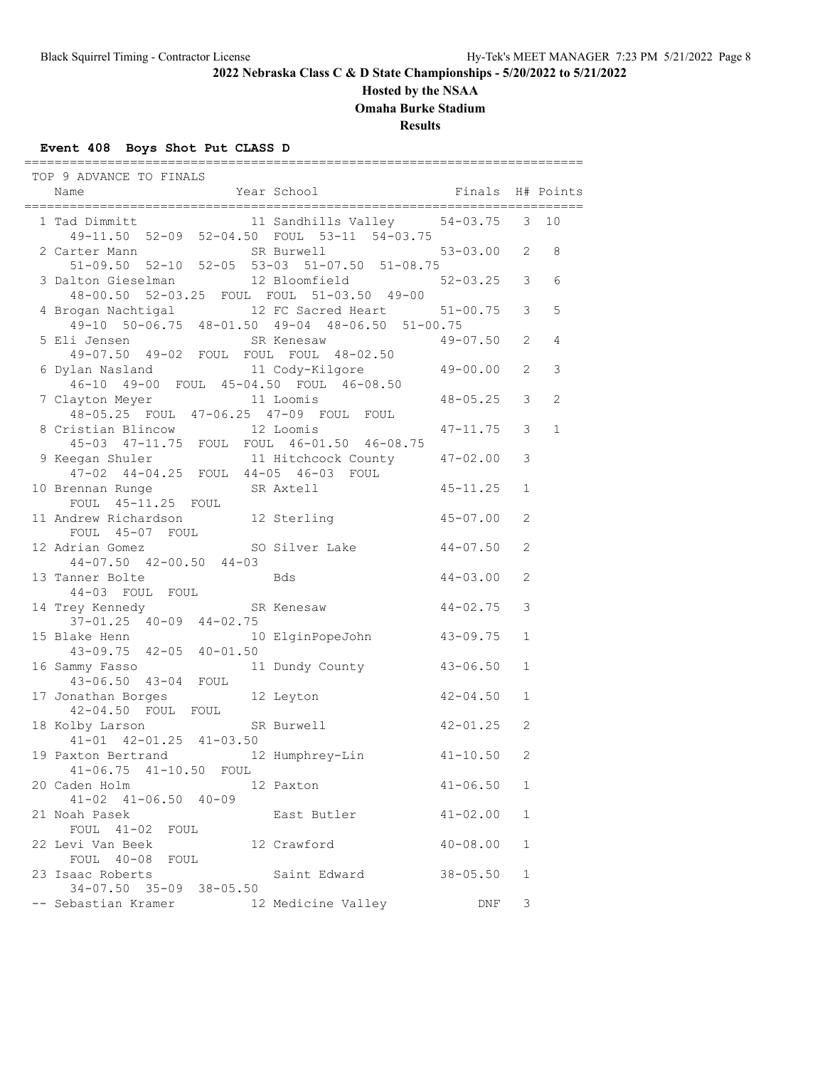## 2022 Nebraska Class C & D State Championships - 5/20/2022 to 5/21/2022

### Hosted by the NSAA

### Omaha Burke Stadium

### Results

**Event 408 Boys Shot Put CLASS D**

TOP 9 ADVANCE TO FINALS

| Place | Name | Year | School | Finals | H# | Points |
|---|---|---|---|---|---|---|
| 1 | Tad Dimmitt | 11 | Sandhills Valley | 54-03.75 | 3 | 10 |
| | 49-11.50 52-09 52-04.50 FOUL 53-11 54-03.75 | | | | | |
| 2 | Carter Mann | SR | Burwell | 53-03.00 | 2 | 8 |
| | 51-09.50 52-10 52-05 53-03 51-07.50 51-08.75 | | | | | |
| 3 | Dalton Gieselman | 12 | Bloomfield | 52-03.25 | 3 | 6 |
| | 48-00.50 52-03.25 FOUL FOUL 51-03.50 49-00 | | | | | |
| 4 | Brogan Nachtigal | 12 | FC Sacred Heart | 51-00.75 | 3 | 5 |
| | 49-10 50-06.75 48-01.50 49-04 48-06.50 51-00.75 | | | | | |
| 5 | Eli Jensen | SR | Kenesaw | 49-07.50 | 2 | 4 |
| | 49-07.50 49-02 FOUL FOUL FOUL 48-02.50 | | | | | |
| 6 | Dylan Nasland | 11 | Cody-Kilgore | 49-00.00 | 2 | 3 |
| | 46-10 49-00 FOUL 45-04.50 FOUL 46-08.50 | | | | | |
| 7 | Clayton Meyer | 11 | Loomis | 48-05.25 | 3 | 2 |
| | 48-05.25 FOUL 47-06.25 47-09 FOUL FOUL | | | | | |
| 8 | Cristian Blincow | 12 | Loomis | 47-11.75 | 3 | 1 |
| | 45-03 47-11.75 FOUL FOUL 46-01.50 46-08.75 | | | | | |
| 9 | Keegan Shuler | 11 | Hitchcock County | 47-02.00 | 3 | |
| | 47-02 44-04.25 FOUL 44-05 46-03 FOUL | | | | | |
| 10 | Brennan Runge | SR | Axtell | 45-11.25 | 1 | |
| | FOUL 45-11.25 FOUL | | | | | |
| 11 | Andrew Richardson | 12 | Sterling | 45-07.00 | 2 | |
| | FOUL 45-07 FOUL | | | | | |
| 12 | Adrian Gomez | SO | Silver Lake | 44-07.50 | 2 | |
| | 44-07.50 42-00.50 44-03 | | | | | |
| 13 | Tanner Bolte | | Bds | 44-03.00 | 2 | |
| | 44-03 FOUL FOUL | | | | | |
| 14 | Trey Kennedy | SR | Kenesaw | 44-02.75 | 3 | |
| | 37-01.25 40-09 44-02.75 | | | | | |
| 15 | Blake Henn | 10 | ElginPopeJohn | 43-09.75 | 1 | |
| | 43-09.75 42-05 40-01.50 | | | | | |
| 16 | Sammy Fasso | 11 | Dundy County | 43-06.50 | 1 | |
| | 43-06.50 43-04 FOUL | | | | | |
| 17 | Jonathan Borges | 12 | Leyton | 42-04.50 | 1 | |
| | 42-04.50 FOUL FOUL | | | | | |
| 18 | Kolby Larson | SR | Burwell | 42-01.25 | 2 | |
| | 41-01 42-01.25 41-03.50 | | | | | |
| 19 | Paxton Bertrand | 12 | Humphrey-Lin | 41-10.50 | 2 | |
| | 41-06.75 41-10.50 FOUL | | | | | |
| 20 | Caden Holm | 12 | Paxton | 41-06.50 | 1 | |
| | 41-02 41-06.50 40-09 | | | | | |
| 21 | Noah Pasek | | East Butler | 41-02.00 | 1 | |
| | FOUL 41-02 FOUL | | | | | |
| 22 | Levi Van Beek | 12 | Crawford | 40-08.00 | 1 | |
| | FOUL 40-08 FOUL | | | | | |
| 23 | Isaac Roberts | | Saint Edward | 38-05.50 | 1 | |
| | 34-07.50 35-09 38-05.50 | | | | | |
| -- | Sebastian Kramer | 12 | Medicine Valley | DNF | 3 | |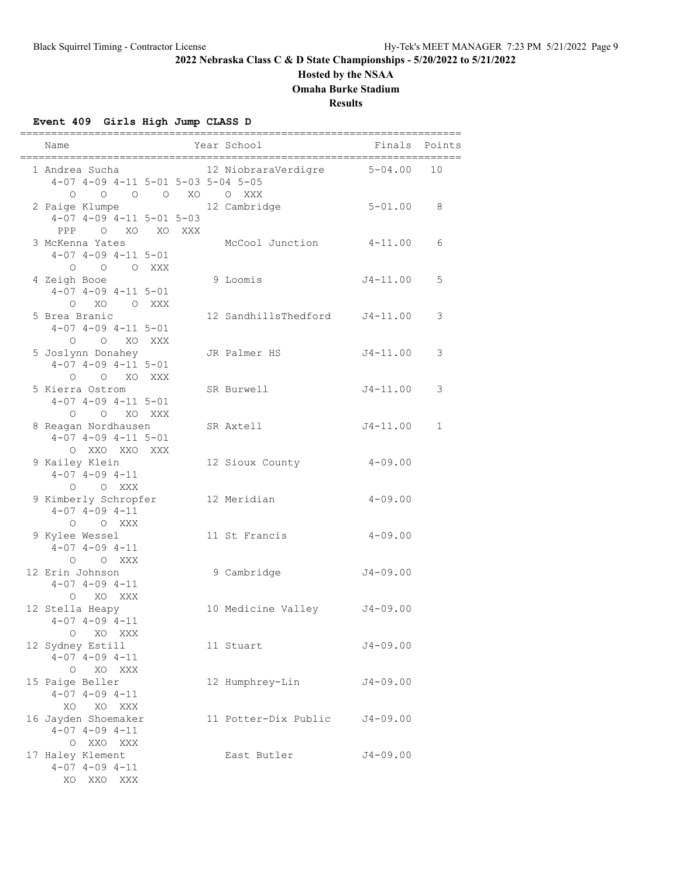## 2022 Nebraska Class C & D State Championships - 5/20/2022 to 5/21/2022

### Hosted by the NSAA

### Omaha Burke Stadium

### Results

#### Event 409 Girls High Jump CLASS D

```
=======================================================================
   Name                    Year School                 Finals  Points
=======================================================================
  1 Andrea Sucha             12 NiobraraVerdigre       5-04.00   10   
      4-07 4-09 4-11 5-01 5-03 5-04 5-05 
         O    O    O    O   XO    O  XXX 
  2 Paige Klumpe             12 Cambridge              5-01.00    8   
      4-07 4-09 4-11 5-01 5-03 
       PPP    O   XO   XO  XXX 
  3 McKenna Yates               McCool Junction        4-11.00    6   
      4-07 4-09 4-11 5-01 
         O    O    O  XXX 
  4 Zeigh Booe                9 Loomis                J4-11.00    5   
      4-07 4-09 4-11 5-01 
         O   XO    O  XXX 
  5 Brea Branic              12 SandhillsThedford     J4-11.00    3   
      4-07 4-09 4-11 5-01 
         O    O   XO  XXX 
  5 Joslynn Donahey          JR Palmer HS             J4-11.00    3   
      4-07 4-09 4-11 5-01 
         O    O   XO  XXX 
  5 Kierra Ostrom            SR Burwell               J4-11.00    3   
      4-07 4-09 4-11 5-01 
         O    O   XO  XXX 
  8 Reagan Nordhausen        SR Axtell                J4-11.00    1   
      4-07 4-09 4-11 5-01 
         O  XXO  XXO  XXX 
  9 Kailey Klein             12 Sioux County           4-09.00        
      4-07 4-09 4-11 
         O    O  XXX 
  9 Kimberly Schropfer       12 Meridian               4-09.00        
      4-07 4-09 4-11 
         O    O  XXX 
  9 Kylee Wessel             11 St Francis             4-09.00        
      4-07 4-09 4-11 
         O    O  XXX 
 12 Erin Johnson              9 Cambridge             J4-09.00        
      4-07 4-09 4-11 
         O   XO  XXX 
 12 Stella Heapy             10 Medicine Valley       J4-09.00        
      4-07 4-09 4-11 
         O   XO  XXX 
 12 Sydney Estill            11 Stuart                J4-09.00        
      4-07 4-09 4-11 
         O   XO  XXX 
 15 Paige Beller             12 Humphrey-Lin          J4-09.00        
      4-07 4-09 4-11 
        XO   XO  XXX 
 16 Jayden Shoemaker         11 Potter-Dix Public     J4-09.00        
      4-07 4-09 4-11 
         O  XXO  XXX 
 17 Haley Klement               East Butler           J4-09.00        
      4-07 4-09 4-11 
        XO  XXO  XXX 
```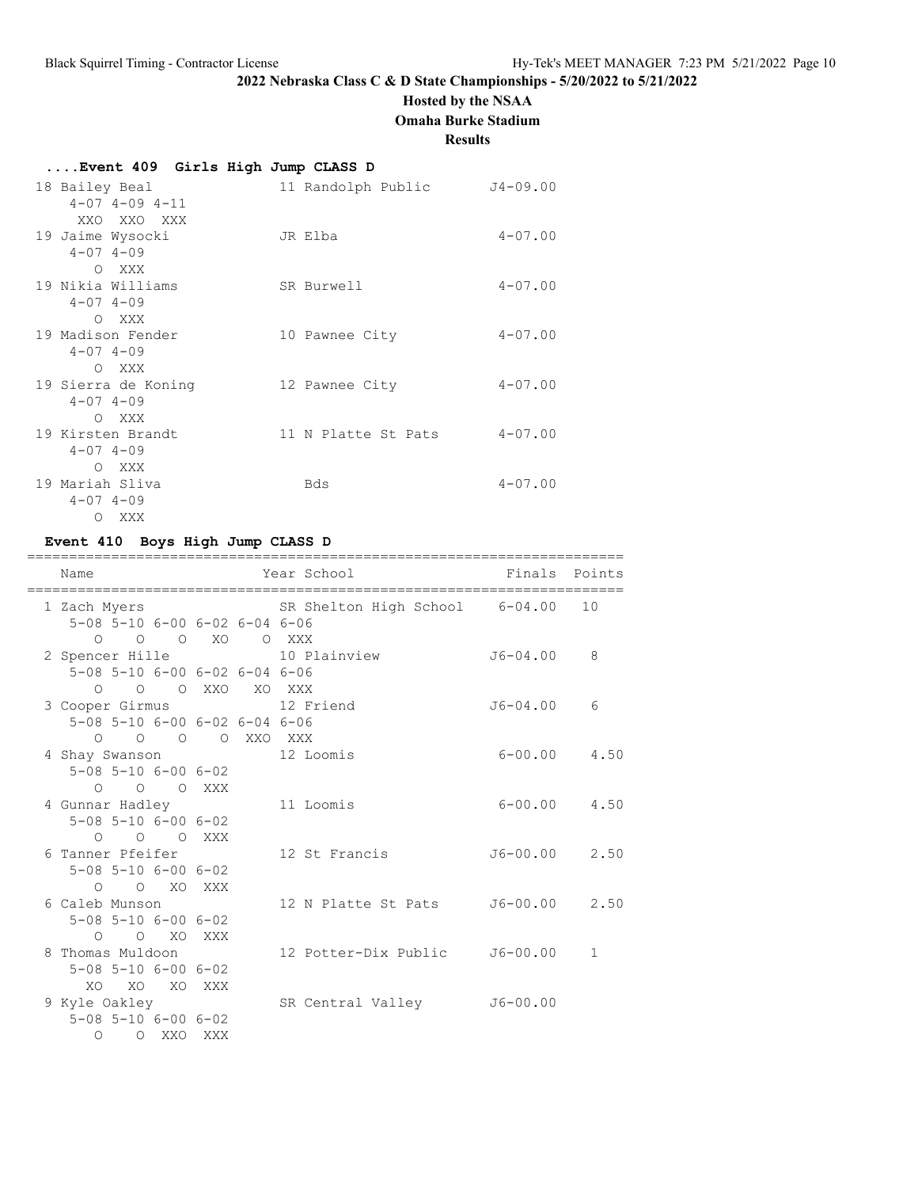## 2022 Nebraska Class C & D State Championships - 5/20/2022 to 5/21/2022

### Hosted by the NSAA

### Omaha Burke Stadium

### Results

#### ....Event 409 Girls High Jump CLASS D

```
 18 Bailey Beal                11 Randolph Public       J4-09.00
      4-07 4-09 4-11
       XXO  XXO  XXX
 19 Jaime Wysocki              JR Elba                   4-07.00
      4-07 4-09
         O  XXX
 19 Nikia Williams             SR Burwell                4-07.00
      4-07 4-09
         O  XXX
 19 Madison Fender             10 Pawnee City            4-07.00
      4-07 4-09
         O  XXX
 19 Sierra de Koning           12 Pawnee City            4-07.00
      4-07 4-09
         O  XXX
 19 Kirsten Brandt             11 N Platte St Pats       4-07.00
      4-07 4-09
         O  XXX
 19 Mariah Sliva                  Bds                    4-07.00
      4-07 4-09
         O  XXX
```

#### Event 410 Boys High Jump CLASS D

```
=======================================================================
    Name                    Year School                  Finals  Points
=======================================================================
  1 Zach Myers               SR Shelton High School    6-04.00   10
      5-08 5-10 6-00 6-02 6-04 6-06
         O    O    O   XO    O  XXX
  2 Spencer Hille            10 Plainview             J6-04.00    8
      5-08 5-10 6-00 6-02 6-04 6-06
         O    O    O  XXO   XO  XXX
  3 Cooper Girmus            12 Friend                J6-04.00    6
      5-08 5-10 6-00 6-02 6-04 6-06
         O    O    O    O  XXO  XXX
  4 Shay Swanson             12 Loomis                 6-00.00    4.50
      5-08 5-10 6-00 6-02
         O    O    O  XXX
  4 Gunnar Hadley            11 Loomis                 6-00.00    4.50
      5-08 5-10 6-00 6-02
         O    O    O  XXX
  6 Tanner Pfeifer           12 St Francis            J6-00.00    2.50
      5-08 5-10 6-00 6-02
         O    O   XO  XXX
  6 Caleb Munson             12 N Platte St Pats      J6-00.00    2.50
      5-08 5-10 6-00 6-02
         O    O   XO  XXX
  8 Thomas Muldoon           12 Potter-Dix Public     J6-00.00    1
      5-08 5-10 6-00 6-02
        XO   XO   XO  XXX
  9 Kyle Oakley              SR Central Valley        J6-00.00
      5-08 5-10 6-00 6-02
         O    O  XXO  XXX
```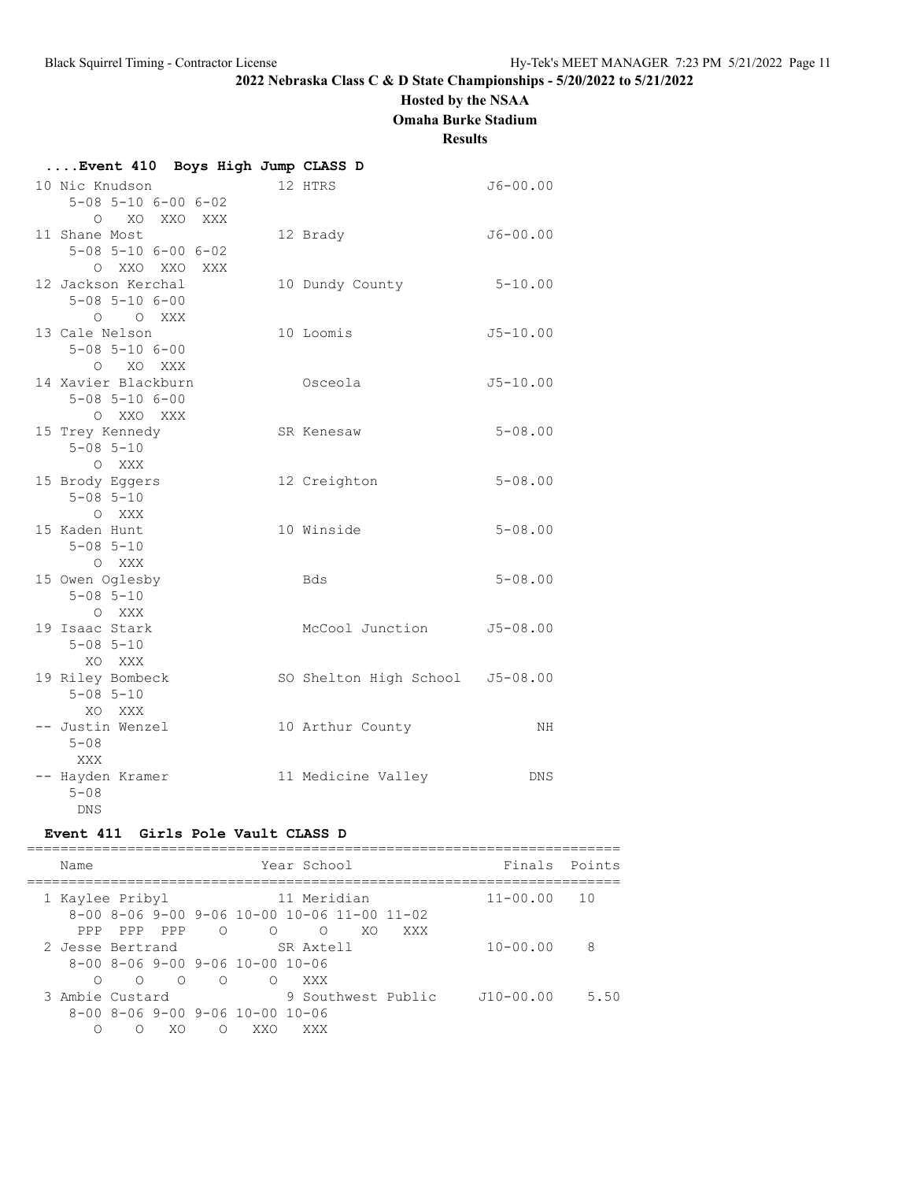## 2022 Nebraska Class C & D State Championships - 5/20/2022 to 5/21/2022

**Hosted by the NSAA**

**Omaha Burke Stadium**

**Results**

### ....Event 410 Boys High Jump CLASS D

```
 10 Nic Knudson               12 HTRS                   J6-00.00
     5-08 5-10 6-00 6-02
        O   XO  XXO  XXX
 11 Shane Most                12 Brady                  J6-00.00
     5-08 5-10 6-00 6-02
        O  XXO  XXO  XXX
 12 Jackson Kerchal           10 Dundy County            5-10.00
     5-08 5-10 6-00
        O    O  XXX
 13 Cale Nelson               10 Loomis                 J5-10.00
     5-08 5-10 6-00
        O   XO  XXX
 14 Xavier Blackburn             Osceola                J5-10.00
     5-08 5-10 6-00
        O  XXO  XXX
 15 Trey Kennedy              SR Kenesaw                 5-08.00
     5-08 5-10
        O  XXX
 15 Brody Eggers              12 Creighton               5-08.00
     5-08 5-10
        O  XXX
 15 Kaden Hunt                10 Winside                 5-08.00
     5-08 5-10
        O  XXX
 15 Owen Oglesby                 Bds                     5-08.00
     5-08 5-10
        O  XXX
 19 Isaac Stark                  McCool Junction        J5-08.00
     5-08 5-10
       XO  XXX
 19 Riley Bombeck             SO Shelton High School    J5-08.00
     5-08 5-10
       XO  XXX
 -- Justin Wenzel             10 Arthur County                NH
     5-08
      XXX
 -- Hayden Kramer             11 Medicine Valley             DNS
     5-08
      DNS
```

### Event 411 Girls Pole Vault CLASS D

```
=======================================================================
    Name                    Year School               Finals  Points
=======================================================================
  1 Kaylee Pribyl             11 Meridian              11-00.00   10
     8-00 8-06 9-00 9-06 10-00 10-06 11-00 11-02
      PPP  PPP  PPP    O     O     O    XO   XXX
  2 Jesse Bertrand            SR Axtell                10-00.00    8
     8-00 8-06 9-00 9-06 10-00 10-06
        O    O    O    O     O   XXX
  3 Ambie Custard              9 Southwest Public     J10-00.00    5.50
     8-00 8-06 9-00 9-06 10-00 10-06
        O    O   XO    O   XXO   XXX
```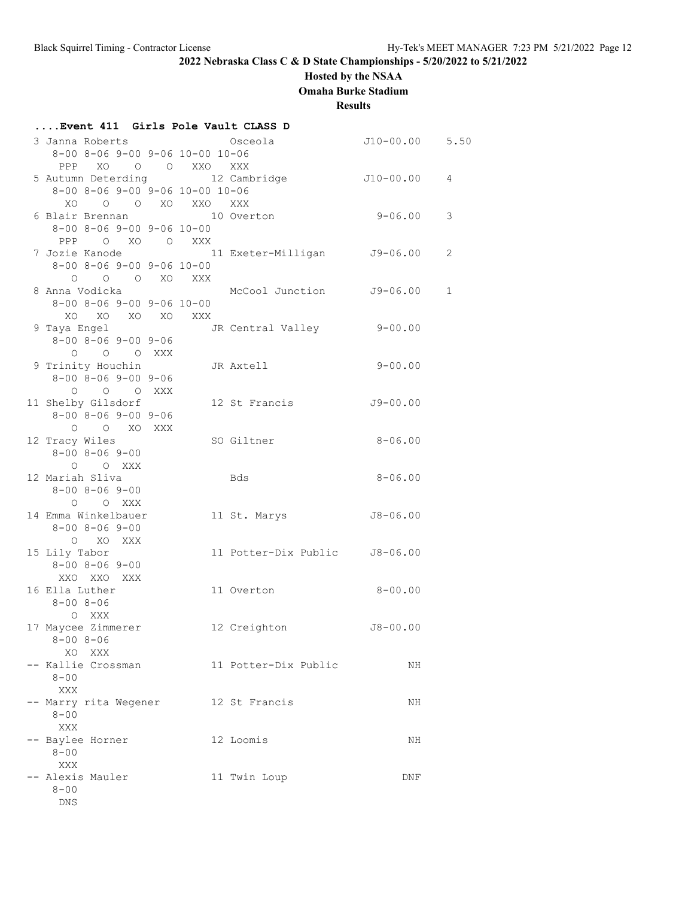**2022 Nebraska Class C & D State Championships - 5/20/2022 to 5/21/2022**

**Hosted by the NSAA**

**Omaha Burke Stadium**

**Results**

### ....Event 411 Girls Pole Vault CLASS D

```
  3 Janna Roberts                 Osceola              J10-00.00    5.50
     8-00 8-06 9-00 9-06 10-00 10-06
      PPP   XO    O    O   XXO   XXX
  5 Autumn Deterding           12 Cambridge            J10-00.00    4
     8-00 8-06 9-00 9-06 10-00 10-06
       XO    O    O   XO   XXO   XXX
  6 Blair Brennan              10 Overton               9-06.00     3
     8-00 8-06 9-00 9-06 10-00
      PPP    O   XO    O   XXX
  7 Jozie Kanode               11 Exeter-Milligan      J9-06.00     2
     8-00 8-06 9-00 9-06 10-00
        O    O    O   XO   XXX
  8 Anna Vodicka                  McCool Junction      J9-06.00     1
     8-00 8-06 9-00 9-06 10-00
       XO   XO   XO   XO   XXX
  9 Taya Engel                 JR Central Valley        9-00.00
     8-00 8-06 9-00 9-06
        O    O    O  XXX
  9 Trinity Houchin            JR Axtell                9-00.00
     8-00 8-06 9-00 9-06
        O    O    O  XXX
 11 Shelby Gilsdorf            12 St Francis           J9-00.00
     8-00 8-06 9-00 9-06
        O    O   XO  XXX
 12 Tracy Wiles                SO Giltner               8-06.00
     8-00 8-06 9-00
        O    O  XXX
 12 Mariah Sliva                  Bds                   8-06.00
     8-00 8-06 9-00
        O    O  XXX
 14 Emma Winkelbauer           11 St. Marys            J8-06.00
     8-00 8-06 9-00
        O   XO  XXX
 15 Lily Tabor                 11 Potter-Dix Public    J8-06.00
     8-00 8-06 9-00
      XXO  XXO  XXX
 16 Ella Luther                11 Overton               8-00.00
     8-00 8-06
        O  XXX
 17 Maycee Zimmerer            12 Creighton            J8-00.00
     8-00 8-06
       XO  XXX
 -- Kallie Crossman            11 Potter-Dix Public          NH
     8-00
      XXX
 -- Marry rita Wegener         12 St Francis                 NH
     8-00
      XXX
 -- Baylee Horner              12 Loomis                     NH
     8-00
      XXX
 -- Alexis Mauler              11 Twin Loup                 DNF
     8-00
      DNS
```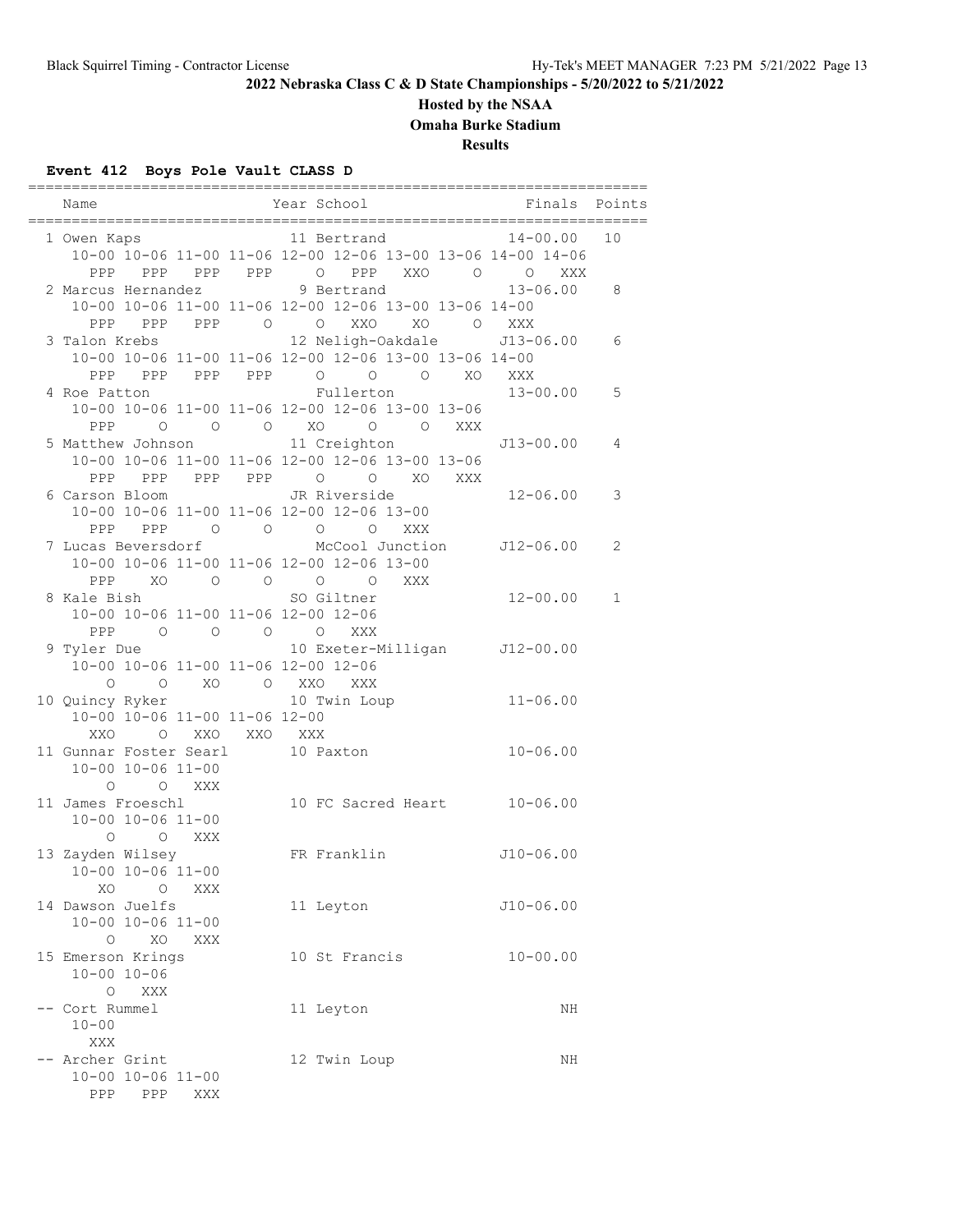# 2022 Nebraska Class C & D State Championships - 5/20/2022 to 5/21/2022

## Hosted by the NSAA

## Omaha Burke Stadium

## Results

### Event 412 Boys Pole Vault CLASS D

```
=======================================================================
   Name                    Year School                 Finals  Points
=======================================================================
  1 Owen Kaps                11 Bertrand             14-00.00   10
     10-00 10-06 11-00 11-06 12-00 12-06 13-00 13-06 14-00 14-06
       PPP   PPP   PPP   PPP     O   PPP   XXO     O     O   XXX
  2 Marcus Hernandez          9 Bertrand             13-06.00    8
     10-00 10-06 11-00 11-06 12-00 12-06 13-00 13-06 14-00
       PPP   PPP   PPP     O     O   XXO    XO     O   XXX
  3 Talon Krebs              12 Neligh-Oakdale      J13-06.00    6
     10-00 10-06 11-00 11-06 12-00 12-06 13-00 13-06 14-00
       PPP   PPP   PPP   PPP     O     O     O    XO   XXX
  4 Roe Patton                  Fullerton            13-00.00    5
     10-00 10-06 11-00 11-06 12-00 12-06 13-00 13-06
       PPP     O     O     O    XO     O     O   XXX
  5 Matthew Johnson          11 Creighton           J13-00.00    4
     10-00 10-06 11-00 11-06 12-00 12-06 13-00 13-06
       PPP   PPP   PPP   PPP     O     O    XO   XXX
  6 Carson Bloom             JR Riverside            12-06.00    3
     10-00 10-06 11-00 11-06 12-00 12-06 13-00
       PPP   PPP     O     O     O     O   XXX
  7 Lucas Beversdorf            McCool Junction     J12-06.00    2
     10-00 10-06 11-00 11-06 12-00 12-06 13-00
       PPP    XO     O     O     O     O   XXX
  8 Kale Bish                SO Giltner              12-00.00    1
     10-00 10-06 11-00 11-06 12-00 12-06
       PPP     O     O     O     O   XXX
  9 Tyler Due                10 Exeter-Milligan     J12-00.00
     10-00 10-06 11-00 11-06 12-00 12-06
         O     O    XO     O   XXO   XXX
 10 Quincy Ryker             10 Twin Loup            11-06.00
     10-00 10-06 11-00 11-06 12-00
       XXO     O   XXO   XXO   XXX
 11 Gunnar Foster Searl      10 Paxton               10-06.00
     10-00 10-06 11-00
         O     O   XXX
 11 James Froeschl           10 FC Sacred Heart      10-06.00
     10-00 10-06 11-00
         O     O   XXX
 13 Zayden Wilsey            FR Franklin            J10-06.00
     10-00 10-06 11-00
        XO     O   XXX
 14 Dawson Juelfs            11 Leyton              J10-06.00
     10-00 10-06 11-00
         O    XO   XXX
 15 Emerson Krings           10 St Francis           10-00.00
     10-00 10-06
         O   XXX
 -- Cort Rummel              11 Leyton                     NH
     10-00
       XXX
 -- Archer Grint             12 Twin Loup                  NH
     10-00 10-06 11-00
       PPP   PPP   XXX
```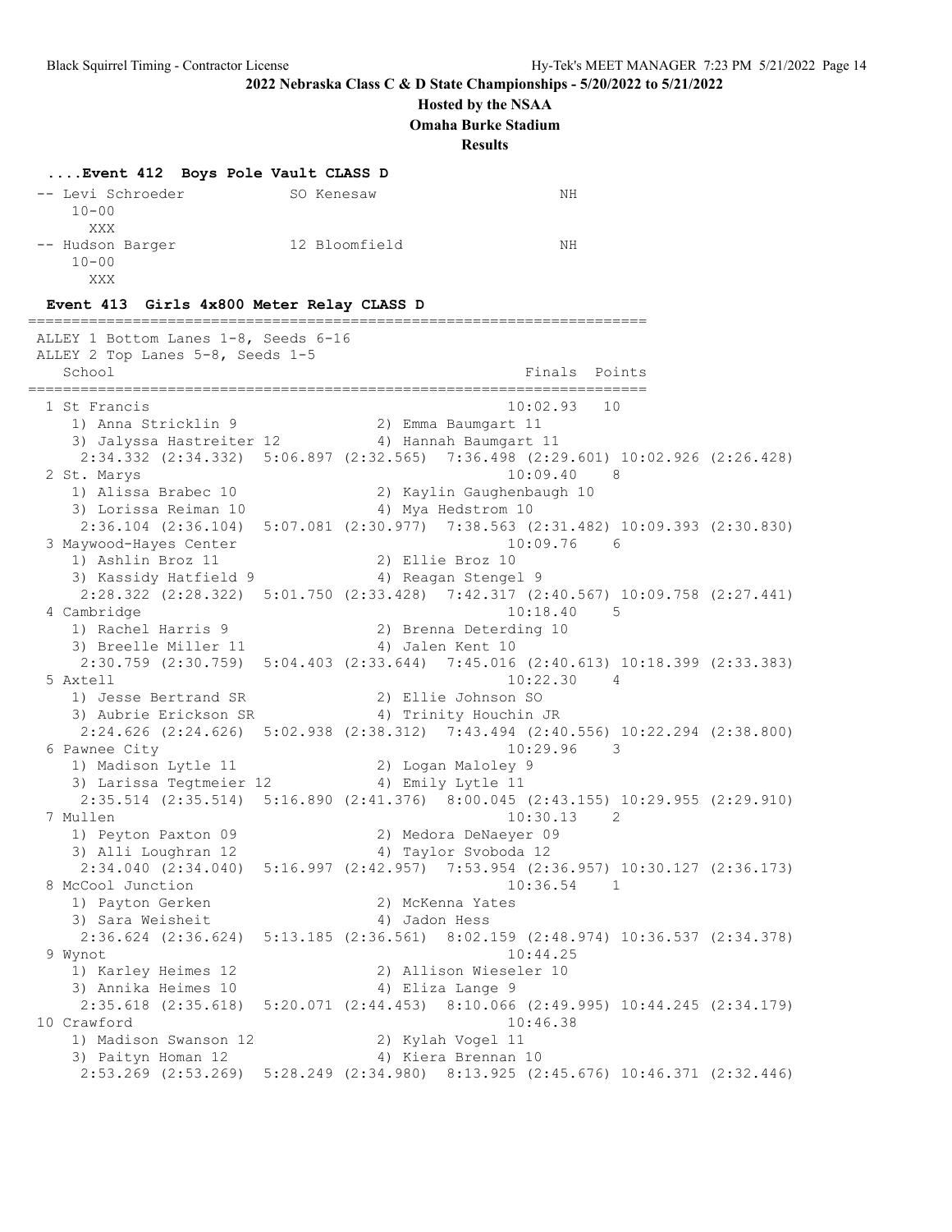**2022 Nebraska Class C & D State Championships - 5/20/2022 to 5/21/2022**

**Hosted by the NSAA**

**Omaha Burke Stadium**

**Results**

### ....Event 412 Boys Pole Vault CLASS D

```
-- Levi Schroeder           SO Kenesaw                      NH
    10-00
      XXX
-- Hudson Barger            12 Bloomfield                   NH
    10-00
      XXX
```

### Event 413 Girls 4x800 Meter Relay CLASS D

```
=======================================================================
 ALLEY 1 Bottom Lanes 1-8, Seeds 6-16
 ALLEY 2 Top Lanes 5-8, Seeds 1-5
    School                                               Finals  Points
=======================================================================
  1 St Francis                                         10:02.93   10
     1) Anna Stricklin 9               2) Emma Baumgart 11
     3) Jalyssa Hastreiter 12          4) Hannah Baumgart 11
      2:34.332 (2:34.332)  5:06.897 (2:32.565)  7:36.498 (2:29.601) 10:02.926 (2:26.428)
  2 St. Marys                                          10:09.40    8
     1) Alissa Brabec 10               2) Kaylin Gaughenbaugh 10
     3) Lorissa Reiman 10              4) Mya Hedstrom 10
      2:36.104 (2:36.104)  5:07.081 (2:30.977)  7:38.563 (2:31.482) 10:09.393 (2:30.830)
  3 Maywood-Hayes Center                               10:09.76    6
     1) Ashlin Broz 11                 2) Ellie Broz 10
     3) Kassidy Hatfield 9             4) Reagan Stengel 9
      2:28.322 (2:28.322)  5:01.750 (2:33.428)  7:42.317 (2:40.567) 10:09.758 (2:27.441)
  4 Cambridge                                          10:18.40    5
     1) Rachel Harris 9                2) Brenna Deterding 10
     3) Breelle Miller 11              4) Jalen Kent 10
      2:30.759 (2:30.759)  5:04.403 (2:33.644)  7:45.016 (2:40.613) 10:18.399 (2:33.383)
  5 Axtell                                             10:22.30    4
     1) Jesse Bertrand SR              2) Ellie Johnson SO
     3) Aubrie Erickson SR             4) Trinity Houchin JR
      2:24.626 (2:24.626)  5:02.938 (2:38.312)  7:43.494 (2:40.556) 10:22.294 (2:38.800)
  6 Pawnee City                                        10:29.96    3
     1) Madison Lytle 11               2) Logan Maloley 9
     3) Larissa Tegtmeier 12           4) Emily Lytle 11
      2:35.514 (2:35.514)  5:16.890 (2:41.376)  8:00.045 (2:43.155) 10:29.955 (2:29.910)
  7 Mullen                                             10:30.13    2
     1) Peyton Paxton 09               2) Medora DeNaeyer 09
     3) Alli Loughran 12               4) Taylor Svoboda 12
      2:34.040 (2:34.040)  5:16.997 (2:42.957)  7:53.954 (2:36.957) 10:30.127 (2:36.173)
  8 McCool Junction                                    10:36.54    1
     1) Payton Gerken                  2) McKenna Yates
     3) Sara Weisheit                  4) Jadon Hess
      2:36.624 (2:36.624)  5:13.185 (2:36.561)  8:02.159 (2:48.974) 10:36.537 (2:34.378)
  9 Wynot                                              10:44.25
     1) Karley Heimes 12               2) Allison Wieseler 10
     3) Annika Heimes 10               4) Eliza Lange 9
      2:35.618 (2:35.618)  5:20.071 (2:44.453)  8:10.066 (2:49.995) 10:44.245 (2:34.179)
 10 Crawford                                           10:46.38
     1) Madison Swanson 12             2) Kylah Vogel 11
     3) Paityn Homan 12                4) Kiera Brennan 10
      2:53.269 (2:53.269)  5:28.249 (2:34.980)  8:13.925 (2:45.676) 10:46.371 (2:32.446)
```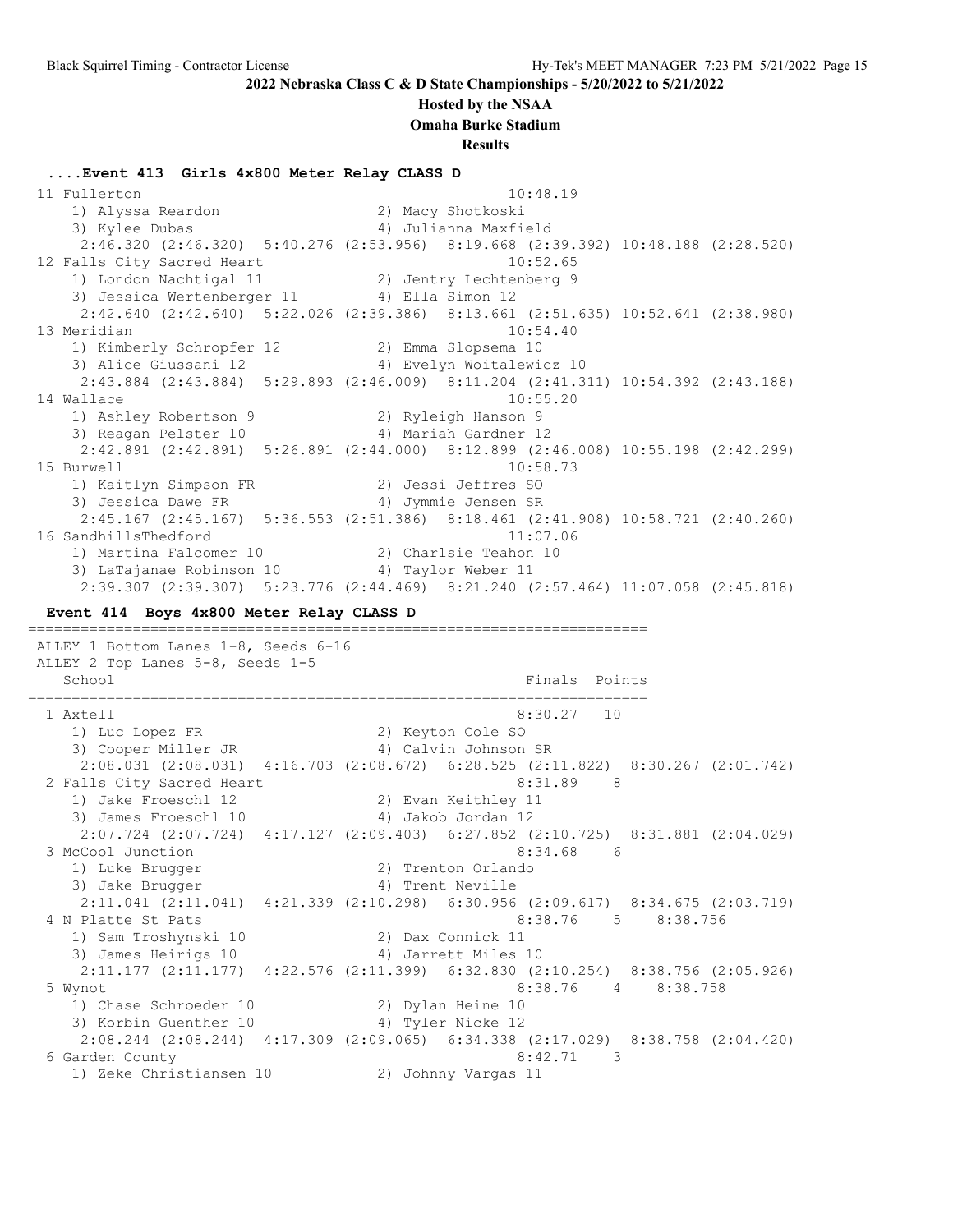## 2022 Nebraska Class C & D State Championships - 5/20/2022 to 5/21/2022

**Hosted by the NSAA**

**Omaha Burke Stadium**

**Results**

### ....Event 413 Girls 4x800 Meter Relay CLASS D

```
 11 Fullerton                                        10:48.19
    1) Alyssa Reardon                  2) Macy Shotkoski
    3) Kylee Dubas                     4) Julianna Maxfield
     2:46.320 (2:46.320)  5:40.276 (2:53.956)  8:19.668 (2:39.392) 10:48.188 (2:28.520)
 12 Falls City Sacred Heart                          10:52.65
    1) London Nachtigal 11             2) Jentry Lechtenberg 9
    3) Jessica Wertenberger 11         4) Ella Simon 12
     2:42.640 (2:42.640)  5:22.026 (2:39.386)  8:13.661 (2:51.635) 10:52.641 (2:38.980)
 13 Meridian                                         10:54.40
    1) Kimberly Schropfer 12           2) Emma Slopsema 10
    3) Alice Giussani 12               4) Evelyn Woitalewicz 10
     2:43.884 (2:43.884)  5:29.893 (2:46.009)  8:11.204 (2:41.311) 10:54.392 (2:43.188)
 14 Wallace                                          10:55.20
    1) Ashley Robertson 9              2) Ryleigh Hanson 9
    3) Reagan Pelster 10               4) Mariah Gardner 12
     2:42.891 (2:42.891)  5:26.891 (2:44.000)  8:12.899 (2:46.008) 10:55.198 (2:42.299)
 15 Burwell                                          10:58.73
    1) Kaitlyn Simpson FR              2) Jessi Jeffres SO
    3) Jessica Dawe FR                 4) Jymmie Jensen SR
     2:45.167 (2:45.167)  5:36.553 (2:51.386)  8:18.461 (2:41.908) 10:58.721 (2:40.260)
 16 SandhillsThedford                                11:07.06
    1) Martina Falcomer 10             2) Charlsie Teahon 10
    3) LaTajanae Robinson 10           4) Taylor Weber 11
     2:39.307 (2:39.307)  5:23.776 (2:44.469)  8:21.240 (2:57.464) 11:07.058 (2:45.818)
```

### Event 414 Boys 4x800 Meter Relay CLASS D

```
=======================================================================
 ALLEY 1 Bottom Lanes 1-8, Seeds 6-16
 ALLEY 2 Top Lanes 5-8, Seeds 1-5
    School                                           Finals  Points
=======================================================================
  1 Axtell                                          8:30.27   10
    1) Luc Lopez FR                    2) Keyton Cole SO
    3) Cooper Miller JR                4) Calvin Johnson SR
     2:08.031 (2:08.031)  4:16.703 (2:08.672)  6:28.525 (2:11.822)  8:30.267 (2:01.742)
  2 Falls City Sacred Heart                         8:31.89    8
    1) Jake Froeschl 12                2) Evan Keithley 11
    3) James Froeschl 10               4) Jakob Jordan 12
     2:07.724 (2:07.724)  4:17.127 (2:09.403)  6:27.852 (2:10.725)  8:31.881 (2:04.029)
  3 McCool Junction                                 8:34.68    6
    1) Luke Brugger                    2) Trenton Orlando
    3) Jake Brugger                    4) Trent Neville
     2:11.041 (2:11.041)  4:21.339 (2:10.298)  6:30.956 (2:09.617)  8:34.675 (2:03.719)
  4 N Platte St Pats                                8:38.76    5    8:38.756
    1) Sam Troshynski 10               2) Dax Connick 11
    3) James Heirigs 10                4) Jarrett Miles 10
     2:11.177 (2:11.177)  4:22.576 (2:11.399)  6:32.830 (2:10.254)  8:38.756 (2:05.926)
  5 Wynot                                           8:38.76    4    8:38.758
    1) Chase Schroeder 10              2) Dylan Heine 10
    3) Korbin Guenther 10              4) Tyler Nicke 12
     2:08.244 (2:08.244)  4:17.309 (2:09.065)  6:34.338 (2:17.029)  8:38.758 (2:04.420)
  6 Garden County                                   8:42.71    3
    1) Zeke Christiansen 10            2) Johnny Vargas 11
```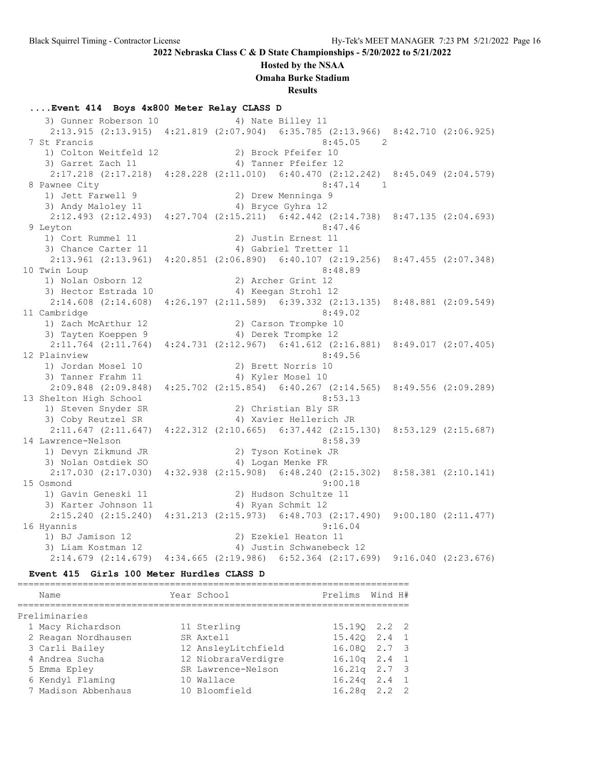# 2022 Nebraska Class C & D State Championships - 5/20/2022 to 5/21/2022

**Hosted by the NSAA**

**Omaha Burke Stadium**

**Results**

### ....Event 414 Boys 4x800 Meter Relay CLASS D

```
    3) Gunner Roberson 10             4) Nate Billey 11
     2:13.915 (2:13.915)  4:21.819 (2:07.904)  6:35.785 (2:13.966)  8:42.710 (2:06.925)
  7 St Francis                                            8:45.05    2
     1) Colton Weitfeld 12            2) Brock Pfeifer 10
     3) Garret Zach 11                4) Tanner Pfeifer 12
     2:17.218 (2:17.218)  4:28.228 (2:11.010)  6:40.470 (2:12.242)  8:45.049 (2:04.579)
  8 Pawnee City                                           8:47.14    1
     1) Jett Farwell 9                2) Drew Menninga 9
     3) Andy Maloley 11               4) Bryce Gyhra 12
     2:12.493 (2:12.493)  4:27.704 (2:15.211)  6:42.442 (2:14.738)  8:47.135 (2:04.693)
  9 Leyton                                                8:47.46
     1) Cort Rummel 11                2) Justin Ernest 11
     3) Chance Carter 11              4) Gabriel Tretter 11
     2:13.961 (2:13.961)  4:20.851 (2:06.890)  6:40.107 (2:19.256)  8:47.455 (2:07.348)
 10 Twin Loup                                             8:48.89
     1) Nolan Osborn 12               2) Archer Grint 12
     3) Hector Estrada 10             4) Keegan Strohl 12
     2:14.608 (2:14.608)  4:26.197 (2:11.589)  6:39.332 (2:13.135)  8:48.881 (2:09.549)
 11 Cambridge                                             8:49.02
     1) Zach McArthur 12              2) Carson Trompke 10
     3) Tayten Koeppen 9              4) Derek Trompke 12
     2:11.764 (2:11.764)  4:24.731 (2:12.967)  6:41.612 (2:16.881)  8:49.017 (2:07.405)
 12 Plainview                                             8:49.56
     1) Jordan Mosel 10               2) Brett Norris 10
     3) Tanner Frahm 11               4) Kyler Mosel 10
     2:09.848 (2:09.848)  4:25.702 (2:15.854)  6:40.267 (2:14.565)  8:49.556 (2:09.289)
 13 Shelton High School                                   8:53.13
     1) Steven Snyder SR              2) Christian Bly SR
     3) Coby Reutzel SR               4) Xavier Hellerich JR
     2:11.647 (2:11.647)  4:22.312 (2:10.665)  6:37.442 (2:15.130)  8:53.129 (2:15.687)
 14 Lawrence-Nelson                                       8:58.39
     1) Devyn Zikmund JR              2) Tyson Kotinek JR
     3) Nolan Ostdiek SO              4) Logan Menke FR
     2:17.030 (2:17.030)  4:32.938 (2:15.908)  6:48.240 (2:15.302)  8:58.381 (2:10.141)
 15 Osmond                                                9:00.18
     1) Gavin Geneski 11              2) Hudson Schultze 11
     3) Karter Johnson 11             4) Ryan Schmit 12
     2:15.240 (2:15.240)  4:31.213 (2:15.973)  6:48.703 (2:17.490)  9:00.180 (2:11.477)
 16 Hyannis                                               9:16.04
     1) BJ Jamison 12                 2) Ezekiel Heaton 11
     3) Liam Kostman 12               4) Justin Schwanebeck 12
     2:14.679 (2:14.679)  4:34.665 (2:19.986)  6:52.364 (2:17.699)  9:16.040 (2:23.676)
```

### Event 415 Girls 100 Meter Hurdles CLASS D

**Preliminaries**

| | Name | Year | School | Prelims | Wind | H# |
|---|---|---|---|---|---|---|
| 1 | Macy Richardson | 11 | Sterling | 15.19Q | 2.2 | 2 |
| 2 | Reagan Nordhausen | SR | Axtell | 15.42Q | 2.4 | 1 |
| 3 | Carli Bailey | 12 | AnsleyLitchfield | 16.08Q | 2.7 | 3 |
| 4 | Andrea Sucha | 12 | NiobraraVerdigre | 16.10q | 2.4 | 1 |
| 5 | Emma Epley | SR | Lawrence-Nelson | 16.21q | 2.7 | 3 |
| 6 | Kendyl Flaming | 10 | Wallace | 16.24q | 2.4 | 1 |
| 7 | Madison Abbenhaus | 10 | Bloomfield | 16.28q | 2.2 | 2 |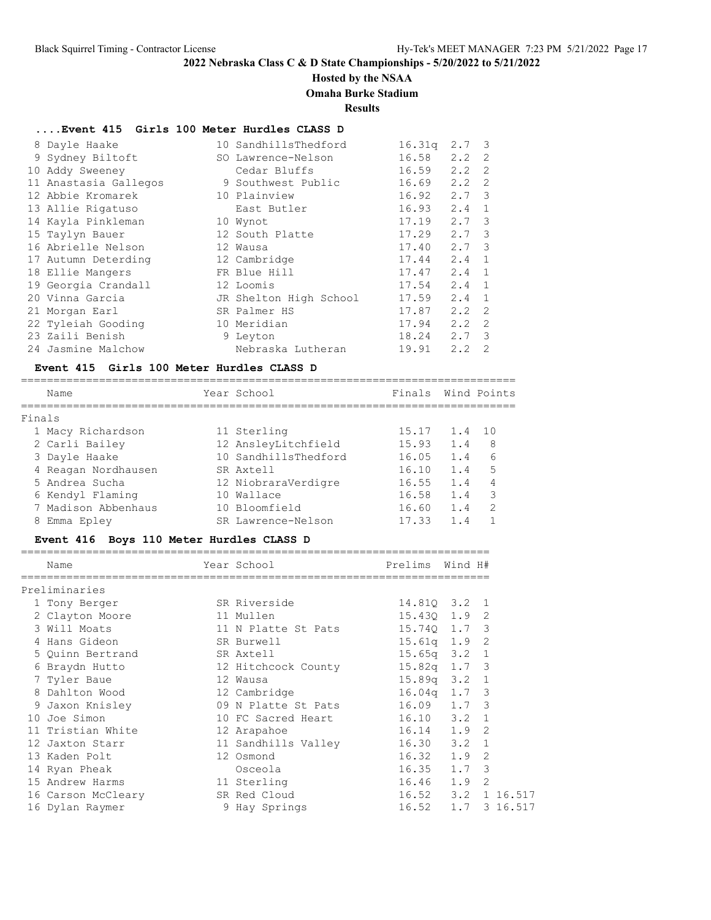## 2022 Nebraska Class C & D State Championships - 5/20/2022 to 5/21/2022

**Hosted by the NSAA**

**Omaha Burke Stadium**

**Results**

### ....Event 415 Girls 100 Meter Hurdles CLASS D

| Place | Name | Year | School | Prelims | Wind | H# |
|---|---|---|---|---|---|---|
| 8 | Dayle Haake | 10 | SandhillsThedford | 16.31q | 2.7 | 3 |
| 9 | Sydney Biltoft | SO | Lawrence-Nelson | 16.58 | 2.2 | 2 |
| 10 | Addy Sweeney | | Cedar Bluffs | 16.59 | 2.2 | 2 |
| 11 | Anastasia Gallegos | 9 | Southwest Public | 16.69 | 2.2 | 2 |
| 12 | Abbie Kromarek | 10 | Plainview | 16.92 | 2.7 | 3 |
| 13 | Allie Rigatuso | | East Butler | 16.93 | 2.4 | 1 |
| 14 | Kayla Pinkleman | 10 | Wynot | 17.19 | 2.7 | 3 |
| 15 | Taylyn Bauer | 12 | South Platte | 17.29 | 2.7 | 3 |
| 16 | Abrielle Nelson | 12 | Wausa | 17.40 | 2.7 | 3 |
| 17 | Autumn Deterding | 12 | Cambridge | 17.44 | 2.4 | 1 |
| 18 | Ellie Mangers | FR | Blue Hill | 17.47 | 2.4 | 1 |
| 19 | Georgia Crandall | 12 | Loomis | 17.54 | 2.4 | 1 |
| 20 | Vinna Garcia | JR | Shelton High School | 17.59 | 2.4 | 1 |
| 21 | Morgan Earl | SR | Palmer HS | 17.87 | 2.2 | 2 |
| 22 | Tyleiah Gooding | 10 | Meridian | 17.94 | 2.2 | 2 |
| 23 | Zaili Benish | 9 | Leyton | 18.24 | 2.7 | 3 |
| 24 | Jasmine Malchow | | Nebraska Lutheran | 19.91 | 2.2 | 2 |

### Event 415 Girls 100 Meter Hurdles CLASS D

**Finals**

| Place | Name | Year | School | Finals | Wind | Points |
|---|---|---|---|---|---|---|
| 1 | Macy Richardson | 11 | Sterling | 15.17 | 1.4 | 10 |
| 2 | Carli Bailey | 12 | AnsleyLitchfield | 15.93 | 1.4 | 8 |
| 3 | Dayle Haake | 10 | SandhillsThedford | 16.05 | 1.4 | 6 |
| 4 | Reagan Nordhausen | SR | Axtell | 16.10 | 1.4 | 5 |
| 5 | Andrea Sucha | 12 | NiobraraVerdigre | 16.55 | 1.4 | 4 |
| 6 | Kendyl Flaming | 10 | Wallace | 16.58 | 1.4 | 3 |
| 7 | Madison Abbenhaus | 10 | Bloomfield | 16.60 | 1.4 | 2 |
| 8 | Emma Epley | SR | Lawrence-Nelson | 17.33 | 1.4 | 1 |

### Event 416 Boys 110 Meter Hurdles CLASS D

**Preliminaries**

| Place | Name | Year | School | Prelims | Wind | H# | |
|---|---|---|---|---|---|---|---|
| 1 | Tony Berger | SR | Riverside | 14.81Q | 3.2 | 1 | |
| 2 | Clayton Moore | 11 | Mullen | 15.43Q | 1.9 | 2 | |
| 3 | Will Moats | 11 | N Platte St Pats | 15.74Q | 1.7 | 3 | |
| 4 | Hans Gideon | SR | Burwell | 15.61q | 1.9 | 2 | |
| 5 | Quinn Bertrand | SR | Axtell | 15.65q | 3.2 | 1 | |
| 6 | Braydn Hutto | 12 | Hitchcock County | 15.82q | 1.7 | 3 | |
| 7 | Tyler Baue | 12 | Wausa | 15.89q | 3.2 | 1 | |
| 8 | Dahlton Wood | 12 | Cambridge | 16.04q | 1.7 | 3 | |
| 9 | Jaxon Knisley | 09 | N Platte St Pats | 16.09 | 1.7 | 3 | |
| 10 | Joe Simon | 10 | FC Sacred Heart | 16.10 | 3.2 | 1 | |
| 11 | Tristian White | 12 | Arapahoe | 16.14 | 1.9 | 2 | |
| 12 | Jaxton Starr | 11 | Sandhills Valley | 16.30 | 3.2 | 1 | |
| 13 | Kaden Polt | 12 | Osmond | 16.32 | 1.9 | 2 | |
| 14 | Ryan Pheak | | Osceola | 16.35 | 1.7 | 3 | |
| 15 | Andrew Harms | 11 | Sterling | 16.46 | 1.9 | 2 | |
| 16 | Carson McCleary | SR | Red Cloud | 16.52 | 3.2 | 1 | 16.517 |
| 16 | Dylan Raymer | 9 | Hay Springs | 16.52 | 1.7 | 3 | 16.517 |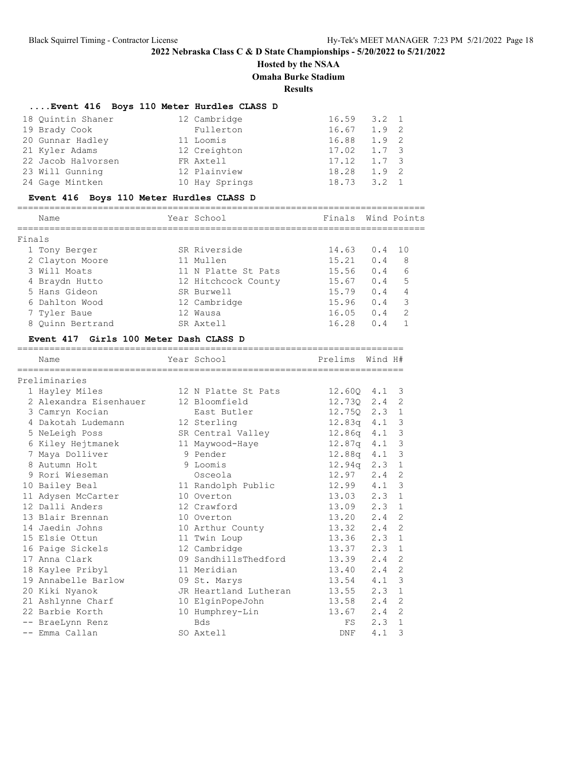## 2022 Nebraska Class C & D State Championships - 5/20/2022 to 5/21/2022

**Hosted by the NSAA**

**Omaha Burke Stadium**

**Results**

### ....Event 416 Boys 110 Meter Hurdles CLASS D

| Place | Name | Year | School | Prelims | Wind | H# |
|---|---|---|---|---|---|---|
| 18 | Quintin Shaner | 12 | Cambridge | 16.59 | 3.2 | 1 |
| 19 | Brady Cook | | Fullerton | 16.67 | 1.9 | 2 |
| 20 | Gunnar Hadley | 11 | Loomis | 16.88 | 1.9 | 2 |
| 21 | Kyler Adams | 12 | Creighton | 17.02 | 1.7 | 3 |
| 22 | Jacob Halvorsen | FR | Axtell | 17.12 | 1.7 | 3 |
| 23 | Will Gunning | 12 | Plainview | 18.28 | 1.9 | 2 |
| 24 | Gage Mintken | 10 | Hay Springs | 18.73 | 3.2 | 1 |

### Event 416 Boys 110 Meter Hurdles CLASS D

| Place | Name | Year | School | Finals | Wind | Points |
|---|---|---|---|---|---|---|
| **Finals** | | | | | | |
| 1 | Tony Berger | SR | Riverside | 14.63 | 0.4 | 10 |
| 2 | Clayton Moore | 11 | Mullen | 15.21 | 0.4 | 8 |
| 3 | Will Moats | 11 | N Platte St Pats | 15.56 | 0.4 | 6 |
| 4 | Braydn Hutto | 12 | Hitchcock County | 15.67 | 0.4 | 5 |
| 5 | Hans Gideon | SR | Burwell | 15.79 | 0.4 | 4 |
| 6 | Dahlton Wood | 12 | Cambridge | 15.96 | 0.4 | 3 |
| 7 | Tyler Baue | 12 | Wausa | 16.05 | 0.4 | 2 |
| 8 | Quinn Bertrand | SR | Axtell | 16.28 | 0.4 | 1 |

### Event 417 Girls 100 Meter Dash CLASS D

| Place | Name | Year | School | Prelims | Wind | H# |
|---|---|---|---|---|---|---|
| **Preliminaries** | | | | | | |
| 1 | Hayley Miles | 12 | N Platte St Pats | 12.60Q | 4.1 | 3 |
| 2 | Alexandra Eisenhauer | 12 | Bloomfield | 12.73Q | 2.4 | 2 |
| 3 | Camryn Kocian | | East Butler | 12.75Q | 2.3 | 1 |
| 4 | Dakotah Ludemann | 12 | Sterling | 12.83q | 4.1 | 3 |
| 5 | NeLeigh Poss | SR | Central Valley | 12.86q | 4.1 | 3 |
| 6 | Kiley Hejtmanek | 11 | Maywood-Haye | 12.87q | 4.1 | 3 |
| 7 | Maya Dolliver | 9 | Pender | 12.88q | 4.1 | 3 |
| 8 | Autumn Holt | 9 | Loomis | 12.94q | 2.3 | 1 |
| 9 | Rori Wieseman | | Osceola | 12.97 | 2.4 | 2 |
| 10 | Bailey Beal | 11 | Randolph Public | 12.99 | 4.1 | 3 |
| 11 | Adysen McCarter | 10 | Overton | 13.03 | 2.3 | 1 |
| 12 | Dalli Anders | 12 | Crawford | 13.09 | 2.3 | 1 |
| 13 | Blair Brennan | 10 | Overton | 13.20 | 2.4 | 2 |
| 14 | Jaedin Johns | 10 | Arthur County | 13.32 | 2.4 | 2 |
| 15 | Elsie Ottun | 11 | Twin Loup | 13.36 | 2.3 | 1 |
| 16 | Paige Sickels | 12 | Cambridge | 13.37 | 2.3 | 1 |
| 17 | Anna Clark | 09 | SandhillsThedford | 13.39 | 2.4 | 2 |
| 18 | Kaylee Pribyl | 11 | Meridian | 13.40 | 2.4 | 2 |
| 19 | Annabelle Barlow | 09 | St. Marys | 13.54 | 4.1 | 3 |
| 20 | Kiki Nyanok | JR | Heartland Lutheran | 13.55 | 2.3 | 1 |
| 21 | Ashlynne Charf | 10 | ElginPopeJohn | 13.58 | 2.4 | 2 |
| 22 | Barbie Korth | 10 | Humphrey-Lin | 13.67 | 2.4 | 2 |
| -- | BraeLynn Renz | | Bds | FS | 2.3 | 1 |
| -- | Emma Callan | SO | Axtell | DNF | 4.1 | 3 |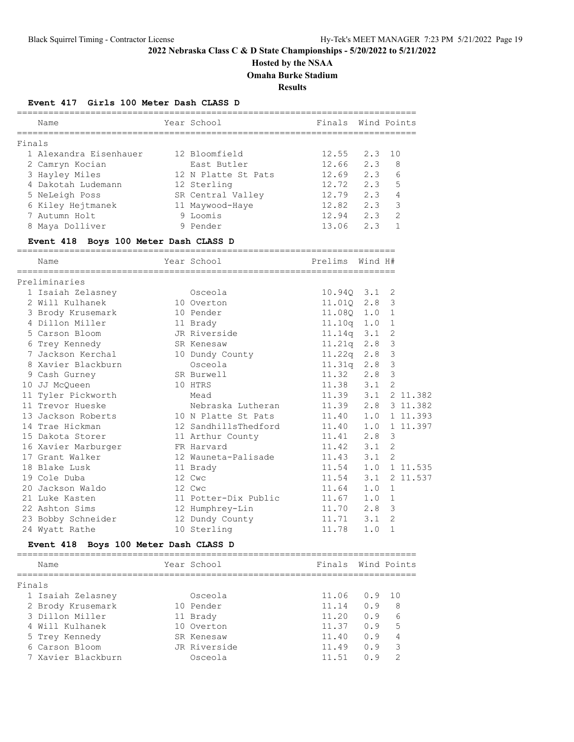## 2022 Nebraska Class C & D State Championships - 5/20/2022 to 5/21/2022

### Hosted by the NSAA

### Omaha Burke Stadium

### Results

#### Event 417 Girls 100 Meter Dash CLASS D

Finals

| Place | Name | Year | School | Finals | Wind | Points |
|---|---|---|---|---|---|---|
| 1 | Alexandra Eisenhauer | 12 | Bloomfield | 12.55 | 2.3 | 10 |
| 2 | Camryn Kocian | | East Butler | 12.66 | 2.3 | 8 |
| 3 | Hayley Miles | 12 | N Platte St Pats | 12.69 | 2.3 | 6 |
| 4 | Dakotah Ludemann | 12 | Sterling | 12.72 | 2.3 | 5 |
| 5 | NeLeigh Poss | SR | Central Valley | 12.79 | 2.3 | 4 |
| 6 | Kiley Hejtmanek | 11 | Maywood-Haye | 12.82 | 2.3 | 3 |
| 7 | Autumn Holt | 9 | Loomis | 12.94 | 2.3 | 2 |
| 8 | Maya Dolliver | 9 | Pender | 13.06 | 2.3 | 1 |

#### Event 418 Boys 100 Meter Dash CLASS D

Preliminaries

| Place | Name | Year | School | Prelims | Wind | H# | |
|---|---|---|---|---|---|---|---|
| 1 | Isaiah Zelasney | | Osceola | 10.94Q | 3.1 | 2 | |
| 2 | Will Kulhanek | 10 | Overton | 11.01Q | 2.8 | 3 | |
| 3 | Brody Krusemark | 10 | Pender | 11.08Q | 1.0 | 1 | |
| 4 | Dillon Miller | 11 | Brady | 11.10q | 1.0 | 1 | |
| 5 | Carson Bloom | JR | Riverside | 11.14q | 3.1 | 2 | |
| 6 | Trey Kennedy | SR | Kenesaw | 11.21q | 2.8 | 3 | |
| 7 | Jackson Kerchal | 10 | Dundy County | 11.22q | 2.8 | 3 | |
| 8 | Xavier Blackburn | | Osceola | 11.31q | 2.8 | 3 | |
| 9 | Cash Gurney | SR | Burwell | 11.32 | 2.8 | 3 | |
| 10 | JJ McQueen | 10 | HTRS | 11.38 | 3.1 | 2 | |
| 11 | Tyler Pickworth | | Mead | 11.39 | 3.1 | 2 | 11.382 |
| 11 | Trevor Hueske | | Nebraska Lutheran | 11.39 | 2.8 | 3 | 11.382 |
| 13 | Jackson Roberts | 10 | N Platte St Pats | 11.40 | 1.0 | 1 | 11.393 |
| 14 | Trae Hickman | 12 | SandhillsThedford | 11.40 | 1.0 | 1 | 11.397 |
| 15 | Dakota Storer | 11 | Arthur County | 11.41 | 2.8 | 3 | |
| 16 | Xavier Marburger | FR | Harvard | 11.42 | 3.1 | 2 | |
| 17 | Grant Walker | 12 | Wauneta-Palisade | 11.43 | 3.1 | 2 | |
| 18 | Blake Lusk | 11 | Brady | 11.54 | 1.0 | 1 | 11.535 |
| 19 | Cole Duba | 12 | Cwc | 11.54 | 3.1 | 2 | 11.537 |
| 20 | Jackson Waldo | 12 | Cwc | 11.64 | 1.0 | 1 | |
| 21 | Luke Kasten | 11 | Potter-Dix Public | 11.67 | 1.0 | 1 | |
| 22 | Ashton Sims | 12 | Humphrey-Lin | 11.70 | 2.8 | 3 | |
| 23 | Bobby Schneider | 12 | Dundy County | 11.71 | 3.1 | 2 | |
| 24 | Wyatt Rathe | 10 | Sterling | 11.78 | 1.0 | 1 | |

#### Event 418 Boys 100 Meter Dash CLASS D

Finals

| Place | Name | Year | School | Finals | Wind | Points |
|---|---|---|---|---|---|---|
| 1 | Isaiah Zelasney | | Osceola | 11.06 | 0.9 | 10 |
| 2 | Brody Krusemark | 10 | Pender | 11.14 | 0.9 | 8 |
| 3 | Dillon Miller | 11 | Brady | 11.20 | 0.9 | 6 |
| 4 | Will Kulhanek | 10 | Overton | 11.37 | 0.9 | 5 |
| 5 | Trey Kennedy | SR | Kenesaw | 11.40 | 0.9 | 4 |
| 6 | Carson Bloom | JR | Riverside | 11.49 | 0.9 | 3 |
| 7 | Xavier Blackburn | | Osceola | 11.51 | 0.9 | 2 |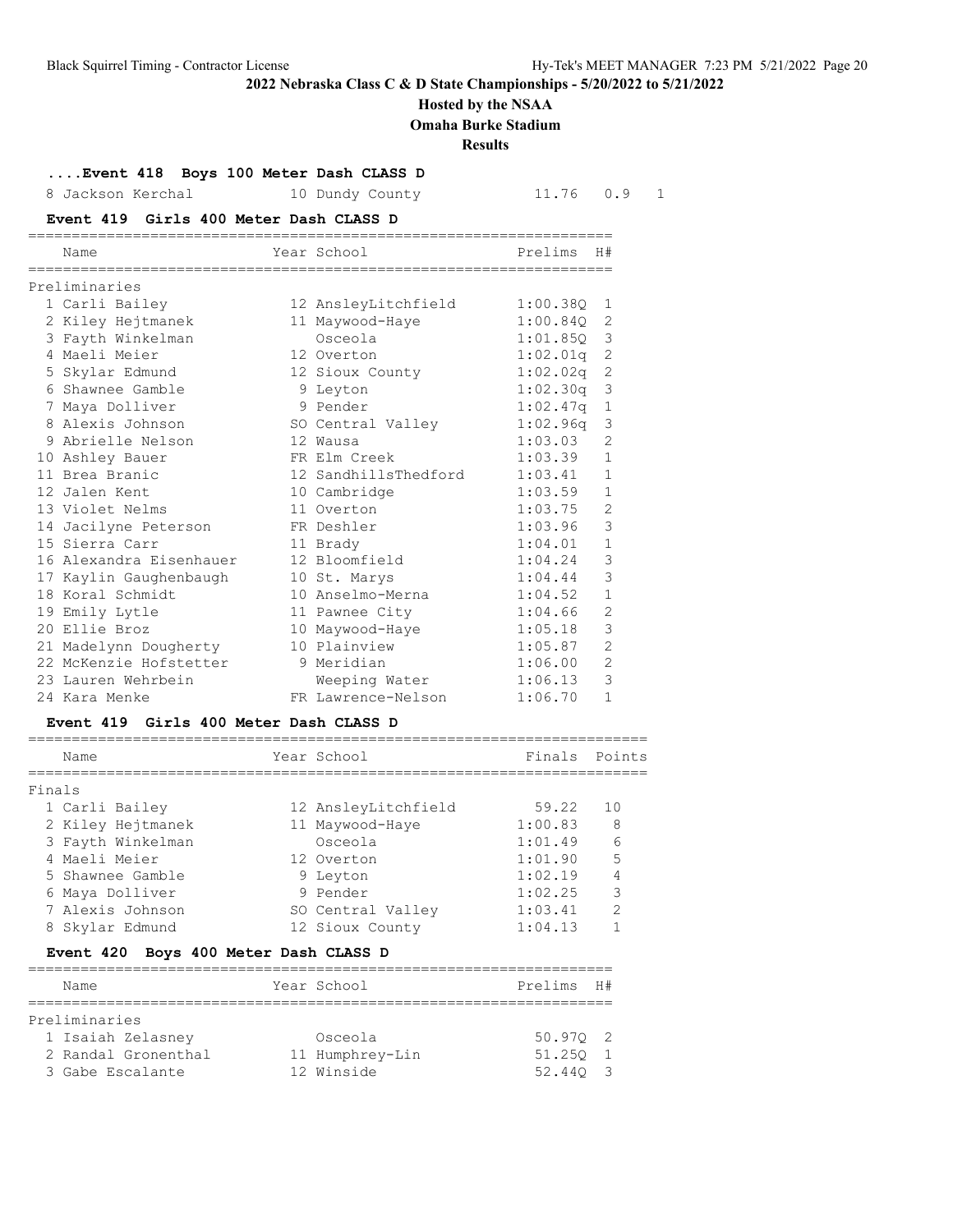**2022 Nebraska Class C & D State Championships - 5/20/2022 to 5/21/2022**

**Hosted by the NSAA**

**Omaha Burke Stadium**

**Results**

### ....Event 418 Boys 100 Meter Dash CLASS D

| Name | Year | School | Finals | Wind | H# |
|---|---|---|---|---|---|
| 8 Jackson Kerchal | 10 | Dundy County | 11.76 | 0.9 | 1 |

### Event 419 Girls 400 Meter Dash CLASS D

| Name | Year | School | Prelims | H# |
|---|---|---|---|---|
| **Preliminaries** | | | | |
| 1 Carli Bailey | 12 | AnsleyLitchfield | 1:00.38Q | 1 |
| 2 Kiley Hejtmanek | 11 | Maywood-Haye | 1:00.84Q | 2 |
| 3 Fayth Winkelman | | Osceola | 1:01.85Q | 3 |
| 4 Maeli Meier | 12 | Overton | 1:02.01q | 2 |
| 5 Skylar Edmund | 12 | Sioux County | 1:02.02q | 2 |
| 6 Shawnee Gamble | 9 | Leyton | 1:02.30q | 3 |
| 7 Maya Dolliver | 9 | Pender | 1:02.47q | 1 |
| 8 Alexis Johnson | SO | Central Valley | 1:02.96q | 3 |
| 9 Abrielle Nelson | 12 | Wausa | 1:03.03 | 2 |
| 10 Ashley Bauer | FR | Elm Creek | 1:03.39 | 1 |
| 11 Brea Branic | 12 | SandhillsThedford | 1:03.41 | 1 |
| 12 Jalen Kent | 10 | Cambridge | 1:03.59 | 1 |
| 13 Violet Nelms | 11 | Overton | 1:03.75 | 2 |
| 14 Jacilyne Peterson | FR | Deshler | 1:03.96 | 3 |
| 15 Sierra Carr | 11 | Brady | 1:04.01 | 1 |
| 16 Alexandra Eisenhauer | 12 | Bloomfield | 1:04.24 | 3 |
| 17 Kaylin Gaughenbaugh | 10 | St. Marys | 1:04.44 | 3 |
| 18 Koral Schmidt | 10 | Anselmo-Merna | 1:04.52 | 1 |
| 19 Emily Lytle | 11 | Pawnee City | 1:04.66 | 2 |
| 20 Ellie Broz | 10 | Maywood-Haye | 1:05.18 | 3 |
| 21 Madelynn Dougherty | 10 | Plainview | 1:05.87 | 2 |
| 22 McKenzie Hofstetter | 9 | Meridian | 1:06.00 | 2 |
| 23 Lauren Wehrbein | | Weeping Water | 1:06.13 | 3 |
| 24 Kara Menke | FR | Lawrence-Nelson | 1:06.70 | 1 |

### Event 419 Girls 400 Meter Dash CLASS D

| Name | Year | School | Finals | Points |
|---|---|---|---|---|
| **Finals** | | | | |
| 1 Carli Bailey | 12 | AnsleyLitchfield | 59.22 | 10 |
| 2 Kiley Hejtmanek | 11 | Maywood-Haye | 1:00.83 | 8 |
| 3 Fayth Winkelman | | Osceola | 1:01.49 | 6 |
| 4 Maeli Meier | 12 | Overton | 1:01.90 | 5 |
| 5 Shawnee Gamble | 9 | Leyton | 1:02.19 | 4 |
| 6 Maya Dolliver | 9 | Pender | 1:02.25 | 3 |
| 7 Alexis Johnson | SO | Central Valley | 1:03.41 | 2 |
| 8 Skylar Edmund | 12 | Sioux County | 1:04.13 | 1 |

### Event 420 Boys 400 Meter Dash CLASS D

| Name | Year | School | Prelims | H# |
|---|---|---|---|---|
| **Preliminaries** | | | | |
| 1 Isaiah Zelasney | | Osceola | 50.97Q | 2 |
| 2 Randal Gronenthal | 11 | Humphrey-Lin | 51.25Q | 1 |
| 3 Gabe Escalante | 12 | Winside | 52.44Q | 3 |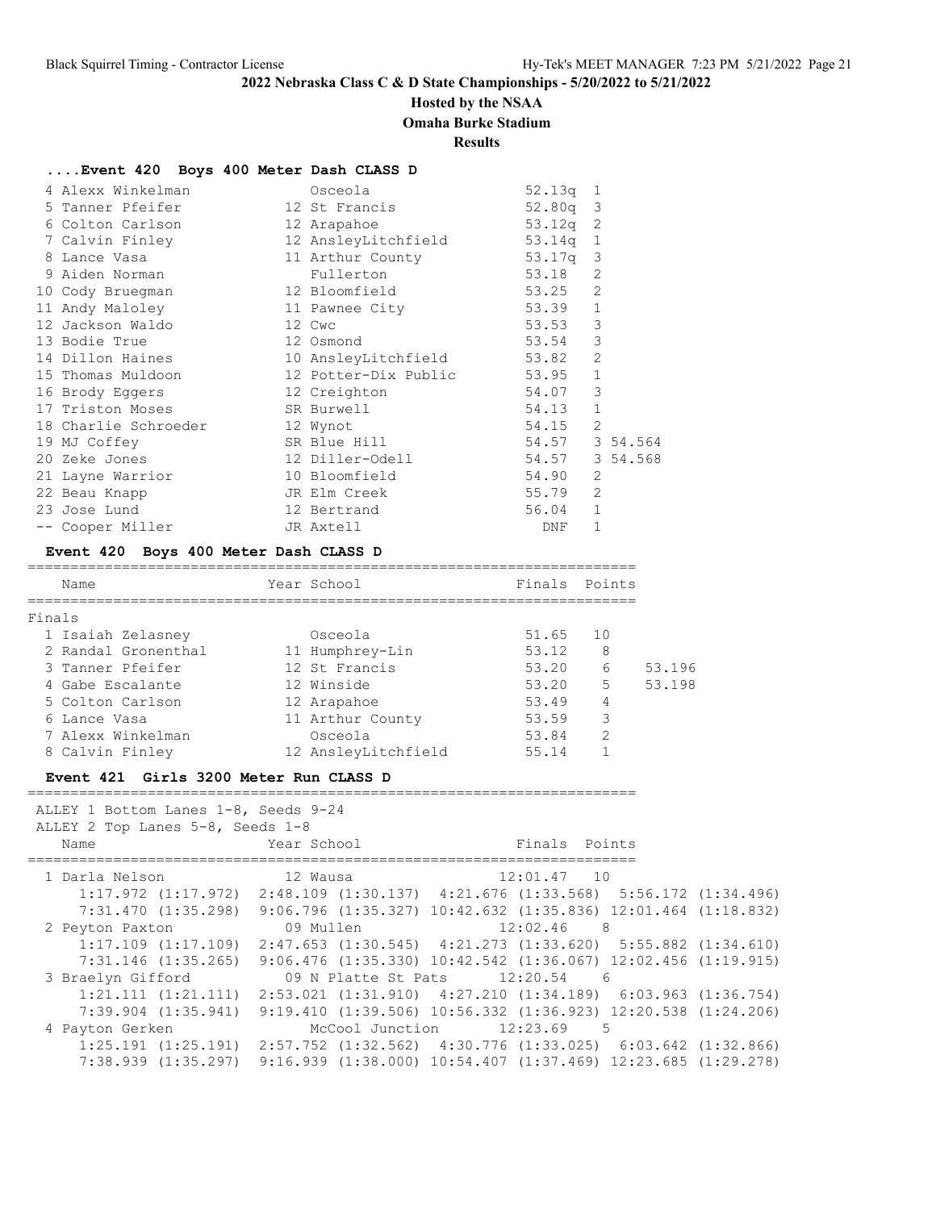## 2022 Nebraska Class C & D State Championships - 5/20/2022 to 5/21/2022

**Hosted by the NSAA**

**Omaha Burke Stadium**

**Results**

### ....Event 420 Boys 400 Meter Dash CLASS D

| Place | Name | Year | School | Prelims | H# | Tiebreak |
|---|---|---|---|---|---|---|
| 4 | Alexx Winkelman | | Osceola | 52.13q | 1 | |
| 5 | Tanner Pfeifer | 12 | St Francis | 52.80q | 3 | |
| 6 | Colton Carlson | 12 | Arapahoe | 53.12q | 2 | |
| 7 | Calvin Finley | 12 | AnsleyLitchfield | 53.14q | 1 | |
| 8 | Lance Vasa | 11 | Arthur County | 53.17q | 3 | |
| 9 | Aiden Norman | | Fullerton | 53.18 | 2 | |
| 10 | Cody Bruegman | 12 | Bloomfield | 53.25 | 2 | |
| 11 | Andy Maloley | 11 | Pawnee City | 53.39 | 1 | |
| 12 | Jackson Waldo | 12 | Cwc | 53.53 | 3 | |
| 13 | Bodie True | 12 | Osmond | 53.54 | 3 | |
| 14 | Dillon Haines | 10 | AnsleyLitchfield | 53.82 | 2 | |
| 15 | Thomas Muldoon | 12 | Potter-Dix Public | 53.95 | 1 | |
| 16 | Brody Eggers | 12 | Creighton | 54.07 | 3 | |
| 17 | Triston Moses | SR | Burwell | 54.13 | 1 | |
| 18 | Charlie Schroeder | 12 | Wynot | 54.15 | 2 | |
| 19 | MJ Coffey | SR | Blue Hill | 54.57 | 3 | 54.564 |
| 20 | Zeke Jones | 12 | Diller-Odell | 54.57 | 3 | 54.568 |
| 21 | Layne Warrior | 10 | Bloomfield | 54.90 | 2 | |
| 22 | Beau Knapp | JR | Elm Creek | 55.79 | 2 | |
| 23 | Jose Lund | 12 | Bertrand | 56.04 | 1 | |
| -- | Cooper Miller | JR | Axtell | DNF | 1 | |

### Event 420 Boys 400 Meter Dash CLASS D

Finals

| Place | Name | Year | School | Finals | Points | Tiebreak |
|---|---|---|---|---|---|---|
| 1 | Isaiah Zelasney | | Osceola | 51.65 | 10 | |
| 2 | Randal Gronenthal | 11 | Humphrey-Lin | 53.12 | 8 | |
| 3 | Tanner Pfeifer | 12 | St Francis | 53.20 | 6 | 53.196 |
| 4 | Gabe Escalante | 12 | Winside | 53.20 | 5 | 53.198 |
| 5 | Colton Carlson | 12 | Arapahoe | 53.49 | 4 | |
| 6 | Lance Vasa | 11 | Arthur County | 53.59 | 3 | |
| 7 | Alexx Winkelman | | Osceola | 53.84 | 2 | |
| 8 | Calvin Finley | 12 | AnsleyLitchfield | 55.14 | 1 | |

### Event 421 Girls 3200 Meter Run CLASS D

ALLEY 1 Bottom Lanes 1-8, Seeds 9-24
ALLEY 2 Top Lanes 5-8, Seeds 1-8

| Place | Name | Year | School | Finals | Points |
|---|---|---|---|---|---|
| 1 | Darla Nelson | 12 | Wausa | 12:01.47 | 10 |
| | 1:17.972 (1:17.972) 2:48.109 (1:30.137) 4:21.676 (1:33.568) 5:56.172 (1:34.496) 7:31.470 (1:35.298) 9:06.796 (1:35.327) 10:42.632 (1:35.836) 12:01.464 (1:18.832) | | | | |
| 2 | Peyton Paxton | 09 | Mullen | 12:02.46 | 8 |
| | 1:17.109 (1:17.109) 2:47.653 (1:30.545) 4:21.273 (1:33.620) 5:55.882 (1:34.610) 7:31.146 (1:35.265) 9:06.476 (1:35.330) 10:42.542 (1:36.067) 12:02.456 (1:19.915) | | | | |
| 3 | Braelyn Gifford | 09 | N Platte St Pats | 12:20.54 | 6 |
| | 1:21.111 (1:21.111) 2:53.021 (1:31.910) 4:27.210 (1:34.189) 6:03.963 (1:36.754) 7:39.904 (1:35.941) 9:19.410 (1:39.506) 10:56.332 (1:36.923) 12:20.538 (1:24.206) | | | | |
| 4 | Payton Gerken | | McCool Junction | 12:23.69 | 5 |
| | 1:25.191 (1:25.191) 2:57.752 (1:32.562) 4:30.776 (1:33.025) 6:03.642 (1:32.866) 7:38.939 (1:35.297) 9:16.939 (1:38.000) 10:54.407 (1:37.469) 12:23.685 (1:29.278) | | | | |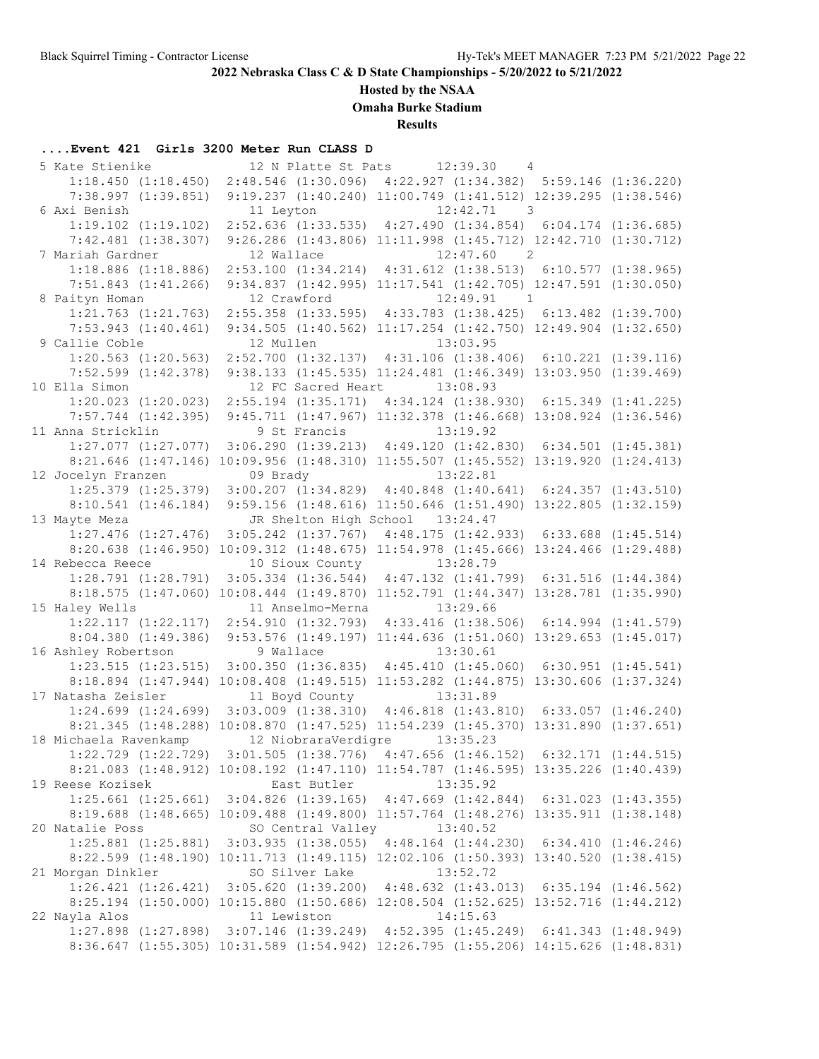**2022 Nebraska Class C & D State Championships - 5/20/2022 to 5/21/2022**

**Hosted by the NSAA**

**Omaha Burke Stadium**

**Results**

### ....Event 421 Girls 3200 Meter Run CLASS D

```
  5 Kate Stienike           12 N Platte St Pats     12:39.30    4  
      1:18.450 (1:18.450)  2:48.546 (1:30.096)  4:22.927 (1:34.382)  5:59.146 (1:36.220)
      7:38.997 (1:39.851)  9:19.237 (1:40.240) 11:00.749 (1:41.512) 12:39.295 (1:38.546)
  6 Axi Benish              11 Leyton               12:42.71    3  
      1:19.102 (1:19.102)  2:52.636 (1:33.535)  4:27.490 (1:34.854)  6:04.174 (1:36.685)
      7:42.481 (1:38.307)  9:26.286 (1:43.806) 11:11.998 (1:45.712) 12:42.710 (1:30.712)
  7 Mariah Gardner          12 Wallace              12:47.60    2  
      1:18.886 (1:18.886)  2:53.100 (1:34.214)  4:31.612 (1:38.513)  6:10.577 (1:38.965)
      7:51.843 (1:41.266)  9:34.837 (1:42.995) 11:17.541 (1:42.705) 12:47.591 (1:30.050)
  8 Paityn Homan            12 Crawford             12:49.91    1  
      1:21.763 (1:21.763)  2:55.358 (1:33.595)  4:33.783 (1:38.425)  6:13.482 (1:39.700)
      7:53.943 (1:40.461)  9:34.505 (1:40.562) 11:17.254 (1:42.750) 12:49.904 (1:32.650)
  9 Callie Coble            12 Mullen               13:03.95  
      1:20.563 (1:20.563)  2:52.700 (1:32.137)  4:31.106 (1:38.406)  6:10.221 (1:39.116)
      7:52.599 (1:42.378)  9:38.133 (1:45.535) 11:24.481 (1:46.349) 13:03.950 (1:39.469)
 10 Ella Simon              12 FC Sacred Heart      13:08.93  
      1:20.023 (1:20.023)  2:55.194 (1:35.171)  4:34.124 (1:38.930)  6:15.349 (1:41.225)
      7:57.744 (1:42.395)  9:45.711 (1:47.967) 11:32.378 (1:46.668) 13:08.924 (1:36.546)
 11 Anna Stricklin           9 St Francis           13:19.92  
      1:27.077 (1:27.077)  3:06.290 (1:39.213)  4:49.120 (1:42.830)  6:34.501 (1:45.381)
      8:21.646 (1:47.146) 10:09.956 (1:48.310) 11:55.507 (1:45.552) 13:19.920 (1:24.413)
 12 Jocelyn Franzen         09 Brady                13:22.81  
      1:25.379 (1:25.379)  3:00.207 (1:34.829)  4:40.848 (1:40.641)  6:24.357 (1:43.510)
      8:10.541 (1:46.184)  9:59.156 (1:48.616) 11:50.646 (1:51.490) 13:22.805 (1:32.159)
 13 Mayte Meza              JR Shelton High School  13:24.47  
      1:27.476 (1:27.476)  3:05.242 (1:37.767)  4:48.175 (1:42.933)  6:33.688 (1:45.514)
      8:20.638 (1:46.950) 10:09.312 (1:48.675) 11:54.978 (1:45.666) 13:24.466 (1:29.488)
 14 Rebecca Reece           10 Sioux County         13:28.79  
      1:28.791 (1:28.791)  3:05.334 (1:36.544)  4:47.132 (1:41.799)  6:31.516 (1:44.384)
      8:18.575 (1:47.060) 10:08.444 (1:49.870) 11:52.791 (1:44.347) 13:28.781 (1:35.990)
 15 Haley Wells             11 Anselmo-Merna        13:29.66  
      1:22.117 (1:22.117)  2:54.910 (1:32.793)  4:33.416 (1:38.506)  6:14.994 (1:41.579)
      8:04.380 (1:49.386)  9:53.576 (1:49.197) 11:44.636 (1:51.060) 13:29.653 (1:45.017)
 16 Ashley Robertson         9 Wallace              13:30.61  
      1:23.515 (1:23.515)  3:00.350 (1:36.835)  4:45.410 (1:45.060)  6:30.951 (1:45.541)
      8:18.894 (1:47.944) 10:08.408 (1:49.515) 11:53.282 (1:44.875) 13:30.606 (1:37.324)
 17 Natasha Zeisler         11 Boyd County          13:31.89  
      1:24.699 (1:24.699)  3:03.009 (1:38.310)  4:46.818 (1:43.810)  6:33.057 (1:46.240)
      8:21.345 (1:48.288) 10:08.870 (1:47.525) 11:54.239 (1:45.370) 13:31.890 (1:37.651)
 18 Michaela Ravenkamp      12 NiobraraVerdigre     13:35.23  
      1:22.729 (1:22.729)  3:01.505 (1:38.776)  4:47.656 (1:46.152)  6:32.171 (1:44.515)
      8:21.083 (1:48.912) 10:08.192 (1:47.110) 11:54.787 (1:46.595) 13:35.226 (1:40.439)
 19 Reese Kozisek              East Butler          13:35.92  
      1:25.661 (1:25.661)  3:04.826 (1:39.165)  4:47.669 (1:42.844)  6:31.023 (1:43.355)
      8:19.688 (1:48.665) 10:09.488 (1:49.800) 11:57.764 (1:48.276) 13:35.911 (1:38.148)
 20 Natalie Poss            SO Central Valley       13:40.52  
      1:25.881 (1:25.881)  3:03.935 (1:38.055)  4:48.164 (1:44.230)  6:34.410 (1:46.246)
      8:22.599 (1:48.190) 10:11.713 (1:49.115) 12:02.106 (1:50.393) 13:40.520 (1:38.415)
 21 Morgan Dinkler          SO Silver Lake          13:52.72  
      1:26.421 (1:26.421)  3:05.620 (1:39.200)  4:48.632 (1:43.013)  6:35.194 (1:46.562)
      8:25.194 (1:50.000) 10:15.880 (1:50.686) 12:08.504 (1:52.625) 13:52.716 (1:44.212)
 22 Nayla Alos              11 Lewiston             14:15.63  
      1:27.898 (1:27.898)  3:07.146 (1:39.249)  4:52.395 (1:45.249)  6:41.343 (1:48.949)
      8:36.647 (1:55.305) 10:31.589 (1:54.942) 12:26.795 (1:55.206) 14:15.626 (1:48.831)
```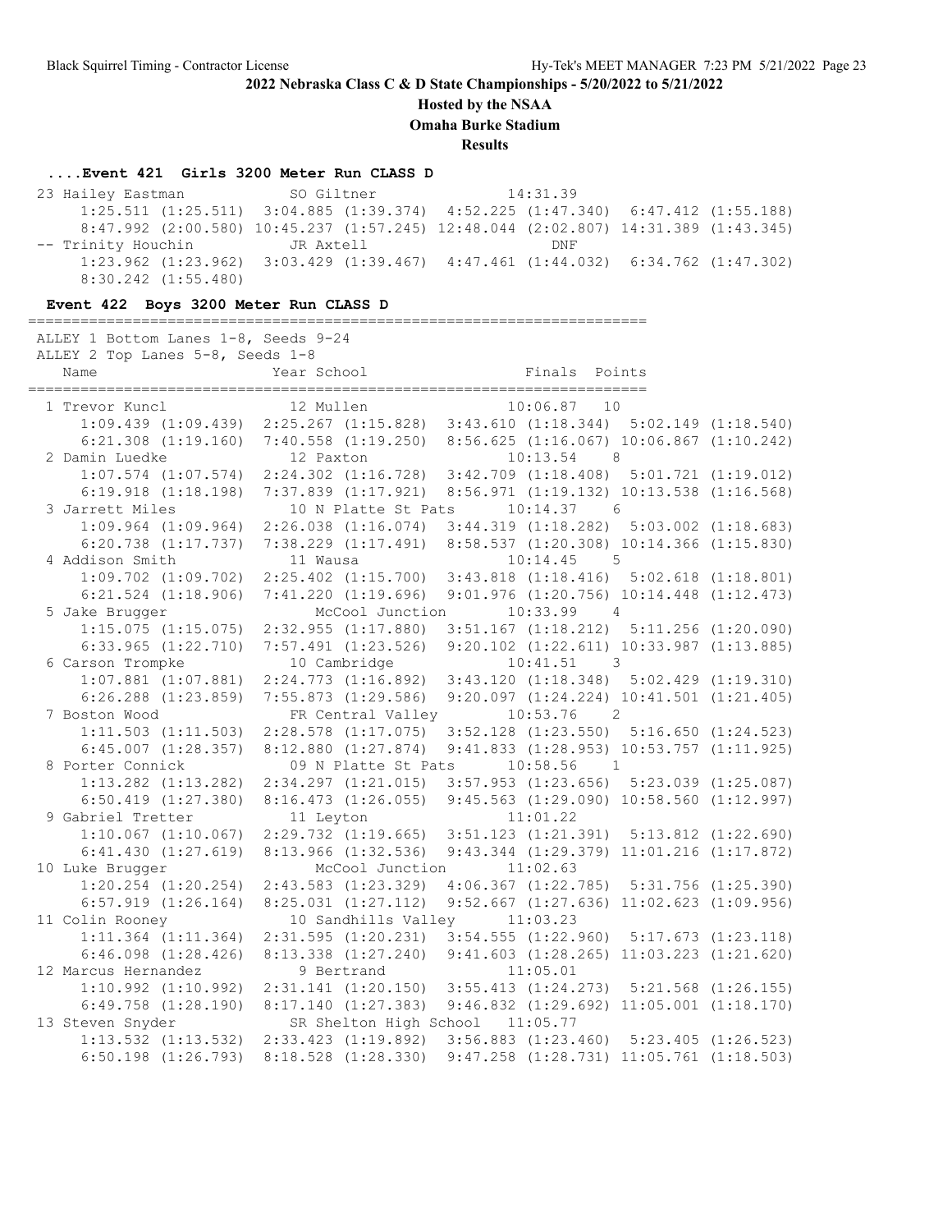**2022 Nebraska Class C & D State Championships - 5/20/2022 to 5/21/2022**

**Hosted by the NSAA**

**Omaha Burke Stadium**

**Results**

### ....Event 421 Girls 3200 Meter Run CLASS D

```
 23 Hailey Eastman          SO Giltner                14:31.39
      1:25.511 (1:25.511)  3:04.885 (1:39.374)  4:52.225 (1:47.340)  6:47.412 (1:55.188)
      8:47.992 (2:00.580) 10:45.237 (1:57.245) 12:48.044 (2:02.807) 14:31.389 (1:43.345)
 -- Trinity Houchin         JR Axtell                     DNF
      1:23.962 (1:23.962)  3:03.429 (1:39.467)  4:47.461 (1:44.032)  6:34.762 (1:47.302)
      8:30.242 (1:55.480)
```

### Event 422 Boys 3200 Meter Run CLASS D

```
=======================================================================
 ALLEY 1 Bottom Lanes 1-8, Seeds 9-24
 ALLEY 2 Top Lanes 5-8, Seeds 1-8
    Name                    Year School                 Finals  Points
=======================================================================
  1 Trevor Kuncl            12 Mullen                 10:06.87   10
      1:09.439 (1:09.439)  2:25.267 (1:15.828)  3:43.610 (1:18.344)  5:02.149 (1:18.540)
      6:21.308 (1:19.160)  7:40.558 (1:19.250)  8:56.625 (1:16.067) 10:06.867 (1:10.242)
  2 Damin Luedke            12 Paxton                 10:13.54    8
      1:07.574 (1:07.574)  2:24.302 (1:16.728)  3:42.709 (1:18.408)  5:01.721 (1:19.012)
      6:19.918 (1:18.198)  7:37.839 (1:17.921)  8:56.971 (1:19.132) 10:13.538 (1:16.568)
  3 Jarrett Miles           10 N Platte St Pats       10:14.37    6
      1:09.964 (1:09.964)  2:26.038 (1:16.074)  3:44.319 (1:18.282)  5:03.002 (1:18.683)
      6:20.738 (1:17.737)  7:38.229 (1:17.491)  8:58.537 (1:20.308) 10:14.366 (1:15.830)
  4 Addison Smith           11 Wausa                  10:14.45    5
      1:09.702 (1:09.702)  2:25.402 (1:15.700)  3:43.818 (1:18.416)  5:02.618 (1:18.801)
      6:21.524 (1:18.906)  7:41.220 (1:19.696)  9:01.976 (1:20.756) 10:14.448 (1:12.473)
  5 Jake Brugger               McCool Junction        10:33.99    4
      1:15.075 (1:15.075)  2:32.955 (1:17.880)  3:51.167 (1:18.212)  5:11.256 (1:20.090)
      6:33.965 (1:22.710)  7:57.491 (1:23.526)  9:20.102 (1:22.611) 10:33.987 (1:13.885)
  6 Carson Trompke          10 Cambridge              10:41.51    3
      1:07.881 (1:07.881)  2:24.773 (1:16.892)  3:43.120 (1:18.348)  5:02.429 (1:19.310)
      6:26.288 (1:23.859)  7:55.873 (1:29.586)  9:20.097 (1:24.224) 10:41.501 (1:21.405)
  7 Boston Wood             FR Central Valley         10:53.76    2
      1:11.503 (1:11.503)  2:28.578 (1:17.075)  3:52.128 (1:23.550)  5:16.650 (1:24.523)
      6:45.007 (1:28.357)  8:12.880 (1:27.874)  9:41.833 (1:28.953) 10:53.757 (1:11.925)
  8 Porter Connick          09 N Platte St Pats       10:58.56    1
      1:13.282 (1:13.282)  2:34.297 (1:21.015)  3:57.953 (1:23.656)  5:23.039 (1:25.087)
      6:50.419 (1:27.380)  8:16.473 (1:26.055)  9:45.563 (1:29.090) 10:58.560 (1:12.997)
  9 Gabriel Tretter         11 Leyton                 11:01.22
      1:10.067 (1:10.067)  2:29.732 (1:19.665)  3:51.123 (1:21.391)  5:13.812 (1:22.690)
      6:41.430 (1:27.619)  8:13.966 (1:32.536)  9:43.344 (1:29.379) 11:01.216 (1:17.872)
 10 Luke Brugger               McCool Junction        11:02.63
      1:20.254 (1:20.254)  2:43.583 (1:23.329)  4:06.367 (1:22.785)  5:31.756 (1:25.390)
      6:57.919 (1:26.164)  8:25.031 (1:27.112)  9:52.667 (1:27.636) 11:02.623 (1:09.956)
 11 Colin Rooney            10 Sandhills Valley       11:03.23
      1:11.364 (1:11.364)  2:31.595 (1:20.231)  3:54.555 (1:22.960)  5:17.673 (1:23.118)
      6:46.098 (1:28.426)  8:13.338 (1:27.240)  9:41.603 (1:28.265) 11:03.223 (1:21.620)
 12 Marcus Hernandez         9 Bertrand               11:05.01
      1:10.992 (1:10.992)  2:31.141 (1:20.150)  3:55.413 (1:24.273)  5:21.568 (1:26.155)
      6:49.758 (1:28.190)  8:17.140 (1:27.383)  9:46.832 (1:29.692) 11:05.001 (1:18.170)
 13 Steven Snyder           SR Shelton High School    11:05.77
      1:13.532 (1:13.532)  2:33.423 (1:19.892)  3:56.883 (1:23.460)  5:23.405 (1:26.523)
      6:50.198 (1:26.793)  8:18.528 (1:28.330)  9:47.258 (1:28.731) 11:05.761 (1:18.503)
```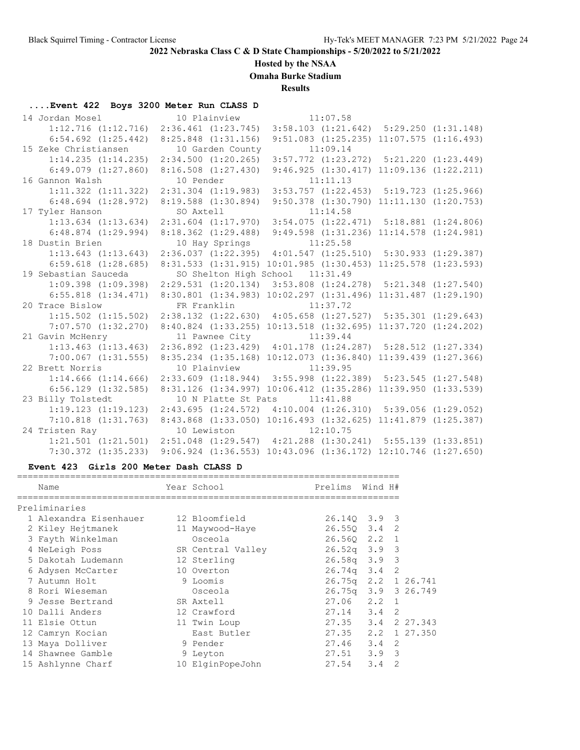## 2022 Nebraska Class C & D State Championships - 5/20/2022 to 5/21/2022

**Hosted by the NSAA**

**Omaha Burke Stadium**

**Results**

### ....Event 422 Boys 3200 Meter Run CLASS D

```
 14 Jordan Mosel            10 Plainview             11:07.58  
      1:12.716 (1:12.716)  2:36.461 (1:23.745)  3:58.103 (1:21.642)  5:29.250 (1:31.148)
      6:54.692 (1:25.442)  8:25.848 (1:31.156)  9:51.083 (1:25.235) 11:07.575 (1:16.493)
 15 Zeke Christiansen       10 Garden County         11:09.14  
      1:14.235 (1:14.235)  2:34.500 (1:20.265)  3:57.772 (1:23.272)  5:21.220 (1:23.449)
      6:49.079 (1:27.860)  8:16.508 (1:27.430)  9:46.925 (1:30.417) 11:09.136 (1:22.211)
 16 Gannon Walsh            10 Pender                11:11.13  
      1:11.322 (1:11.322)  2:31.304 (1:19.983)  3:53.757 (1:22.453)  5:19.723 (1:25.966)
      6:48.694 (1:28.972)  8:19.588 (1:30.894)  9:50.378 (1:30.790) 11:11.130 (1:20.753)
 17 Tyler Hanson            SO Axtell                11:14.58  
      1:13.634 (1:13.634)  2:31.604 (1:17.970)  3:54.075 (1:22.471)  5:18.881 (1:24.806)
      6:48.874 (1:29.994)  8:18.362 (1:29.488)  9:49.598 (1:31.236) 11:14.578 (1:24.981)
 18 Dustin Brien            10 Hay Springs           11:25.58  
      1:13.643 (1:13.643)  2:36.037 (1:22.395)  4:01.547 (1:25.510)  5:30.933 (1:29.387)
      6:59.618 (1:28.685)  8:31.533 (1:31.915) 10:01.985 (1:30.453) 11:25.578 (1:23.593)
 19 Sebastian Sauceda       SO Shelton High School  11:31.49  
      1:09.398 (1:09.398)  2:29.531 (1:20.134)  3:53.808 (1:24.278)  5:21.348 (1:27.540)
      6:55.818 (1:34.471)  8:30.801 (1:34.983) 10:02.297 (1:31.496) 11:31.487 (1:29.190)
 20 Trace Bislow            FR Franklin              11:37.72  
      1:15.502 (1:15.502)  2:38.132 (1:22.630)  4:05.658 (1:27.527)  5:35.301 (1:29.643)
      7:07.570 (1:32.270)  8:40.824 (1:33.255) 10:13.518 (1:32.695) 11:37.720 (1:24.202)
 21 Gavin McHenry           11 Pawnee City           11:39.44  
      1:13.463 (1:13.463)  2:36.892 (1:23.429)  4:01.178 (1:24.287)  5:28.512 (1:27.334)
      7:00.067 (1:31.555)  8:35.234 (1:35.168) 10:12.073 (1:36.840) 11:39.439 (1:27.366)
 22 Brett Norris            10 Plainview             11:39.95  
      1:14.666 (1:14.666)  2:33.609 (1:18.944)  3:55.998 (1:22.389)  5:23.545 (1:27.548)
      6:56.129 (1:32.585)  8:31.126 (1:34.997) 10:06.412 (1:35.286) 11:39.950 (1:33.539)
 23 Billy Tolstedt          10 N Platte St Pats      11:41.88  
      1:19.123 (1:19.123)  2:43.695 (1:24.572)  4:10.004 (1:26.310)  5:39.056 (1:29.052)
      7:10.818 (1:31.763)  8:43.868 (1:33.050) 10:16.493 (1:32.625) 11:41.879 (1:25.387)
 24 Tristen Ray             10 Lewiston              12:10.75  
      1:21.501 (1:21.501)  2:51.048 (1:29.547)  4:21.288 (1:30.241)  5:55.139 (1:33.851)
      7:30.372 (1:35.233)  9:06.924 (1:36.553) 10:43.096 (1:36.172) 12:10.746 (1:27.650)
```

### Event 423 Girls 200 Meter Dash CLASS D

Preliminaries

| | Name | Year | School | Prelims | Wind | H# | |
|---|---|---|---|---|---|---|---|
| 1 | Alexandra Eisenhauer | 12 | Bloomfield | 26.14Q | 3.9 | 3 | |
| 2 | Kiley Hejtmanek | 11 | Maywood-Haye | 26.55Q | 3.4 | 2 | |
| 3 | Fayth Winkelman | | Osceola | 26.56Q | 2.2 | 1 | |
| 4 | NeLeigh Poss | SR | Central Valley | 26.52q | 3.9 | 3 | |
| 5 | Dakotah Ludemann | 12 | Sterling | 26.58q | 3.9 | 3 | |
| 6 | Adysen McCarter | 10 | Overton | 26.74q | 3.4 | 2 | |
| 7 | Autumn Holt | 9 | Loomis | 26.75q | 2.2 | 1 | 26.741 |
| 8 | Rori Wieseman | | Osceola | 26.75q | 3.9 | 3 | 26.749 |
| 9 | Jesse Bertrand | SR | Axtell | 27.06 | 2.2 | 1 | |
| 10 | Dalli Anders | 12 | Crawford | 27.14 | 3.4 | 2 | |
| 11 | Elsie Ottun | 11 | Twin Loup | 27.35 | 3.4 | 2 | 27.343 |
| 12 | Camryn Kocian | | East Butler | 27.35 | 2.2 | 1 | 27.350 |
| 13 | Maya Dolliver | 9 | Pender | 27.46 | 3.4 | 2 | |
| 14 | Shawnee Gamble | 9 | Leyton | 27.51 | 3.9 | 3 | |
| 15 | Ashlynne Charf | 10 | ElginPopeJohn | 27.54 | 3.4 | 2 | |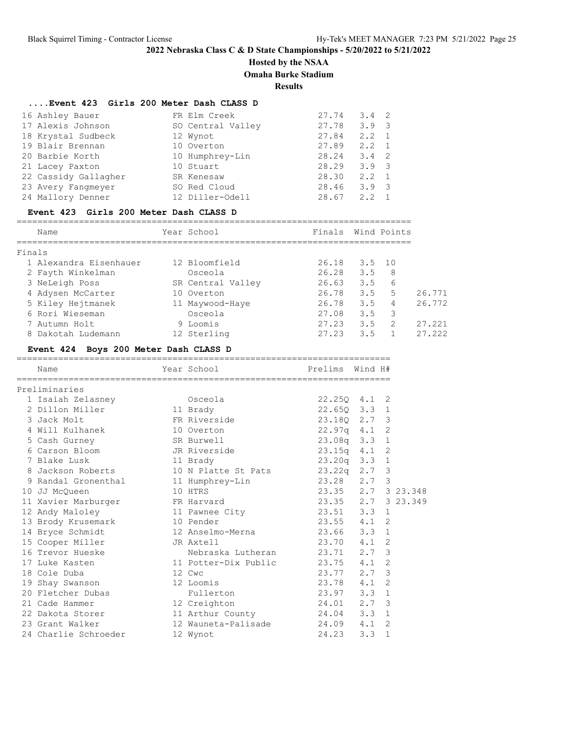**2022 Nebraska Class C & D State Championships - 5/20/2022 to 5/21/2022**

**Hosted by the NSAA**

**Omaha Burke Stadium**

**Results**

### ....Event 423 Girls 200 Meter Dash CLASS D

| Place | Name | Year | School | Prelims | Wind | H# |
|---|---|---|---|---|---|---|
| 16 | Ashley Bauer | FR | Elm Creek | 27.74 | 3.4 | 2 |
| 17 | Alexis Johnson | SO | Central Valley | 27.78 | 3.9 | 3 |
| 18 | Krystal Sudbeck | 12 | Wynot | 27.84 | 2.2 | 1 |
| 19 | Blair Brennan | 10 | Overton | 27.89 | 2.2 | 1 |
| 20 | Barbie Korth | 10 | Humphrey-Lin | 28.24 | 3.4 | 2 |
| 21 | Lacey Paxton | 10 | Stuart | 28.29 | 3.9 | 3 |
| 22 | Cassidy Gallagher | SR | Kenesaw | 28.30 | 2.2 | 1 |
| 23 | Avery Fangmeyer | SO | Red Cloud | 28.46 | 3.9 | 3 |
| 24 | Mallory Denner | 12 | Diller-Odell | 28.67 | 2.2 | 1 |

### Event 423 Girls 200 Meter Dash CLASS D

Finals

| Place | Name | Year | School | Finals | Wind | Points | |
|---|---|---|---|---|---|---|---|
| 1 | Alexandra Eisenhauer | 12 | Bloomfield | 26.18 | 3.5 | 10 | |
| 2 | Fayth Winkelman | | Osceola | 26.28 | 3.5 | 8 | |
| 3 | NeLeigh Poss | SR | Central Valley | 26.63 | 3.5 | 6 | |
| 4 | Adysen McCarter | 10 | Overton | 26.78 | 3.5 | 5 | 26.771 |
| 5 | Kiley Hejtmanek | 11 | Maywood-Haye | 26.78 | 3.5 | 4 | 26.772 |
| 6 | Rori Wieseman | | Osceola | 27.08 | 3.5 | 3 | |
| 7 | Autumn Holt | 9 | Loomis | 27.23 | 3.5 | 2 | 27.221 |
| 8 | Dakotah Ludemann | 12 | Sterling | 27.23 | 3.5 | 1 | 27.222 |

### Event 424 Boys 200 Meter Dash CLASS D

Preliminaries

| Place | Name | Year | School | Prelims | Wind | H# | |
|---|---|---|---|---|---|---|---|
| 1 | Isaiah Zelasney | | Osceola | 22.25Q | 4.1 | 2 | |
| 2 | Dillon Miller | 11 | Brady | 22.65Q | 3.3 | 1 | |
| 3 | Jack Molt | FR | Riverside | 23.18Q | 2.7 | 3 | |
| 4 | Will Kulhanek | 10 | Overton | 22.97q | 4.1 | 2 | |
| 5 | Cash Gurney | SR | Burwell | 23.08q | 3.3 | 1 | |
| 6 | Carson Bloom | JR | Riverside | 23.15q | 4.1 | 2 | |
| 7 | Blake Lusk | 11 | Brady | 23.20q | 3.3 | 1 | |
| 8 | Jackson Roberts | 10 | N Platte St Pats | 23.22q | 2.7 | 3 | |
| 9 | Randal Gronenthal | 11 | Humphrey-Lin | 23.28 | 2.7 | 3 | |
| 10 | JJ McQueen | 10 | HTRS | 23.35 | 2.7 | 3 | 23.348 |
| 11 | Xavier Marburger | FR | Harvard | 23.35 | 2.7 | 3 | 23.349 |
| 12 | Andy Maloley | 11 | Pawnee City | 23.51 | 3.3 | 1 | |
| 13 | Brody Krusemark | 10 | Pender | 23.55 | 4.1 | 2 | |
| 14 | Bryce Schmidt | 12 | Anselmo-Merna | 23.66 | 3.3 | 1 | |
| 15 | Cooper Miller | JR | Axtell | 23.70 | 4.1 | 2 | |
| 16 | Trevor Hueske | | Nebraska Lutheran | 23.71 | 2.7 | 3 | |
| 17 | Luke Kasten | 11 | Potter-Dix Public | 23.75 | 4.1 | 2 | |
| 18 | Cole Duba | 12 | Cwc | 23.77 | 2.7 | 3 | |
| 19 | Shay Swanson | 12 | Loomis | 23.78 | 4.1 | 2 | |
| 20 | Fletcher Dubas | | Fullerton | 23.97 | 3.3 | 1 | |
| 21 | Cade Hammer | 12 | Creighton | 24.01 | 2.7 | 3 | |
| 22 | Dakota Storer | 11 | Arthur County | 24.04 | 3.3 | 1 | |
| 23 | Grant Walker | 12 | Wauneta-Palisade | 24.09 | 4.1 | 2 | |
| 24 | Charlie Schroeder | 12 | Wynot | 24.23 | 3.3 | 1 | |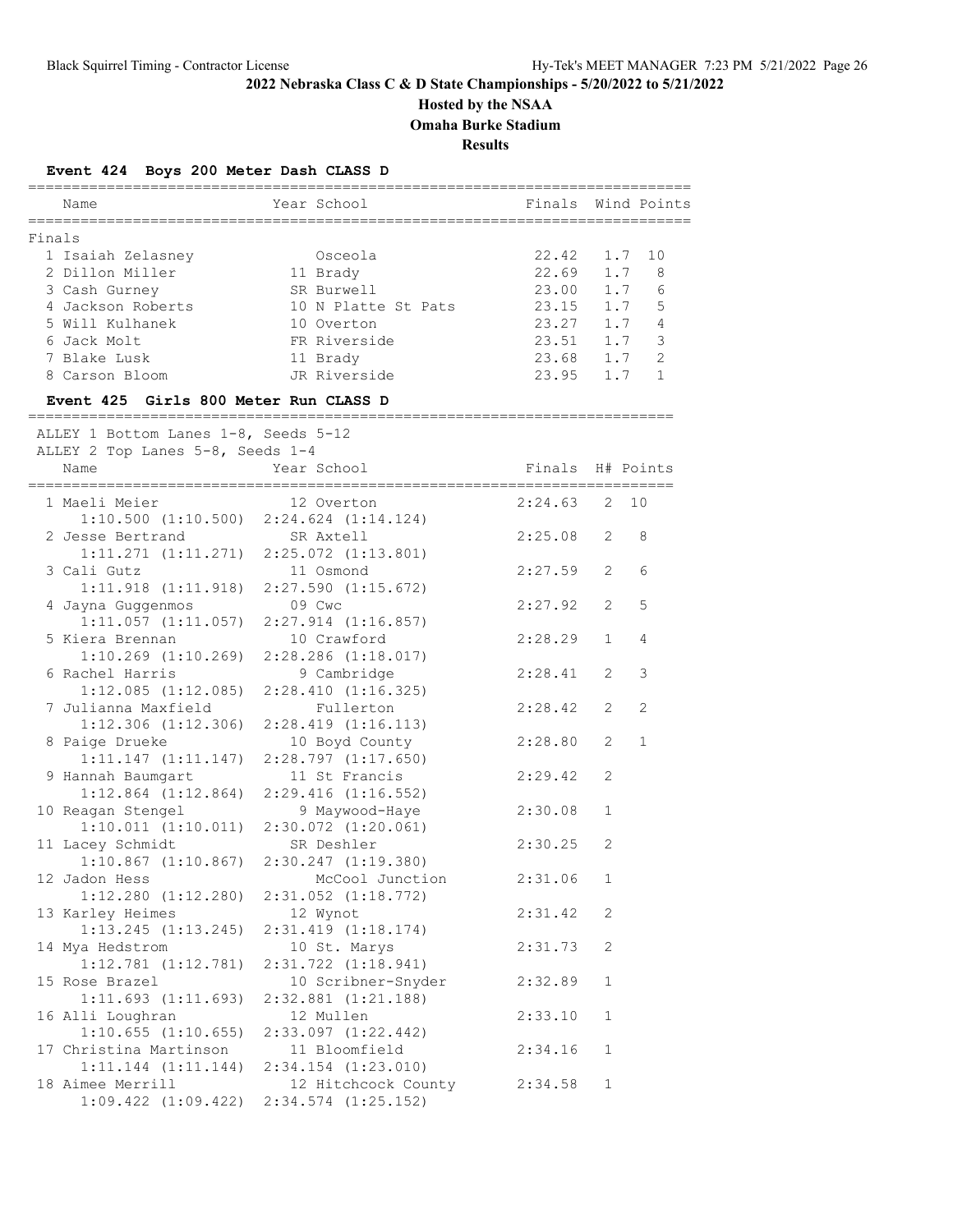## 2022 Nebraska Class C & D State Championships - 5/20/2022 to 5/21/2022

### Hosted by the NSAA

### Omaha Burke Stadium

### Results

#### Event 424 Boys 200 Meter Dash CLASS D

**Finals**

| Place | Name | Year | School | Finals | Wind | Points |
|---|---|---|---|---|---|---|
| 1 | Isaiah Zelasney | | Osceola | 22.42 | 1.7 | 10 |
| 2 | Dillon Miller | 11 | Brady | 22.69 | 1.7 | 8 |
| 3 | Cash Gurney | SR | Burwell | 23.00 | 1.7 | 6 |
| 4 | Jackson Roberts | 10 | N Platte St Pats | 23.15 | 1.7 | 5 |
| 5 | Will Kulhanek | 10 | Overton | 23.27 | 1.7 | 4 |
| 6 | Jack Molt | FR | Riverside | 23.51 | 1.7 | 3 |
| 7 | Blake Lusk | 11 | Brady | 23.68 | 1.7 | 2 |
| 8 | Carson Bloom | JR | Riverside | 23.95 | 1.7 | 1 |

#### Event 425 Girls 800 Meter Run CLASS D

ALLEY 1 Bottom Lanes 1-8, Seeds 5-12
ALLEY 2 Top Lanes 5-8, Seeds 1-4

| Place | Name | Year | School | Finals | H# | Points | Splits |
|---|---|---|---|---|---|---|---|
| 1 | Maeli Meier | 12 | Overton | 2:24.63 | 2 | 10 | 1:10.500 (1:10.500) 2:24.624 (1:14.124) |
| 2 | Jesse Bertrand | SR | Axtell | 2:25.08 | 2 | 8 | 1:11.271 (1:11.271) 2:25.072 (1:13.801) |
| 3 | Cali Gutz | 11 | Osmond | 2:27.59 | 2 | 6 | 1:11.918 (1:11.918) 2:27.590 (1:15.672) |
| 4 | Jayna Guggenmos | 09 | Cwc | 2:27.92 | 2 | 5 | 1:11.057 (1:11.057) 2:27.914 (1:16.857) |
| 5 | Kiera Brennan | 10 | Crawford | 2:28.29 | 1 | 4 | 1:10.269 (1:10.269) 2:28.286 (1:18.017) |
| 6 | Rachel Harris | 9 | Cambridge | 2:28.41 | 2 | 3 | 1:12.085 (1:12.085) 2:28.410 (1:16.325) |
| 7 | Julianna Maxfield | | Fullerton | 2:28.42 | 2 | 2 | 1:12.306 (1:12.306) 2:28.419 (1:16.113) |
| 8 | Paige Drueke | 10 | Boyd County | 2:28.80 | 2 | 1 | 1:11.147 (1:11.147) 2:28.797 (1:17.650) |
| 9 | Hannah Baumgart | 11 | St Francis | 2:29.42 | 2 | | 1:12.864 (1:12.864) 2:29.416 (1:16.552) |
| 10 | Reagan Stengel | 9 | Maywood-Haye | 2:30.08 | 1 | | 1:10.011 (1:10.011) 2:30.072 (1:20.061) |
| 11 | Lacey Schmidt | SR | Deshler | 2:30.25 | 2 | | 1:10.867 (1:10.867) 2:30.247 (1:19.380) |
| 12 | Jadon Hess | | McCool Junction | 2:31.06 | 1 | | 1:12.280 (1:12.280) 2:31.052 (1:18.772) |
| 13 | Karley Heimes | 12 | Wynot | 2:31.42 | 2 | | 1:13.245 (1:13.245) 2:31.419 (1:18.174) |
| 14 | Mya Hedstrom | 10 | St. Marys | 2:31.73 | 2 | | 1:12.781 (1:12.781) 2:31.722 (1:18.941) |
| 15 | Rose Brazel | 10 | Scribner-Snyder | 2:32.89 | 1 | | 1:11.693 (1:11.693) 2:32.881 (1:21.188) |
| 16 | Alli Loughran | 12 | Mullen | 2:33.10 | 1 | | 1:10.655 (1:10.655) 2:33.097 (1:22.442) |
| 17 | Christina Martinson | 11 | Bloomfield | 2:34.16 | 1 | | 1:11.144 (1:11.144) 2:34.154 (1:23.010) |
| 18 | Aimee Merrill | 12 | Hitchcock County | 2:34.58 | 1 | | 1:09.422 (1:09.422) 2:34.574 (1:25.152) |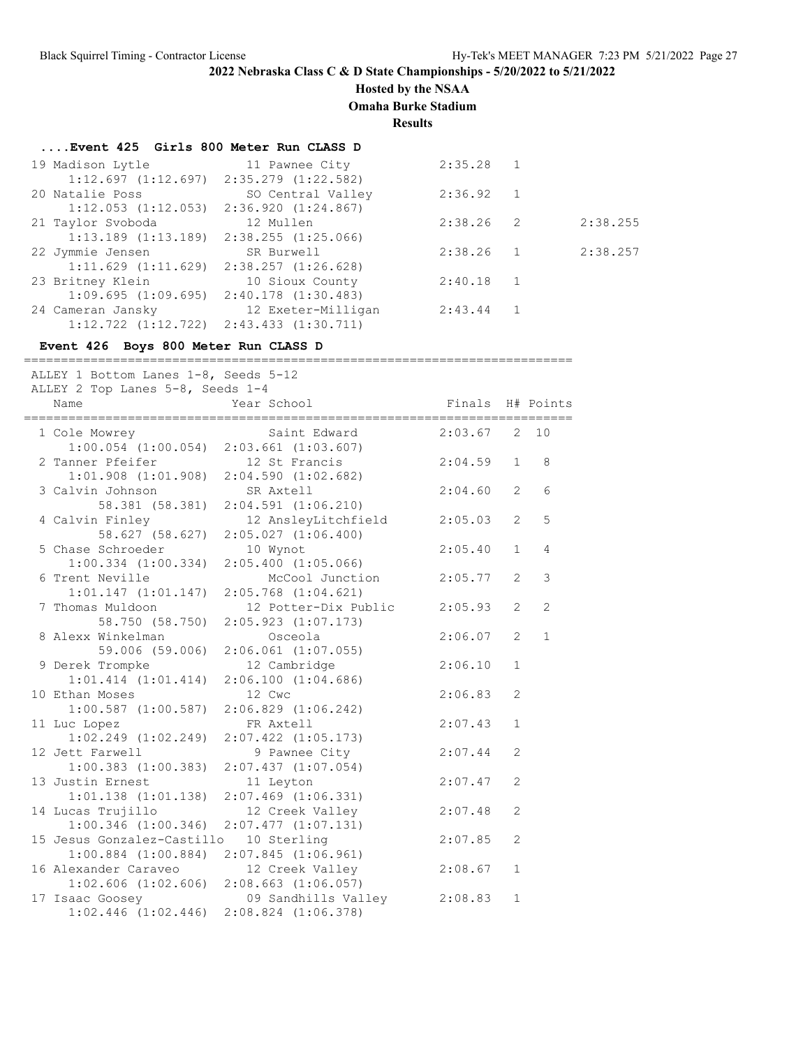**2022 Nebraska Class C & D State Championships - 5/20/2022 to 5/21/2022**

**Hosted by the NSAA**

**Omaha Burke Stadium**

**Results**

### ....Event 425 Girls 800 Meter Run CLASS D

| Place | Name | Year | School | Finals | H# | Points | Tiebreak |
|---|---|---|---|---|---|---|---|
| 19 | Madison Lytle | 11 | Pawnee City | 2:35.28 | 1 | | |
| | 1:12.697 (1:12.697) 2:35.279 (1:22.582) | | | | | | |
| 20 | Natalie Poss | SO | Central Valley | 2:36.92 | 1 | | |
| | 1:12.053 (1:12.053) 2:36.920 (1:24.867) | | | | | | |
| 21 | Taylor Svoboda | 12 | Mullen | 2:38.26 | 2 | | 2:38.255 |
| | 1:13.189 (1:13.189) 2:38.255 (1:25.066) | | | | | | |
| 22 | Jymmie Jensen | SR | Burwell | 2:38.26 | 1 | | 2:38.257 |
| | 1:11.629 (1:11.629) 2:38.257 (1:26.628) | | | | | | |
| 23 | Britney Klein | 10 | Sioux County | 2:40.18 | 1 | | |
| | 1:09.695 (1:09.695) 2:40.178 (1:30.483) | | | | | | |
| 24 | Cameran Jansky | 12 | Exeter-Milligan | 2:43.44 | 1 | | |
| | 1:12.722 (1:12.722) 2:43.433 (1:30.711) | | | | | | |

### Event 426 Boys 800 Meter Run CLASS D

ALLEY 1 Bottom Lanes 1-8, Seeds 5-12
ALLEY 2 Top Lanes 5-8, Seeds 1-4

| Place | Name | Year | School | Finals | H# | Points |
|---|---|---|---|---|---|---|
| 1 | Cole Mowrey | | Saint Edward | 2:03.67 | 2 | 10 |
| | 1:00.054 (1:00.054) 2:03.661 (1:03.607) | | | | | |
| 2 | Tanner Pfeifer | 12 | St Francis | 2:04.59 | 1 | 8 |
| | 1:01.908 (1:01.908) 2:04.590 (1:02.682) | | | | | |
| 3 | Calvin Johnson | SR | Axtell | 2:04.60 | 2 | 6 |
| | 58.381 (58.381) 2:04.591 (1:06.210) | | | | | |
| 4 | Calvin Finley | 12 | AnsleyLitchfield | 2:05.03 | 2 | 5 |
| | 58.627 (58.627) 2:05.027 (1:06.400) | | | | | |
| 5 | Chase Schroeder | 10 | Wynot | 2:05.40 | 1 | 4 |
| | 1:00.334 (1:00.334) 2:05.400 (1:05.066) | | | | | |
| 6 | Trent Neville | | McCool Junction | 2:05.77 | 2 | 3 |
| | 1:01.147 (1:01.147) 2:05.768 (1:04.621) | | | | | |
| 7 | Thomas Muldoon | 12 | Potter-Dix Public | 2:05.93 | 2 | 2 |
| | 58.750 (58.750) 2:05.923 (1:07.173) | | | | | |
| 8 | Alexx Winkelman | | Osceola | 2:06.07 | 2 | 1 |
| | 59.006 (59.006) 2:06.061 (1:07.055) | | | | | |
| 9 | Derek Trompke | 12 | Cambridge | 2:06.10 | 1 | |
| | 1:01.414 (1:01.414) 2:06.100 (1:04.686) | | | | | |
| 10 | Ethan Moses | 12 | Cwc | 2:06.83 | 2 | |
| | 1:00.587 (1:00.587) 2:06.829 (1:06.242) | | | | | |
| 11 | Luc Lopez | FR | Axtell | 2:07.43 | 1 | |
| | 1:02.249 (1:02.249) 2:07.422 (1:05.173) | | | | | |
| 12 | Jett Farwell | 9 | Pawnee City | 2:07.44 | 2 | |
| | 1:00.383 (1:00.383) 2:07.437 (1:07.054) | | | | | |
| 13 | Justin Ernest | 11 | Leyton | 2:07.47 | 2 | |
| | 1:01.138 (1:01.138) 2:07.469 (1:06.331) | | | | | |
| 14 | Lucas Trujillo | 12 | Creek Valley | 2:07.48 | 2 | |
| | 1:00.346 (1:00.346) 2:07.477 (1:07.131) | | | | | |
| 15 | Jesus Gonzalez-Castillo | 10 | Sterling | 2:07.85 | 2 | |
| | 1:00.884 (1:00.884) 2:07.845 (1:06.961) | | | | | |
| 16 | Alexander Caraveo | 12 | Creek Valley | 2:08.67 | 1 | |
| | 1:02.606 (1:02.606) 2:08.663 (1:06.057) | | | | | |
| 17 | Isaac Goosey | 09 | Sandhills Valley | 2:08.83 | 1 | |
| | 1:02.446 (1:02.446) 2:08.824 (1:06.378) | | | | | |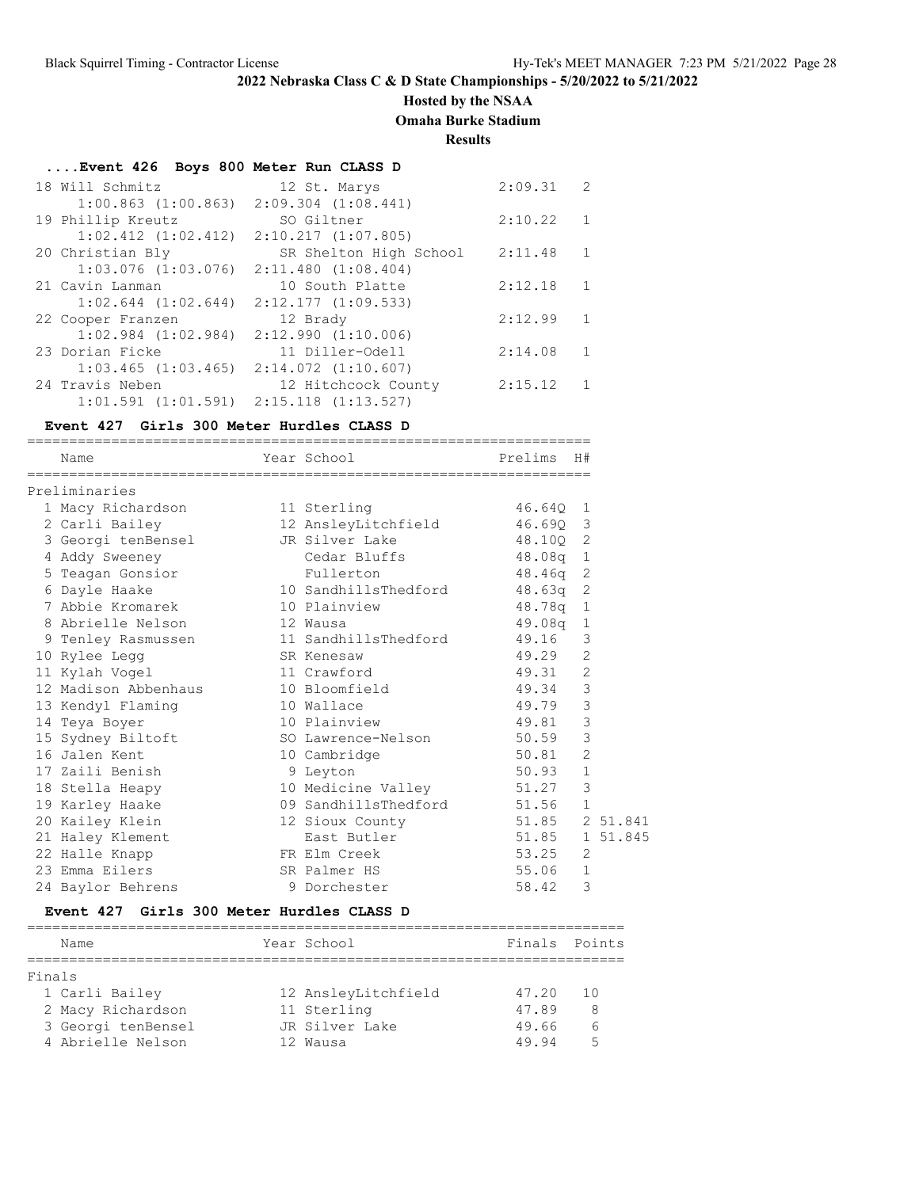**2022 Nebraska Class C & D State Championships - 5/20/2022 to 5/21/2022**

**Hosted by the NSAA**

**Omaha Burke Stadium**

**Results**

### ....Event 426 Boys 800 Meter Run CLASS D

| Place | Name | Year | School | Finals | H# | Splits |
|---|---|---|---|---|---|---|
| 18 | Will Schmitz | 12 | St. Marys | 2:09.31 | 2 | 1:00.863 (1:00.863) 2:09.304 (1:08.441) |
| 19 | Phillip Kreutz | SO | Giltner | 2:10.22 | 1 | 1:02.412 (1:02.412) 2:10.217 (1:07.805) |
| 20 | Christian Bly | SR | Shelton High School | 2:11.48 | 1 | 1:03.076 (1:03.076) 2:11.480 (1:08.404) |
| 21 | Cavin Lanman | 10 | South Platte | 2:12.18 | 1 | 1:02.644 (1:02.644) 2:12.177 (1:09.533) |
| 22 | Cooper Franzen | 12 | Brady | 2:12.99 | 1 | 1:02.984 (1:02.984) 2:12.990 (1:10.006) |
| 23 | Dorian Ficke | 11 | Diller-Odell | 2:14.08 | 1 | 1:03.465 (1:03.465) 2:14.072 (1:10.607) |
| 24 | Travis Neben | 12 | Hitchcock County | 2:15.12 | 1 | 1:01.591 (1:01.591) 2:15.118 (1:13.527) |

### Event 427 Girls 300 Meter Hurdles CLASS D

Preliminaries

| Place | Name | Year | School | Prelims | H# | |
|---|---|---|---|---|---|---|
| 1 | Macy Richardson | 11 | Sterling | 46.64Q | 1 | |
| 2 | Carli Bailey | 12 | AnsleyLitchfield | 46.69Q | 3 | |
| 3 | Georgi tenBensel | JR | Silver Lake | 48.10Q | 2 | |
| 4 | Addy Sweeney | | Cedar Bluffs | 48.08q | 1 | |
| 5 | Teagan Gonsior | | Fullerton | 48.46q | 2 | |
| 6 | Dayle Haake | 10 | SandhillsThedford | 48.63q | 2 | |
| 7 | Abbie Kromarek | 10 | Plainview | 48.78q | 1 | |
| 8 | Abrielle Nelson | 12 | Wausa | 49.08q | 1 | |
| 9 | Tenley Rasmussen | 11 | SandhillsThedford | 49.16 | 3 | |
| 10 | Rylee Legg | SR | Kenesaw | 49.29 | 2 | |
| 11 | Kylah Vogel | 11 | Crawford | 49.31 | 2 | |
| 12 | Madison Abbenhaus | 10 | Bloomfield | 49.34 | 3 | |
| 13 | Kendyl Flaming | 10 | Wallace | 49.79 | 3 | |
| 14 | Teya Boyer | 10 | Plainview | 49.81 | 3 | |
| 15 | Sydney Biltoft | SO | Lawrence-Nelson | 50.59 | 3 | |
| 16 | Jalen Kent | 10 | Cambridge | 50.81 | 2 | |
| 17 | Zaili Benish | 9 | Leyton | 50.93 | 1 | |
| 18 | Stella Heapy | 10 | Medicine Valley | 51.27 | 3 | |
| 19 | Karley Haake | 09 | SandhillsThedford | 51.56 | 1 | |
| 20 | Kailey Klein | 12 | Sioux County | 51.85 | 2 | 51.841 |
| 21 | Haley Klement | | East Butler | 51.85 | 1 | 51.845 |
| 22 | Halle Knapp | FR | Elm Creek | 53.25 | 2 | |
| 23 | Emma Eilers | SR | Palmer HS | 55.06 | 1 | |
| 24 | Baylor Behrens | 9 | Dorchester | 58.42 | 3 | |

### Event 427 Girls 300 Meter Hurdles CLASS D

Finals

| Place | Name | Year | School | Finals | Points |
|---|---|---|---|---|---|
| 1 | Carli Bailey | 12 | AnsleyLitchfield | 47.20 | 10 |
| 2 | Macy Richardson | 11 | Sterling | 47.89 | 8 |
| 3 | Georgi tenBensel | JR | Silver Lake | 49.66 | 6 |
| 4 | Abrielle Nelson | 12 | Wausa | 49.94 | 5 |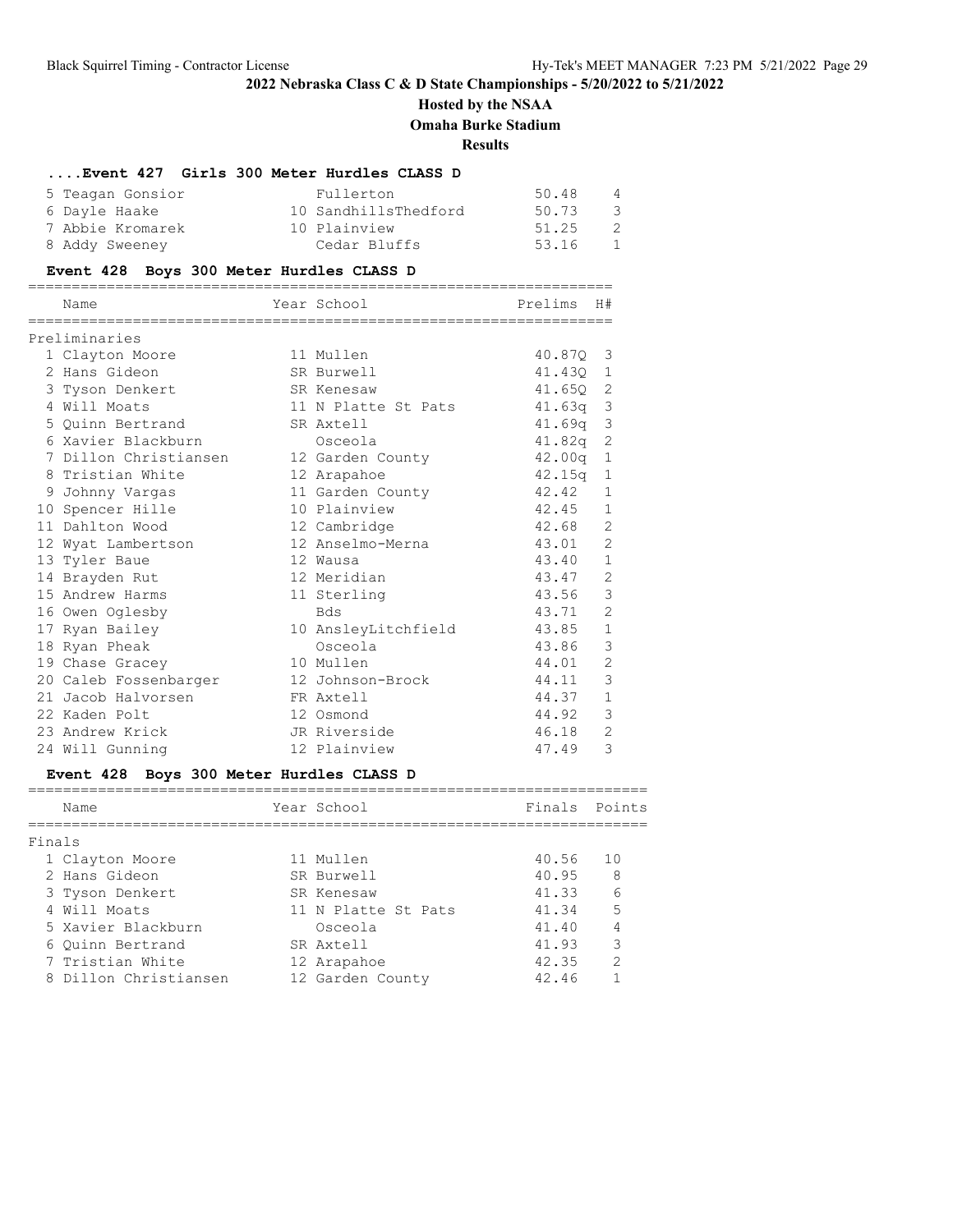## 2022 Nebraska Class C & D State Championships - 5/20/2022 to 5/21/2022

### Hosted by the NSAA

### Omaha Burke Stadium

### Results

#### ....Event 427 Girls 300 Meter Hurdles CLASS D

| Place | Name | Year | School | Finals | Points |
|---|---|---|---|---|---|
| 5 | Teagan Gonsior | | Fullerton | 50.48 | 4 |
| 6 | Dayle Haake | 10 | SandhillsThedford | 50.73 | 3 |
| 7 | Abbie Kromarek | 10 | Plainview | 51.25 | 2 |
| 8 | Addy Sweeney | | Cedar Bluffs | 53.16 | 1 |

#### Event 428 Boys 300 Meter Hurdles CLASS D

Preliminaries

| Place | Name | Year | School | Prelims | H# |
|---|---|---|---|---|---|
| 1 | Clayton Moore | 11 | Mullen | 40.87Q | 3 |
| 2 | Hans Gideon | SR | Burwell | 41.43Q | 1 |
| 3 | Tyson Denkert | SR | Kenesaw | 41.65Q | 2 |
| 4 | Will Moats | 11 | N Platte St Pats | 41.63q | 3 |
| 5 | Quinn Bertrand | SR | Axtell | 41.69q | 3 |
| 6 | Xavier Blackburn | | Osceola | 41.82q | 2 |
| 7 | Dillon Christiansen | 12 | Garden County | 42.00q | 1 |
| 8 | Tristian White | 12 | Arapahoe | 42.15q | 1 |
| 9 | Johnny Vargas | 11 | Garden County | 42.42 | 1 |
| 10 | Spencer Hille | 10 | Plainview | 42.45 | 1 |
| 11 | Dahlton Wood | 12 | Cambridge | 42.68 | 2 |
| 12 | Wyat Lambertson | 12 | Anselmo-Merna | 43.01 | 2 |
| 13 | Tyler Baue | 12 | Wausa | 43.40 | 1 |
| 14 | Brayden Rut | 12 | Meridian | 43.47 | 2 |
| 15 | Andrew Harms | 11 | Sterling | 43.56 | 3 |
| 16 | Owen Oglesby | | Bds | 43.71 | 2 |
| 17 | Ryan Bailey | 10 | AnsleyLitchfield | 43.85 | 1 |
| 18 | Ryan Pheak | | Osceola | 43.86 | 3 |
| 19 | Chase Gracey | 10 | Mullen | 44.01 | 2 |
| 20 | Caleb Fossenbarger | 12 | Johnson-Brock | 44.11 | 3 |
| 21 | Jacob Halvorsen | FR | Axtell | 44.37 | 1 |
| 22 | Kaden Polt | 12 | Osmond | 44.92 | 3 |
| 23 | Andrew Krick | JR | Riverside | 46.18 | 2 |
| 24 | Will Gunning | 12 | Plainview | 47.49 | 3 |

#### Event 428 Boys 300 Meter Hurdles CLASS D

Finals

| Place | Name | Year | School | Finals | Points |
|---|---|---|---|---|---|
| 1 | Clayton Moore | 11 | Mullen | 40.56 | 10 |
| 2 | Hans Gideon | SR | Burwell | 40.95 | 8 |
| 3 | Tyson Denkert | SR | Kenesaw | 41.33 | 6 |
| 4 | Will Moats | 11 | N Platte St Pats | 41.34 | 5 |
| 5 | Xavier Blackburn | | Osceola | 41.40 | 4 |
| 6 | Quinn Bertrand | SR | Axtell | 41.93 | 3 |
| 7 | Tristian White | 12 | Arapahoe | 42.35 | 2 |
| 8 | Dillon Christiansen | 12 | Garden County | 42.46 | 1 |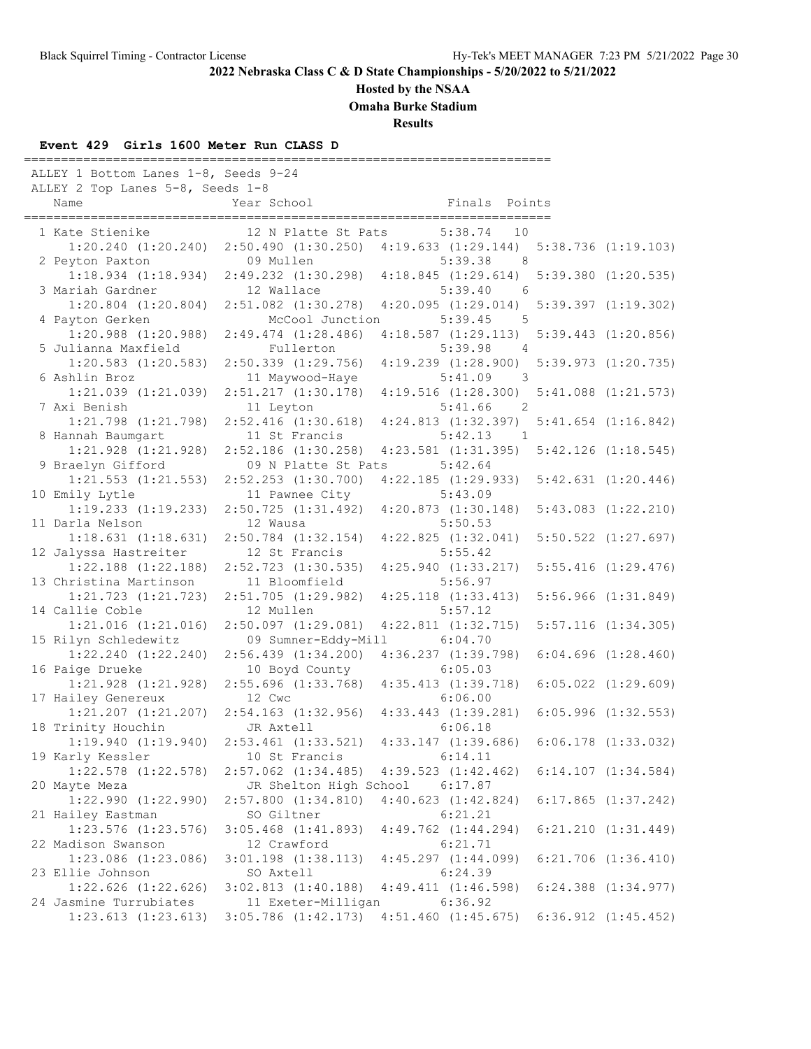**2022 Nebraska Class C & D State Championships - 5/20/2022 to 5/21/2022**

**Hosted by the NSAA**

**Omaha Burke Stadium**

**Results**

### Event 429 Girls 1600 Meter Run CLASS D

ALLEY 1 Bottom Lanes 1-8, Seeds 9-24
ALLEY 2 Top Lanes 5-8, Seeds 1-8

| Place | Name | Year | School | Finals | Points | Split 1 | Split 2 | Split 3 | Split 4 |
|---|---|---|---|---|---|---|---|---|---|
| 1 | Kate Stienike | 12 | N Platte St Pats | 5:38.74 | 10 | 1:20.240 (1:20.240) | 2:50.490 (1:30.250) | 4:19.633 (1:29.144) | 5:38.736 (1:19.103) |
| 2 | Peyton Paxton | 09 | Mullen | 5:39.38 | 8 | 1:18.934 (1:18.934) | 2:49.232 (1:30.298) | 4:18.845 (1:29.614) | 5:39.380 (1:20.535) |
| 3 | Mariah Gardner | 12 | Wallace | 5:39.40 | 6 | 1:20.804 (1:20.804) | 2:51.082 (1:30.278) | 4:20.095 (1:29.014) | 5:39.397 (1:19.302) |
| 4 | Payton Gerken | | McCool Junction | 5:39.45 | 5 | 1:20.988 (1:20.988) | 2:49.474 (1:28.486) | 4:18.587 (1:29.113) | 5:39.443 (1:20.856) |
| 5 | Julianna Maxfield | | Fullerton | 5:39.98 | 4 | 1:20.583 (1:20.583) | 2:50.339 (1:29.756) | 4:19.239 (1:28.900) | 5:39.973 (1:20.735) |
| 6 | Ashlin Broz | 11 | Maywood-Haye | 5:41.09 | 3 | 1:21.039 (1:21.039) | 2:51.217 (1:30.178) | 4:19.516 (1:28.300) | 5:41.088 (1:21.573) |
| 7 | Axi Benish | 11 | Leyton | 5:41.66 | 2 | 1:21.798 (1:21.798) | 2:52.416 (1:30.618) | 4:24.813 (1:32.397) | 5:41.654 (1:16.842) |
| 8 | Hannah Baumgart | 11 | St Francis | 5:42.13 | 1 | 1:21.928 (1:21.928) | 2:52.186 (1:30.258) | 4:23.581 (1:31.395) | 5:42.126 (1:18.545) |
| 9 | Braelyn Gifford | 09 | N Platte St Pats | 5:42.64 | | 1:21.553 (1:21.553) | 2:52.253 (1:30.700) | 4:22.185 (1:29.933) | 5:42.631 (1:20.446) |
| 10 | Emily Lytle | 11 | Pawnee City | 5:43.09 | | 1:19.233 (1:19.233) | 2:50.725 (1:31.492) | 4:20.873 (1:30.148) | 5:43.083 (1:22.210) |
| 11 | Darla Nelson | 12 | Wausa | 5:50.53 | | 1:18.631 (1:18.631) | 2:50.784 (1:32.154) | 4:22.825 (1:32.041) | 5:50.522 (1:27.697) |
| 12 | Jalyssa Hastreiter | 12 | St Francis | 5:55.42 | | 1:22.188 (1:22.188) | 2:52.723 (1:30.535) | 4:25.940 (1:33.217) | 5:55.416 (1:29.476) |
| 13 | Christina Martinson | 11 | Bloomfield | 5:56.97 | | 1:21.723 (1:21.723) | 2:51.705 (1:29.982) | 4:25.118 (1:33.413) | 5:56.966 (1:31.849) |
| 14 | Callie Coble | 12 | Mullen | 5:57.12 | | 1:21.016 (1:21.016) | 2:50.097 (1:29.081) | 4:22.811 (1:32.715) | 5:57.116 (1:34.305) |
| 15 | Rilyn Schledewitz | 09 | Sumner-Eddy-Mill | 6:04.70 | | 1:22.240 (1:22.240) | 2:56.439 (1:34.200) | 4:36.237 (1:39.798) | 6:04.696 (1:28.460) |
| 16 | Paige Drueke | 10 | Boyd County | 6:05.03 | | 1:21.928 (1:21.928) | 2:55.696 (1:33.768) | 4:35.413 (1:39.718) | 6:05.022 (1:29.609) |
| 17 | Hailey Genereux | 12 | Cwc | 6:06.00 | | 1:21.207 (1:21.207) | 2:54.163 (1:32.956) | 4:33.443 (1:39.281) | 6:05.996 (1:32.553) |
| 18 | Trinity Houchin | JR | Axtell | 6:06.18 | | 1:19.940 (1:19.940) | 2:53.461 (1:33.521) | 4:33.147 (1:39.686) | 6:06.178 (1:33.032) |
| 19 | Karly Kessler | 10 | St Francis | 6:14.11 | | 1:22.578 (1:22.578) | 2:57.062 (1:34.485) | 4:39.523 (1:42.462) | 6:14.107 (1:34.584) |
| 20 | Mayte Meza | JR | Shelton High School | 6:17.87 | | 1:22.990 (1:22.990) | 2:57.800 (1:34.810) | 4:40.623 (1:42.824) | 6:17.865 (1:37.242) |
| 21 | Hailey Eastman | SO | Giltner | 6:21.21 | | 1:23.576 (1:23.576) | 3:05.468 (1:41.893) | 4:49.762 (1:44.294) | 6:21.210 (1:31.449) |
| 22 | Madison Swanson | 12 | Crawford | 6:21.71 | | 1:23.086 (1:23.086) | 3:01.198 (1:38.113) | 4:45.297 (1:44.099) | 6:21.706 (1:36.410) |
| 23 | Ellie Johnson | SO | Axtell | 6:24.39 | | 1:22.626 (1:22.626) | 3:02.813 (1:40.188) | 4:49.411 (1:46.598) | 6:24.388 (1:34.977) |
| 24 | Jasmine Turrubiates | 11 | Exeter-Milligan | 6:36.92 | | 1:23.613 (1:23.613) | 3:05.786 (1:42.173) | 4:51.460 (1:45.675) | 6:36.912 (1:45.452) |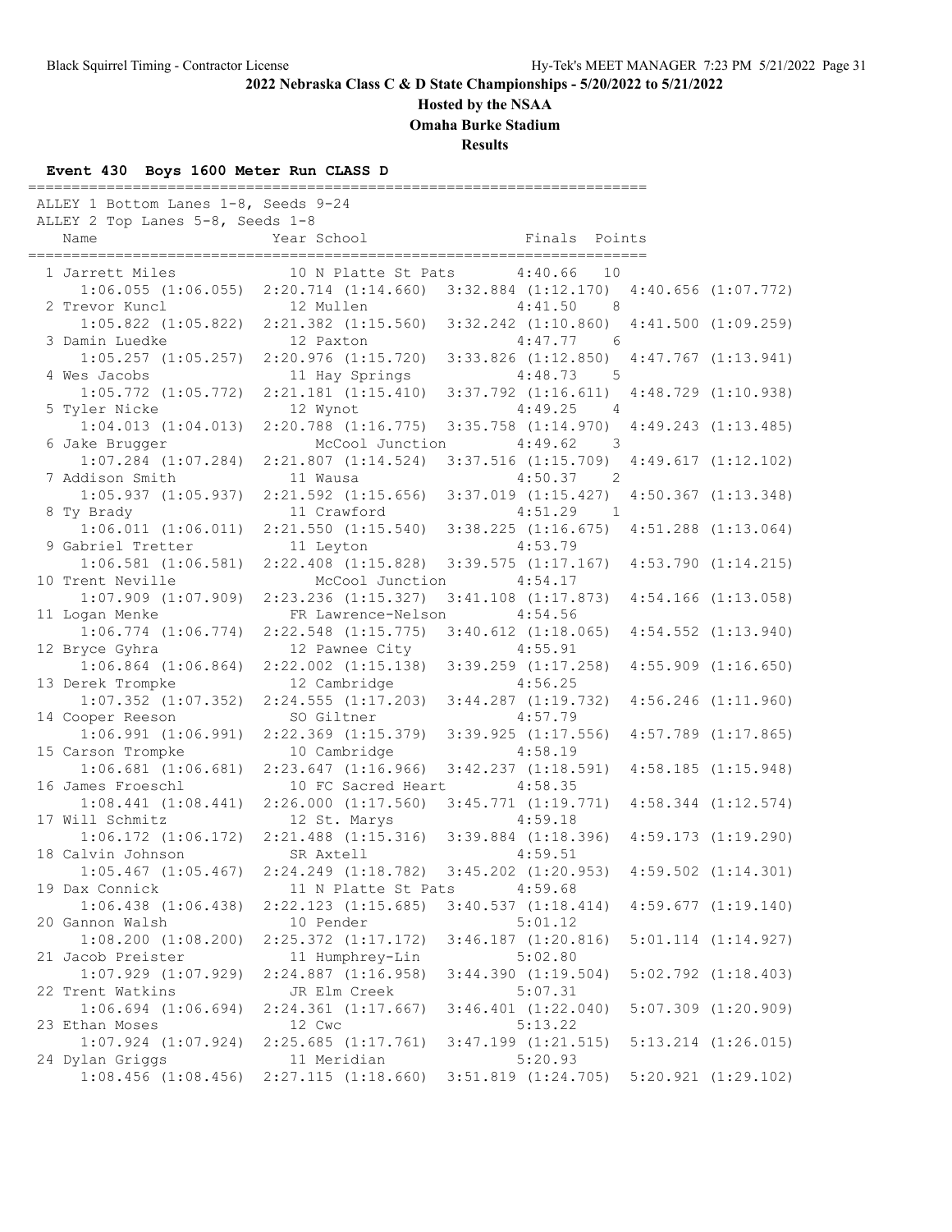# 2022 Nebraska Class C & D State Championships - 5/20/2022 to 5/21/2022

## Hosted by the NSAA

## Omaha Burke Stadium

## Results

### Event 430 Boys 1600 Meter Run CLASS D

ALLEY 1 Bottom Lanes 1-8, Seeds 9-24
ALLEY 2 Top Lanes 5-8, Seeds 1-8

| Place | Name | Year | School | Finals | Points |
|---|---|---|---|---|---|
| 1 | Jarrett Miles | 10 | N Platte St Pats | 4:40.66 | 10 |
| | 1:06.055 (1:06.055) | 2:20.714 (1:14.660) | 3:32.884 (1:12.170) | 4:40.656 (1:07.772) | |
| 2 | Trevor Kuncl | 12 | Mullen | 4:41.50 | 8 |
| | 1:05.822 (1:05.822) | 2:21.382 (1:15.560) | 3:32.242 (1:10.860) | 4:41.500 (1:09.259) | |
| 3 | Damin Luedke | 12 | Paxton | 4:47.77 | 6 |
| | 1:05.257 (1:05.257) | 2:20.976 (1:15.720) | 3:33.826 (1:12.850) | 4:47.767 (1:13.941) | |
| 4 | Wes Jacobs | 11 | Hay Springs | 4:48.73 | 5 |
| | 1:05.772 (1:05.772) | 2:21.181 (1:15.410) | 3:37.792 (1:16.611) | 4:48.729 (1:10.938) | |
| 5 | Tyler Nicke | 12 | Wynot | 4:49.25 | 4 |
| | 1:04.013 (1:04.013) | 2:20.788 (1:16.775) | 3:35.758 (1:14.970) | 4:49.243 (1:13.485) | |
| 6 | Jake Brugger | | McCool Junction | 4:49.62 | 3 |
| | 1:07.284 (1:07.284) | 2:21.807 (1:14.524) | 3:37.516 (1:15.709) | 4:49.617 (1:12.102) | |
| 7 | Addison Smith | 11 | Wausa | 4:50.37 | 2 |
| | 1:05.937 (1:05.937) | 2:21.592 (1:15.656) | 3:37.019 (1:15.427) | 4:50.367 (1:13.348) | |
| 8 | Ty Brady | 11 | Crawford | 4:51.29 | 1 |
| | 1:06.011 (1:06.011) | 2:21.550 (1:15.540) | 3:38.225 (1:16.675) | 4:51.288 (1:13.064) | |
| 9 | Gabriel Tretter | 11 | Leyton | 4:53.79 | |
| | 1:06.581 (1:06.581) | 2:22.408 (1:15.828) | 3:39.575 (1:17.167) | 4:53.790 (1:14.215) | |
| 10 | Trent Neville | | McCool Junction | 4:54.17 | |
| | 1:07.909 (1:07.909) | 2:23.236 (1:15.327) | 3:41.108 (1:17.873) | 4:54.166 (1:13.058) | |
| 11 | Logan Menke | FR | Lawrence-Nelson | 4:54.56 | |
| | 1:06.774 (1:06.774) | 2:22.548 (1:15.775) | 3:40.612 (1:18.065) | 4:54.552 (1:13.940) | |
| 12 | Bryce Gyhra | 12 | Pawnee City | 4:55.91 | |
| | 1:06.864 (1:06.864) | 2:22.002 (1:15.138) | 3:39.259 (1:17.258) | 4:55.909 (1:16.650) | |
| 13 | Derek Trompke | 12 | Cambridge | 4:56.25 | |
| | 1:07.352 (1:07.352) | 2:24.555 (1:17.203) | 3:44.287 (1:19.732) | 4:56.246 (1:11.960) | |
| 14 | Cooper Reeson | SO | Giltner | 4:57.79 | |
| | 1:06.991 (1:06.991) | 2:22.369 (1:15.379) | 3:39.925 (1:17.556) | 4:57.789 (1:17.865) | |
| 15 | Carson Trompke | 10 | Cambridge | 4:58.19 | |
| | 1:06.681 (1:06.681) | 2:23.647 (1:16.966) | 3:42.237 (1:18.591) | 4:58.185 (1:15.948) | |
| 16 | James Froeschl | 10 | FC Sacred Heart | 4:58.35 | |
| | 1:08.441 (1:08.441) | 2:26.000 (1:17.560) | 3:45.771 (1:19.771) | 4:58.344 (1:12.574) | |
| 17 | Will Schmitz | 12 | St. Marys | 4:59.18 | |
| | 1:06.172 (1:06.172) | 2:21.488 (1:15.316) | 3:39.884 (1:18.396) | 4:59.173 (1:19.290) | |
| 18 | Calvin Johnson | SR | Axtell | 4:59.51 | |
| | 1:05.467 (1:05.467) | 2:24.249 (1:18.782) | 3:45.202 (1:20.953) | 4:59.502 (1:14.301) | |
| 19 | Dax Connick | 11 | N Platte St Pats | 4:59.68 | |
| | 1:06.438 (1:06.438) | 2:22.123 (1:15.685) | 3:40.537 (1:18.414) | 4:59.677 (1:19.140) | |
| 20 | Gannon Walsh | 10 | Pender | 5:01.12 | |
| | 1:08.200 (1:08.200) | 2:25.372 (1:17.172) | 3:46.187 (1:20.816) | 5:01.114 (1:14.927) | |
| 21 | Jacob Preister | 11 | Humphrey-Lin | 5:02.80 | |
| | 1:07.929 (1:07.929) | 2:24.887 (1:16.958) | 3:44.390 (1:19.504) | 5:02.792 (1:18.403) | |
| 22 | Trent Watkins | JR | Elm Creek | 5:07.31 | |
| | 1:06.694 (1:06.694) | 2:24.361 (1:17.667) | 3:46.401 (1:22.040) | 5:07.309 (1:20.909) | |
| 23 | Ethan Moses | 12 | Cwc | 5:13.22 | |
| | 1:07.924 (1:07.924) | 2:25.685 (1:17.761) | 3:47.199 (1:21.515) | 5:13.214 (1:26.015) | |
| 24 | Dylan Griggs | 11 | Meridian | 5:20.93 | |
| | 1:08.456 (1:08.456) | 2:27.115 (1:18.660) | 3:51.819 (1:24.705) | 5:20.921 (1:29.102) | |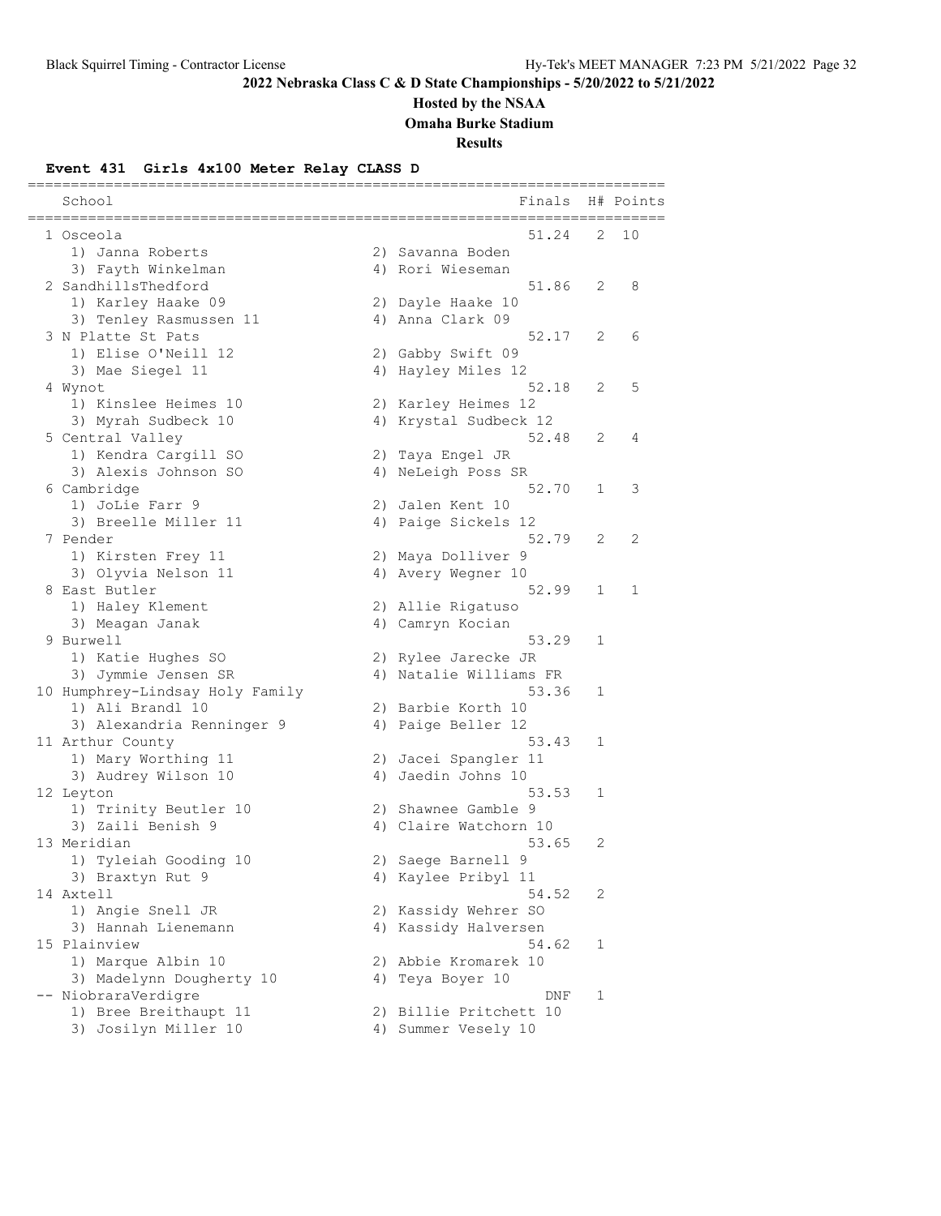## 2022 Nebraska Class C & D State Championships - 5/20/2022 to 5/21/2022

### Hosted by the NSAA

### Omaha Burke Stadium

### Results

**Event 431 Girls 4x100 Meter Relay CLASS D**

| Place | School | Finals | H# | Points |
|---|---|---|---|---|
| 1 | Osceola | 51.24 | 2 | 10 |
| | 1) Janna Roberts; 2) Savanna Boden; 3) Fayth Winkelman; 4) Rori Wieseman | | | |
| 2 | SandhillsThedford | 51.86 | 2 | 8 |
| | 1) Karley Haake 09; 2) Dayle Haake 10; 3) Tenley Rasmussen 11; 4) Anna Clark 09 | | | |
| 3 | N Platte St Pats | 52.17 | 2 | 6 |
| | 1) Elise O'Neill 12; 2) Gabby Swift 09; 3) Mae Siegel 11; 4) Hayley Miles 12 | | | |
| 4 | Wynot | 52.18 | 2 | 5 |
| | 1) Kinslee Heimes 10; 2) Karley Heimes 12; 3) Myrah Sudbeck 10; 4) Krystal Sudbeck 12 | | | |
| 5 | Central Valley | 52.48 | 2 | 4 |
| | 1) Kendra Cargill SO; 2) Taya Engel JR; 3) Alexis Johnson SO; 4) NeLeigh Poss SR | | | |
| 6 | Cambridge | 52.70 | 1 | 3 |
| | 1) JoLie Farr 9; 2) Jalen Kent 10; 3) Breelle Miller 11; 4) Paige Sickels 12 | | | |
| 7 | Pender | 52.79 | 2 | 2 |
| | 1) Kirsten Frey 11; 2) Maya Dolliver 9; 3) Olyvia Nelson 11; 4) Avery Wegner 10 | | | |
| 8 | East Butler | 52.99 | 1 | 1 |
| | 1) Haley Klement; 2) Allie Rigatuso; 3) Meagan Janak; 4) Camryn Kocian | | | |
| 9 | Burwell | 53.29 | 1 | |
| | 1) Katie Hughes SO; 2) Rylee Jarecke JR; 3) Jymmie Jensen SR; 4) Natalie Williams FR | | | |
| 10 | Humphrey-Lindsay Holy Family | 53.36 | 1 | |
| | 1) Ali Brandl 10; 2) Barbie Korth 10; 3) Alexandria Renninger 9; 4) Paige Beller 12 | | | |
| 11 | Arthur County | 53.43 | 1 | |
| | 1) Mary Worthing 11; 2) Jacei Spangler 11; 3) Audrey Wilson 10; 4) Jaedin Johns 10 | | | |
| 12 | Leyton | 53.53 | 1 | |
| | 1) Trinity Beutler 10; 2) Shawnee Gamble 9; 3) Zaili Benish 9; 4) Claire Watchorn 10 | | | |
| 13 | Meridian | 53.65 | 2 | |
| | 1) Tyleiah Gooding 10; 2) Saege Barnell 9; 3) Braxtyn Rut 9; 4) Kaylee Pribyl 11 | | | |
| 14 | Axtell | 54.52 | 2 | |
| | 1) Angie Snell JR; 2) Kassidy Wehrer SO; 3) Hannah Lienemann; 4) Kassidy Halversen | | | |
| 15 | Plainview | 54.62 | 1 | |
| | 1) Marque Albin 10; 2) Abbie Kromarek 10; 3) Madelynn Dougherty 10; 4) Teya Boyer 10 | | | |
| -- | NiobraraVerdigre | DNF | 1 | |
| | 1) Bree Breithaupt 11; 2) Billie Pritchett 10; 3) Josilyn Miller 10; 4) Summer Vesely 10 | | | |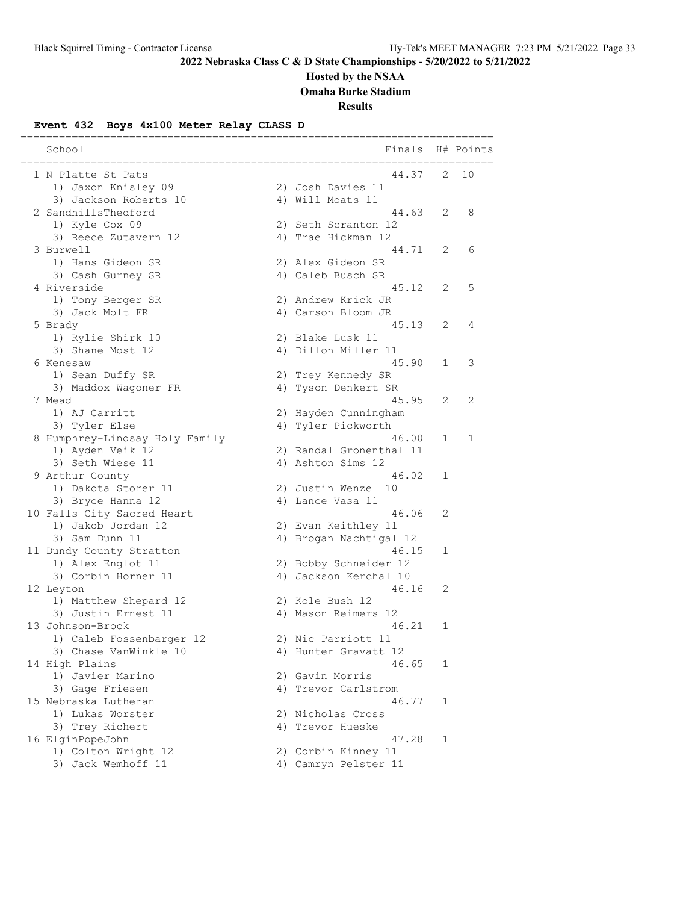## 2022 Nebraska Class C & D State Championships - 5/20/2022 to 5/21/2022

**Hosted by the NSAA**

**Omaha Burke Stadium**

**Results**

### Event 432 Boys 4x100 Meter Relay CLASS D

| Place | School | Finals | H# | Points |
|---|---|---|---|---|
| 1 | N Platte St Pats | 44.37 | 2 | 10 |
| | 1) Jaxon Knisley 09; 2) Josh Davies 11; 3) Jackson Roberts 10; 4) Will Moats 11 | | | |
| 2 | SandhillsThedford | 44.63 | 2 | 8 |
| | 1) Kyle Cox 09; 2) Seth Scranton 12; 3) Reece Zutavern 12; 4) Trae Hickman 12 | | | |
| 3 | Burwell | 44.71 | 2 | 6 |
| | 1) Hans Gideon SR; 2) Alex Gideon SR; 3) Cash Gurney SR; 4) Caleb Busch SR | | | |
| 4 | Riverside | 45.12 | 2 | 5 |
| | 1) Tony Berger SR; 2) Andrew Krick JR; 3) Jack Molt FR; 4) Carson Bloom JR | | | |
| 5 | Brady | 45.13 | 2 | 4 |
| | 1) Rylie Shirk 10; 2) Blake Lusk 11; 3) Shane Most 12; 4) Dillon Miller 11 | | | |
| 6 | Kenesaw | 45.90 | 1 | 3 |
| | 1) Sean Duffy SR; 2) Trey Kennedy SR; 3) Maddox Wagoner FR; 4) Tyson Denkert SR | | | |
| 7 | Mead | 45.95 | 2 | 2 |
| | 1) AJ Carritt; 2) Hayden Cunningham; 3) Tyler Else; 4) Tyler Pickworth | | | |
| 8 | Humphrey-Lindsay Holy Family | 46.00 | 1 | 1 |
| | 1) Ayden Veik 12; 2) Randal Gronenthal 11; 3) Seth Wiese 11; 4) Ashton Sims 12 | | | |
| 9 | Arthur County | 46.02 | 1 | |
| | 1) Dakota Storer 11; 2) Justin Wenzel 10; 3) Bryce Hanna 12; 4) Lance Vasa 11 | | | |
| 10 | Falls City Sacred Heart | 46.06 | 2 | |
| | 1) Jakob Jordan 12; 2) Evan Keithley 11; 3) Sam Dunn 11; 4) Brogan Nachtigal 12 | | | |
| 11 | Dundy County Stratton | 46.15 | 1 | |
| | 1) Alex Englot 11; 2) Bobby Schneider 12; 3) Corbin Horner 11; 4) Jackson Kerchal 10 | | | |
| 12 | Leyton | 46.16 | 2 | |
| | 1) Matthew Shepard 12; 2) Kole Bush 12; 3) Justin Ernest 11; 4) Mason Reimers 12 | | | |
| 13 | Johnson-Brock | 46.21 | 1 | |
| | 1) Caleb Fossenbarger 12; 2) Nic Parriott 11; 3) Chase VanWinkle 10; 4) Hunter Gravatt 12 | | | |
| 14 | High Plains | 46.65 | 1 | |
| | 1) Javier Marino; 2) Gavin Morris; 3) Gage Friesen; 4) Trevor Carlstrom | | | |
| 15 | Nebraska Lutheran | 46.77 | 1 | |
| | 1) Lukas Worster; 2) Nicholas Cross; 3) Trey Richert; 4) Trevor Hueske | | | |
| 16 | ElginPopeJohn | 47.28 | 1 | |
| | 1) Colton Wright 12; 2) Corbin Kinney 11; 3) Jack Wemhoff 11; 4) Camryn Pelster 11 | | | |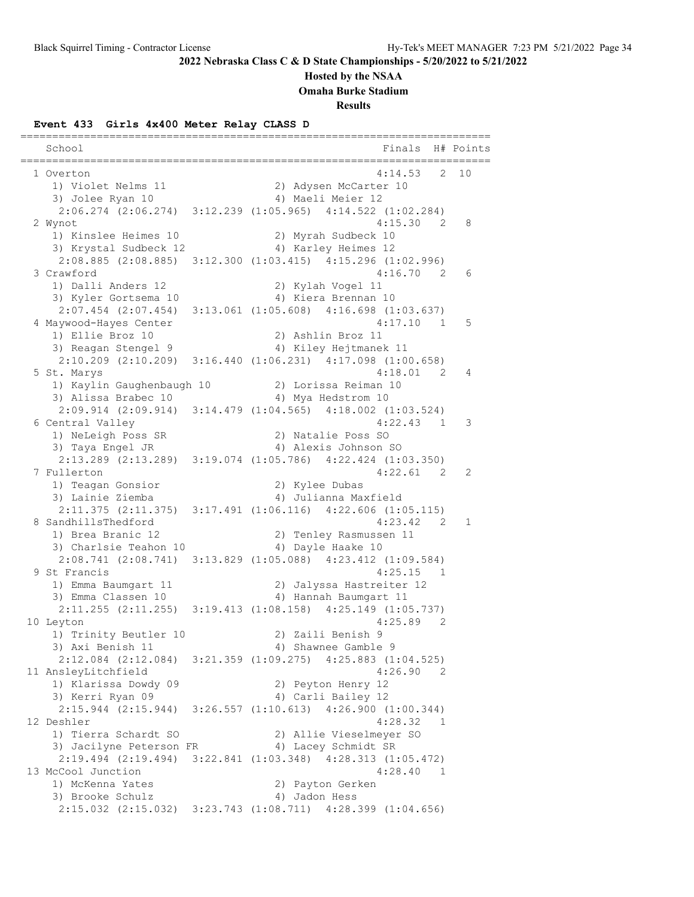**2022 Nebraska Class C & D State Championships - 5/20/2022 to 5/21/2022**

**Hosted by the NSAA**

**Omaha Burke Stadium**

**Results**

### Event 433 Girls 4x400 Meter Relay CLASS D

```
=========================================================================
   School                                               Finals  H# Points
=========================================================================
  1 Overton                                            4:14.53   2  10  
     1) Violet Nelms 11                 2) Adysen McCarter 10             
     3) Jolee Ryan 10                   4) Maeli Meier 12                 
      2:06.274 (2:06.274)  3:12.239 (1:05.965)  4:14.522 (1:02.284)
  2 Wynot                                              4:15.30   2   8  
     1) Kinslee Heimes 10               2) Myrah Sudbeck 10               
     3) Krystal Sudbeck 12              4) Karley Heimes 12               
      2:08.885 (2:08.885)  3:12.300 (1:03.415)  4:15.296 (1:02.996)
  3 Crawford                                           4:16.70   2   6  
     1) Dalli Anders 12                 2) Kylah Vogel 11                 
     3) Kyler Gortsema 10               4) Kiera Brennan 10               
      2:07.454 (2:07.454)  3:13.061 (1:05.608)  4:16.698 (1:03.637)
  4 Maywood-Hayes Center                               4:17.10   1   5  
     1) Ellie Broz 10                   2) Ashlin Broz 11                 
     3) Reagan Stengel 9                4) Kiley Hejtmanek 11             
      2:10.209 (2:10.209)  3:16.440 (1:06.231)  4:17.098 (1:00.658)
  5 St. Marys                                          4:18.01   2   4  
     1) Kaylin Gaughenbaugh 10          2) Lorissa Reiman 10              
     3) Alissa Brabec 10                4) Mya Hedstrom 10                
      2:09.914 (2:09.914)  3:14.479 (1:04.565)  4:18.002 (1:03.524)
  6 Central Valley                                     4:22.43   1   3  
     1) NeLeigh Poss SR                 2) Natalie Poss SO                
     3) Taya Engel JR                   4) Alexis Johnson SO              
      2:13.289 (2:13.289)  3:19.074 (1:05.786)  4:22.424 (1:03.350)
  7 Fullerton                                          4:22.61   2   2  
     1) Teagan Gonsior                  2) Kylee Dubas                    
     3) Lainie Ziemba                   4) Julianna Maxfield              
      2:11.375 (2:11.375)  3:17.491 (1:06.116)  4:22.606 (1:05.115)
  8 SandhillsThedford                                  4:23.42   2   1  
     1) Brea Branic 12                  2) Tenley Rasmussen 11            
     3) Charlsie Teahon 10              4) Dayle Haake 10                 
      2:08.741 (2:08.741)  3:13.829 (1:05.088)  4:23.412 (1:09.584)
  9 St Francis                                         4:25.15   1 
     1) Emma Baumgart 11                2) Jalyssa Hastreiter 12          
     3) Emma Classen 10                 4) Hannah Baumgart 11             
      2:11.255 (2:11.255)  3:19.413 (1:08.158)  4:25.149 (1:05.737)
 10 Leyton                                             4:25.89   2 
     1) Trinity Beutler 10              2) Zaili Benish 9                 
     3) Axi Benish 11                   4) Shawnee Gamble 9               
      2:12.084 (2:12.084)  3:21.359 (1:09.275)  4:25.883 (1:04.525)
 11 AnsleyLitchfield                                   4:26.90   2 
     1) Klarissa Dowdy 09               2) Peyton Henry 12                
     3) Kerri Ryan 09                   4) Carli Bailey 12                
      2:15.944 (2:15.944)  3:26.557 (1:10.613)  4:26.900 (1:00.344)
 12 Deshler                                            4:28.32   1 
     1) Tierra Schardt SO               2) Allie Vieselmeyer SO           
     3) Jacilyne Peterson FR            4) Lacey Schmidt SR               
      2:19.494 (2:19.494)  3:22.841 (1:03.348)  4:28.313 (1:05.472)
 13 McCool Junction                                    4:28.40   1 
     1) McKenna Yates                   2) Payton Gerken                  
     3) Brooke Schulz                   4) Jadon Hess                     
      2:15.032 (2:15.032)  3:23.743 (1:08.711)  4:28.399 (1:04.656)
```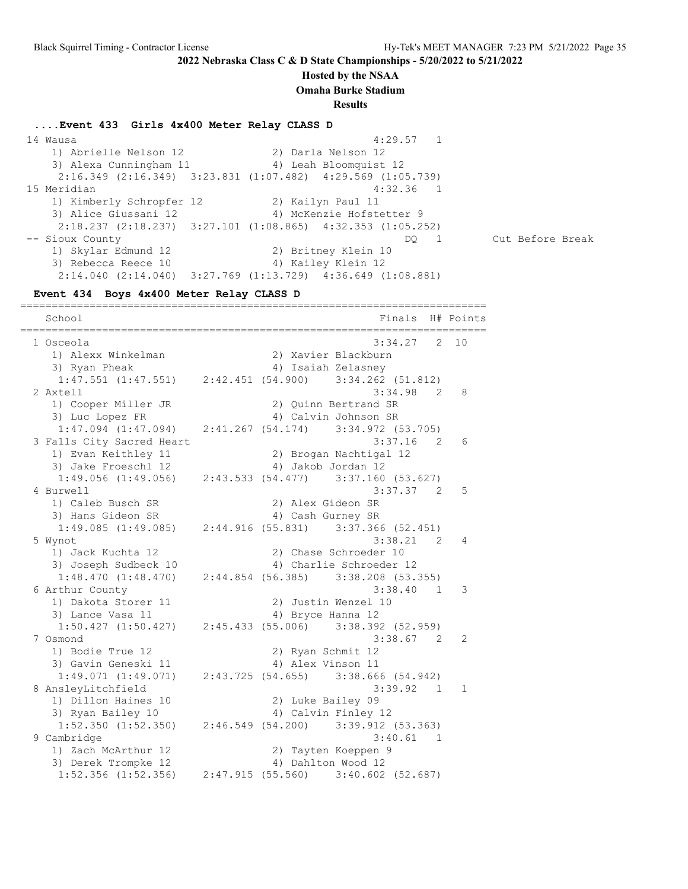## 2022 Nebraska Class C & D State Championships - 5/20/2022 to 5/21/2022

**Hosted by the NSAA**

**Omaha Burke Stadium**

**Results**

### ....Event 433 Girls 4x400 Meter Relay CLASS D

```
 14 Wausa                                                4:29.57   1
    1) Abrielle Nelson 12             2) Darla Nelson 12
    3) Alexa Cunningham 11            4) Leah Bloomquist 12
     2:16.349 (2:16.349)  3:23.831 (1:07.482)  4:29.569 (1:05.739)
 15 Meridian                                             4:32.36   1
    1) Kimberly Schropfer 12          2) Kailyn Paul 11
    3) Alice Giussani 12              4) McKenzie Hofstetter 9
     2:18.237 (2:18.237)  3:27.101 (1:08.865)  4:32.353 (1:05.252)
 -- Sioux County                                              DQ   1        Cut Before Break
    1) Skylar Edmund 12               2) Britney Klein 10
    3) Rebecca Reece 10               4) Kailey Klein 12
     2:14.040 (2:14.040)  3:27.769 (1:13.729)  4:36.649 (1:08.881)
```

### Event 434 Boys 4x400 Meter Relay CLASS D

```
=========================================================================
   School                                              Finals  H# Points
=========================================================================
  1 Osceola                                           3:34.27   2  10
     1) Alexx Winkelman               2) Xavier Blackburn
     3) Ryan Pheak                    4) Isaiah Zelasney
      1:47.551 (1:47.551)   2:42.451 (54.900)    3:34.262 (51.812)
  2 Axtell                                            3:34.98   2   8
     1) Cooper Miller JR              2) Quinn Bertrand SR
     3) Luc Lopez FR                  4) Calvin Johnson SR
      1:47.094 (1:47.094)   2:41.267 (54.174)    3:34.972 (53.705)
  3 Falls City Sacred Heart                           3:37.16   2   6
     1) Evan Keithley 11              2) Brogan Nachtigal 12
     3) Jake Froeschl 12              4) Jakob Jordan 12
      1:49.056 (1:49.056)   2:43.533 (54.477)    3:37.160 (53.627)
  4 Burwell                                           3:37.37   2   5
     1) Caleb Busch SR                2) Alex Gideon SR
     3) Hans Gideon SR                4) Cash Gurney SR
      1:49.085 (1:49.085)   2:44.916 (55.831)    3:37.366 (52.451)
  5 Wynot                                             3:38.21   2   4
     1) Jack Kuchta 12                2) Chase Schroeder 10
     3) Joseph Sudbeck 10             4) Charlie Schroeder 12
      1:48.470 (1:48.470)   2:44.854 (56.385)    3:38.208 (53.355)
  6 Arthur County                                     3:38.40   1   3
     1) Dakota Storer 11              2) Justin Wenzel 10
     3) Lance Vasa 11                 4) Bryce Hanna 12
      1:50.427 (1:50.427)   2:45.433 (55.006)    3:38.392 (52.959)
  7 Osmond                                            3:38.67   2   2
     1) Bodie True 12                 2) Ryan Schmit 12
     3) Gavin Geneski 11              4) Alex Vinson 11
      1:49.071 (1:49.071)   2:43.725 (54.655)    3:38.666 (54.942)
  8 AnsleyLitchfield                                  3:39.92   1   1
     1) Dillon Haines 10              2) Luke Bailey 09
     3) Ryan Bailey 10                4) Calvin Finley 12
      1:52.350 (1:52.350)   2:46.549 (54.200)    3:39.912 (53.363)
  9 Cambridge                                         3:40.61   1
     1) Zach McArthur 12              2) Tayten Koeppen 9
     3) Derek Trompke 12              4) Dahlton Wood 12
      1:52.356 (1:52.356)   2:47.915 (55.560)    3:40.602 (52.687)
```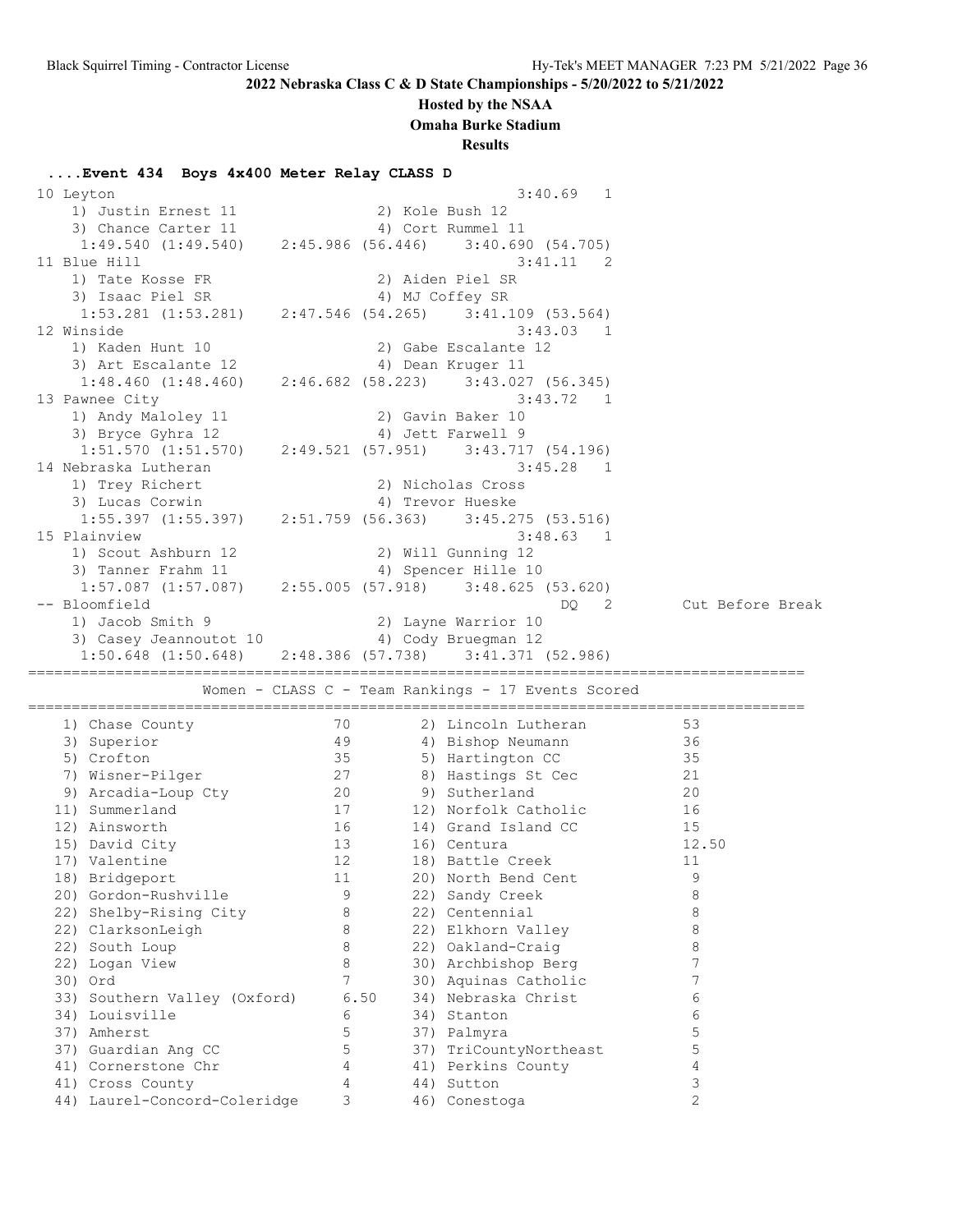## 2022 Nebraska Class C & D State Championships - 5/20/2022 to 5/21/2022

**Hosted by the NSAA**

**Omaha Burke Stadium**

**Results**

### ....Event 434 Boys 4x400 Meter Relay CLASS D

```
 10 Leyton                                                3:40.69   1
    1) Justin Ernest 11               2) Kole Bush 12
    3) Chance Carter 11               4) Cort Rummel 11
     1:49.540 (1:49.540)    2:45.986 (56.446)    3:40.690 (54.705)
 11 Blue Hill                                             3:41.11   2
    1) Tate Kosse FR                  2) Aiden Piel SR
    3) Isaac Piel SR                  4) MJ Coffey SR
     1:53.281 (1:53.281)    2:47.546 (54.265)    3:41.109 (53.564)
 12 Winside                                               3:43.03   1
    1) Kaden Hunt 10                  2) Gabe Escalante 12
    3) Art Escalante 12               4) Dean Kruger 11
     1:48.460 (1:48.460)    2:46.682 (58.223)    3:43.027 (56.345)
 13 Pawnee City                                           3:43.72   1
    1) Andy Maloley 11                2) Gavin Baker 10
    3) Bryce Gyhra 12                 4) Jett Farwell 9
     1:51.570 (1:51.570)    2:49.521 (57.951)    3:43.717 (54.196)
 14 Nebraska Lutheran                                     3:45.28   1
    1) Trey Richert                   2) Nicholas Cross
    3) Lucas Corwin                   4) Trevor Hueske
     1:55.397 (1:55.397)    2:51.759 (56.363)    3:45.275 (53.516)
 15 Plainview                                             3:48.63   1
    1) Scout Ashburn 12               2) Will Gunning 12
    3) Tanner Frahm 11                4) Spencer Hille 10
     1:57.087 (1:57.087)    2:55.005 (57.918)    3:48.625 (53.620)
 -- Bloomfield                                                 DQ   2       Cut Before Break
    1) Jacob Smith 9                  2) Layne Warrior 10
    3) Casey Jeannoutot 10            4) Cody Bruegman 12
     1:50.648 (1:50.648)    2:48.386 (57.738)    3:41.371 (52.986)
```

### Women - CLASS C - Team Rankings - 17 Events Scored

| Place | Team | Points | Place | Team | Points |
|---|---|---|---|---|---|
| 1) | Chase County | 70 | 2) | Lincoln Lutheran | 53 |
| 3) | Superior | 49 | 4) | Bishop Neumann | 36 |
| 5) | Crofton | 35 | 5) | Hartington CC | 35 |
| 7) | Wisner-Pilger | 27 | 8) | Hastings St Cec | 21 |
| 9) | Arcadia-Loup Cty | 20 | 9) | Sutherland | 20 |
| 11) | Summerland | 17 | 12) | Norfolk Catholic | 16 |
| 12) | Ainsworth | 16 | 14) | Grand Island CC | 15 |
| 15) | David City | 13 | 16) | Centura | 12.50 |
| 17) | Valentine | 12 | 18) | Battle Creek | 11 |
| 18) | Bridgeport | 11 | 20) | North Bend Cent | 9 |
| 20) | Gordon-Rushville | 9 | 22) | Sandy Creek | 8 |
| 22) | Shelby-Rising City | 8 | 22) | Centennial | 8 |
| 22) | ClarksonLeigh | 8 | 22) | Elkhorn Valley | 8 |
| 22) | South Loup | 8 | 22) | Oakland-Craig | 8 |
| 22) | Logan View | 8 | 30) | Archbishop Berg | 7 |
| 30) | Ord | 7 | 30) | Aquinas Catholic | 7 |
| 33) | Southern Valley (Oxford) | 6.50 | 34) | Nebraska Christ | 6 |
| 34) | Louisville | 6 | 34) | Stanton | 6 |
| 37) | Amherst | 5 | 37) | Palmyra | 5 |
| 37) | Guardian Ang CC | 5 | 37) | TriCountyNortheast | 5 |
| 41) | Cornerstone Chr | 4 | 41) | Perkins County | 4 |
| 41) | Cross County | 4 | 44) | Sutton | 3 |
| 44) | Laurel-Concord-Coleridge | 3 | 46) | Conestoga | 2 |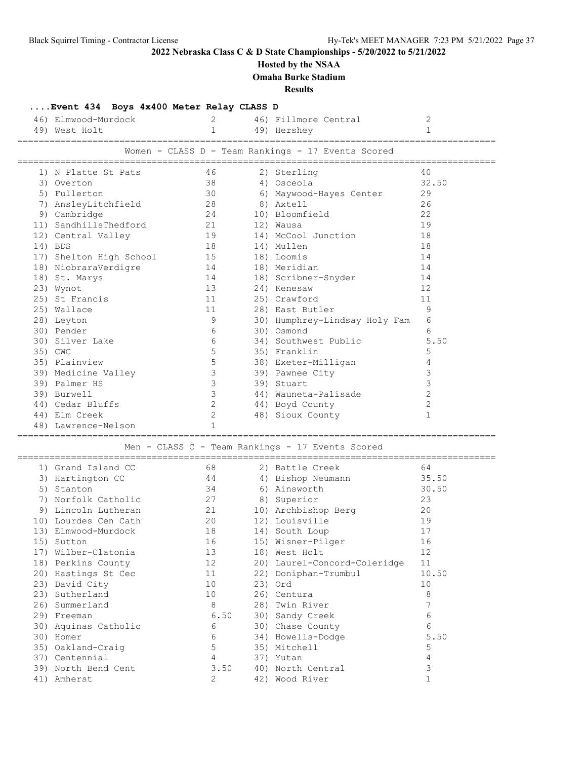**2022 Nebraska Class C & D State Championships - 5/20/2022 to 5/21/2022**

**Hosted by the NSAA**

**Omaha Burke Stadium**

**Results**

### ....Event 434 Boys 4x400 Meter Relay CLASS D

| Place | Team | Points | Place | Team | Points |
|---|---|---|---|---|---|
| 46) | Elmwood-Murdock | 2 | 46) | Fillmore Central | 2 |
| 49) | West Holt | 1 | 49) | Hershey | 1 |

### Women - CLASS D - Team Rankings - 17 Events Scored

| Place | Team | Points | Place | Team | Points |
|---|---|---|---|---|---|
| 1) | N Platte St Pats | 46 | 2) | Sterling | 40 |
| 3) | Overton | 38 | 4) | Osceola | 32.50 |
| 5) | Fullerton | 30 | 6) | Maywood-Hayes Center | 29 |
| 7) | AnsleyLitchfield | 28 | 8) | Axtell | 26 |
| 9) | Cambridge | 24 | 10) | Bloomfield | 22 |
| 11) | SandhillsThedford | 21 | 12) | Wausa | 19 |
| 12) | Central Valley | 19 | 14) | McCool Junction | 18 |
| 14) | BDS | 18 | 14) | Mullen | 18 |
| 17) | Shelton High School | 15 | 18) | Loomis | 14 |
| 18) | NiobraraVerdigre | 14 | 18) | Meridian | 14 |
| 18) | St. Marys | 14 | 18) | Scribner-Snyder | 14 |
| 23) | Wynot | 13 | 24) | Kenesaw | 12 |
| 25) | St Francis | 11 | 25) | Crawford | 11 |
| 25) | Wallace | 11 | 28) | East Butler | 9 |
| 28) | Leyton | 9 | 30) | Humphrey-Lindsay Holy Fam | 6 |
| 30) | Pender | 6 | 30) | Osmond | 6 |
| 30) | Silver Lake | 6 | 34) | Southwest Public | 5.50 |
| 35) | CWC | 5 | 35) | Franklin | 5 |
| 35) | Plainview | 5 | 38) | Exeter-Milligan | 4 |
| 39) | Medicine Valley | 3 | 39) | Pawnee City | 3 |
| 39) | Palmer HS | 3 | 39) | Stuart | 3 |
| 39) | Burwell | 3 | 44) | Wauneta-Palisade | 2 |
| 44) | Cedar Bluffs | 2 | 44) | Boyd County | 2 |
| 44) | Elm Creek | 2 | 48) | Sioux County | 1 |
| 48) | Lawrence-Nelson | 1 | | | |

### Men - CLASS C - Team Rankings - 17 Events Scored

| Place | Team | Points | Place | Team | Points |
|---|---|---|---|---|---|
| 1) | Grand Island CC | 68 | 2) | Battle Creek | 64 |
| 3) | Hartington CC | 44 | 4) | Bishop Neumann | 35.50 |
| 5) | Stanton | 34 | 6) | Ainsworth | 30.50 |
| 7) | Norfolk Catholic | 27 | 8) | Superior | 23 |
| 9) | Lincoln Lutheran | 21 | 10) | Archbishop Berg | 20 |
| 10) | Lourdes Cen Cath | 20 | 12) | Louisville | 19 |
| 13) | Elmwood-Murdock | 18 | 14) | South Loup | 17 |
| 15) | Sutton | 16 | 15) | Wisner-Pilger | 16 |
| 17) | Wilber-Clatonia | 13 | 18) | West Holt | 12 |
| 18) | Perkins County | 12 | 20) | Laurel-Concord-Coleridge | 11 |
| 20) | Hastings St Cec | 11 | 22) | Doniphan-Trumbul | 10.50 |
| 23) | David City | 10 | 23) | Ord | 10 |
| 23) | Sutherland | 10 | 26) | Centura | 8 |
| 26) | Summerland | 8 | 28) | Twin River | 7 |
| 29) | Freeman | 6.50 | 30) | Sandy Creek | 6 |
| 30) | Aquinas Catholic | 6 | 30) | Chase County | 6 |
| 30) | Homer | 6 | 34) | Howells-Dodge | 5.50 |
| 35) | Oakland-Craig | 5 | 35) | Mitchell | 5 |
| 37) | Centennial | 4 | 37) | Yutan | 4 |
| 39) | North Bend Cent | 3.50 | 40) | North Central | 3 |
| 41) | Amherst | 2 | 42) | Wood River | 1 |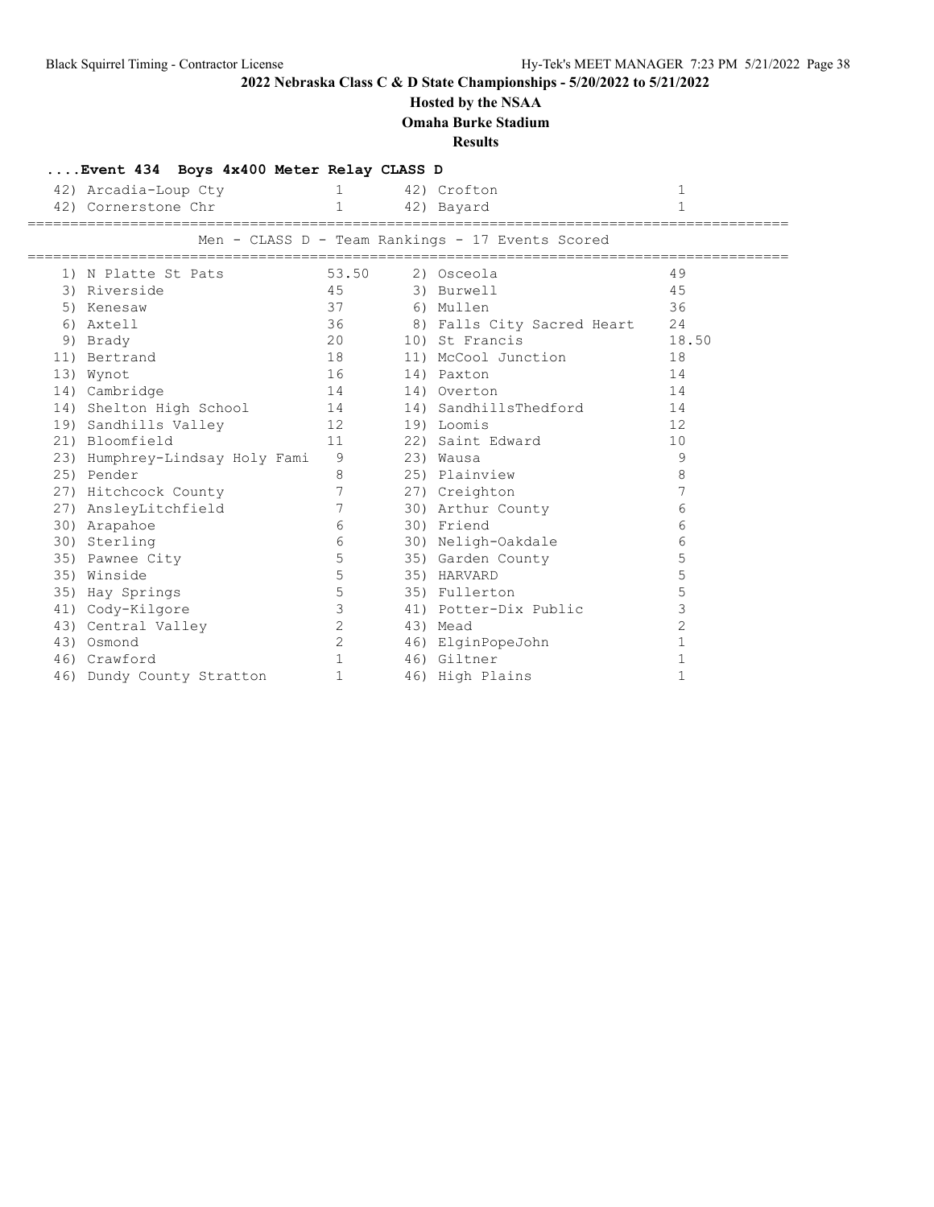## 2022 Nebraska Class C & D State Championships - 5/20/2022 to 5/21/2022

**Hosted by the NSAA**

**Omaha Burke Stadium**

**Results**

### ....Event 434 Boys 4x400 Meter Relay CLASS D

| | | | |
|---|---|---|---|
| 42) Arcadia-Loup Cty | 1 | 42) Crofton | 1 |
| 42) Cornerstone Chr | 1 | 42) Bayard | 1 |

### Men - CLASS D - Team Rankings - 17 Events Scored

| | | | |
|---|---|---|---|
| 1) N Platte St Pats | 53.50 | 2) Osceola | 49 |
| 3) Riverside | 45 | 3) Burwell | 45 |
| 5) Kenesaw | 37 | 6) Mullen | 36 |
| 6) Axtell | 36 | 8) Falls City Sacred Heart | 24 |
| 9) Brady | 20 | 10) St Francis | 18.50 |
| 11) Bertrand | 18 | 11) McCool Junction | 18 |
| 13) Wynot | 16 | 14) Paxton | 14 |
| 14) Cambridge | 14 | 14) Overton | 14 |
| 14) Shelton High School | 14 | 14) SandhillsThedford | 14 |
| 19) Sandhills Valley | 12 | 19) Loomis | 12 |
| 21) Bloomfield | 11 | 22) Saint Edward | 10 |
| 23) Humphrey-Lindsay Holy Fami | 9 | 23) Wausa | 9 |
| 25) Pender | 8 | 25) Plainview | 8 |
| 27) Hitchcock County | 7 | 27) Creighton | 7 |
| 27) AnsleyLitchfield | 7 | 30) Arthur County | 6 |
| 30) Arapahoe | 6 | 30) Friend | 6 |
| 30) Sterling | 6 | 30) Neligh-Oakdale | 6 |
| 35) Pawnee City | 5 | 35) Garden County | 5 |
| 35) Winside | 5 | 35) HARVARD | 5 |
| 35) Hay Springs | 5 | 35) Fullerton | 5 |
| 41) Cody-Kilgore | 3 | 41) Potter-Dix Public | 3 |
| 43) Central Valley | 2 | 43) Mead | 2 |
| 43) Osmond | 2 | 46) ElginPopeJohn | 1 |
| 46) Crawford | 1 | 46) Giltner | 1 |
| 46) Dundy County Stratton | 1 | 46) High Plains | 1 |